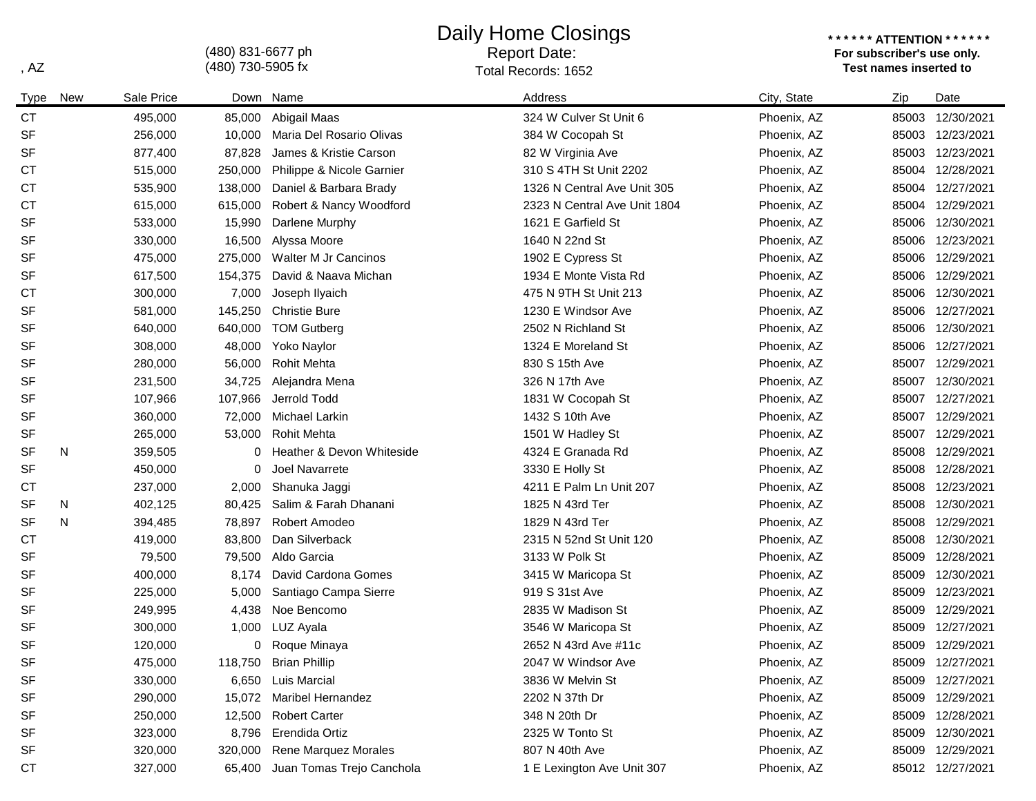, AZ

(480) 831-6677 ph
(480) 730-5905 fx

# Daily Home Closings

Report Date:
Total Records: 1652

**\* \* \* \* \* \* ATTENTION \* \* \* \* \* \***
**For subscriber's use only.**
**Test names inserted to**

| Type | New | Sale Price | Down | Name | Address | City, State | Zip | Date |
|---|---|---|---|---|---|---|---|---|
| CT | | 495,000 | 85,000 | Abigail Maas | 324 W Culver St Unit 6 | Phoenix, AZ | 85003 | 12/30/2021 |
| SF | | 256,000 | 10,000 | Maria Del Rosario Olivas | 384 W Cocopah St | Phoenix, AZ | 85003 | 12/23/2021 |
| SF | | 877,400 | 87,828 | James & Kristie Carson | 82 W Virginia Ave | Phoenix, AZ | 85003 | 12/23/2021 |
| CT | | 515,000 | 250,000 | Philippe & Nicole Garnier | 310 S 4TH St Unit 2202 | Phoenix, AZ | 85004 | 12/28/2021 |
| CT | | 535,900 | 138,000 | Daniel & Barbara Brady | 1326 N Central Ave Unit 305 | Phoenix, AZ | 85004 | 12/27/2021 |
| CT | | 615,000 | 615,000 | Robert & Nancy Woodford | 2323 N Central Ave Unit 1804 | Phoenix, AZ | 85004 | 12/29/2021 |
| SF | | 533,000 | 15,990 | Darlene Murphy | 1621 E Garfield St | Phoenix, AZ | 85006 | 12/30/2021 |
| SF | | 330,000 | 16,500 | Alyssa Moore | 1640 N 22nd St | Phoenix, AZ | 85006 | 12/23/2021 |
| SF | | 475,000 | 275,000 | Walter M Jr Cancinos | 1902 E Cypress St | Phoenix, AZ | 85006 | 12/29/2021 |
| SF | | 617,500 | 154,375 | David & Naava Michan | 1934 E Monte Vista Rd | Phoenix, AZ | 85006 | 12/29/2021 |
| CT | | 300,000 | 7,000 | Joseph Ilyaich | 475 N 9TH St Unit 213 | Phoenix, AZ | 85006 | 12/30/2021 |
| SF | | 581,000 | 145,250 | Christie Bure | 1230 E Windsor Ave | Phoenix, AZ | 85006 | 12/27/2021 |
| SF | | 640,000 | 640,000 | TOM Gutberg | 2502 N Richland St | Phoenix, AZ | 85006 | 12/30/2021 |
| SF | | 308,000 | 48,000 | Yoko Naylor | 1324 E Moreland St | Phoenix, AZ | 85006 | 12/27/2021 |
| SF | | 280,000 | 56,000 | Rohit Mehta | 830 S 15th Ave | Phoenix, AZ | 85007 | 12/29/2021 |
| SF | | 231,500 | 34,725 | Alejandra Mena | 326 N 17th Ave | Phoenix, AZ | 85007 | 12/30/2021 |
| SF | | 107,966 | 107,966 | Jerrold Todd | 1831 W Cocopah St | Phoenix, AZ | 85007 | 12/27/2021 |
| SF | | 360,000 | 72,000 | Michael Larkin | 1432 S 10th Ave | Phoenix, AZ | 85007 | 12/29/2021 |
| SF | | 265,000 | 53,000 | Rohit Mehta | 1501 W Hadley St | Phoenix, AZ | 85007 | 12/29/2021 |
| SF | N | 359,505 | 0 | Heather & Devon Whiteside | 4324 E Granada Rd | Phoenix, AZ | 85008 | 12/29/2021 |
| SF | | 450,000 | 0 | Joel Navarrete | 3330 E Holly St | Phoenix, AZ | 85008 | 12/28/2021 |
| CT | | 237,000 | 2,000 | Shanuka Jaggi | 4211 E Palm Ln Unit 207 | Phoenix, AZ | 85008 | 12/23/2021 |
| SF | N | 402,125 | 80,425 | Salim & Farah Dhanani | 1825 N 43rd Ter | Phoenix, AZ | 85008 | 12/30/2021 |
| SF | N | 394,485 | 78,897 | Robert Amodeo | 1829 N 43rd Ter | Phoenix, AZ | 85008 | 12/29/2021 |
| CT | | 419,000 | 83,800 | Dan Silverback | 2315 N 52nd St Unit 120 | Phoenix, AZ | 85008 | 12/30/2021 |
| SF | | 79,500 | 79,500 | Aldo Garcia | 3133 W Polk St | Phoenix, AZ | 85009 | 12/28/2021 |
| SF | | 400,000 | 8,174 | David Cardona Gomes | 3415 W Maricopa St | Phoenix, AZ | 85009 | 12/30/2021 |
| SF | | 225,000 | 5,000 | Santiago Campa Sierre | 919 S 31st Ave | Phoenix, AZ | 85009 | 12/23/2021 |
| SF | | 249,995 | 4,438 | Noe Bencomo | 2835 W Madison St | Phoenix, AZ | 85009 | 12/29/2021 |
| SF | | 300,000 | 1,000 | LUZ Ayala | 3546 W Maricopa St | Phoenix, AZ | 85009 | 12/27/2021 |
| SF | | 120,000 | 0 | Roque Minaya | 2652 N 43rd Ave #11c | Phoenix, AZ | 85009 | 12/29/2021 |
| SF | | 475,000 | 118,750 | Brian Phillip | 2047 W Windsor Ave | Phoenix, AZ | 85009 | 12/27/2021 |
| SF | | 330,000 | 6,650 | Luis Marcial | 3836 W Melvin St | Phoenix, AZ | 85009 | 12/27/2021 |
| SF | | 290,000 | 15,072 | Maribel Hernandez | 2202 N 37th Dr | Phoenix, AZ | 85009 | 12/29/2021 |
| SF | | 250,000 | 12,500 | Robert Carter | 348 N 20th Dr | Phoenix, AZ | 85009 | 12/28/2021 |
| SF | | 323,000 | 8,796 | Erendida Ortiz | 2325 W Tonto St | Phoenix, AZ | 85009 | 12/30/2021 |
| SF | | 320,000 | 320,000 | Rene Marquez Morales | 807 N 40th Ave | Phoenix, AZ | 85009 | 12/29/2021 |
| CT | | 327,000 | 65,400 | Juan Tomas Trejo Canchola | 1 E Lexington Ave Unit 307 | Phoenix, AZ | 85012 | 12/27/2021 |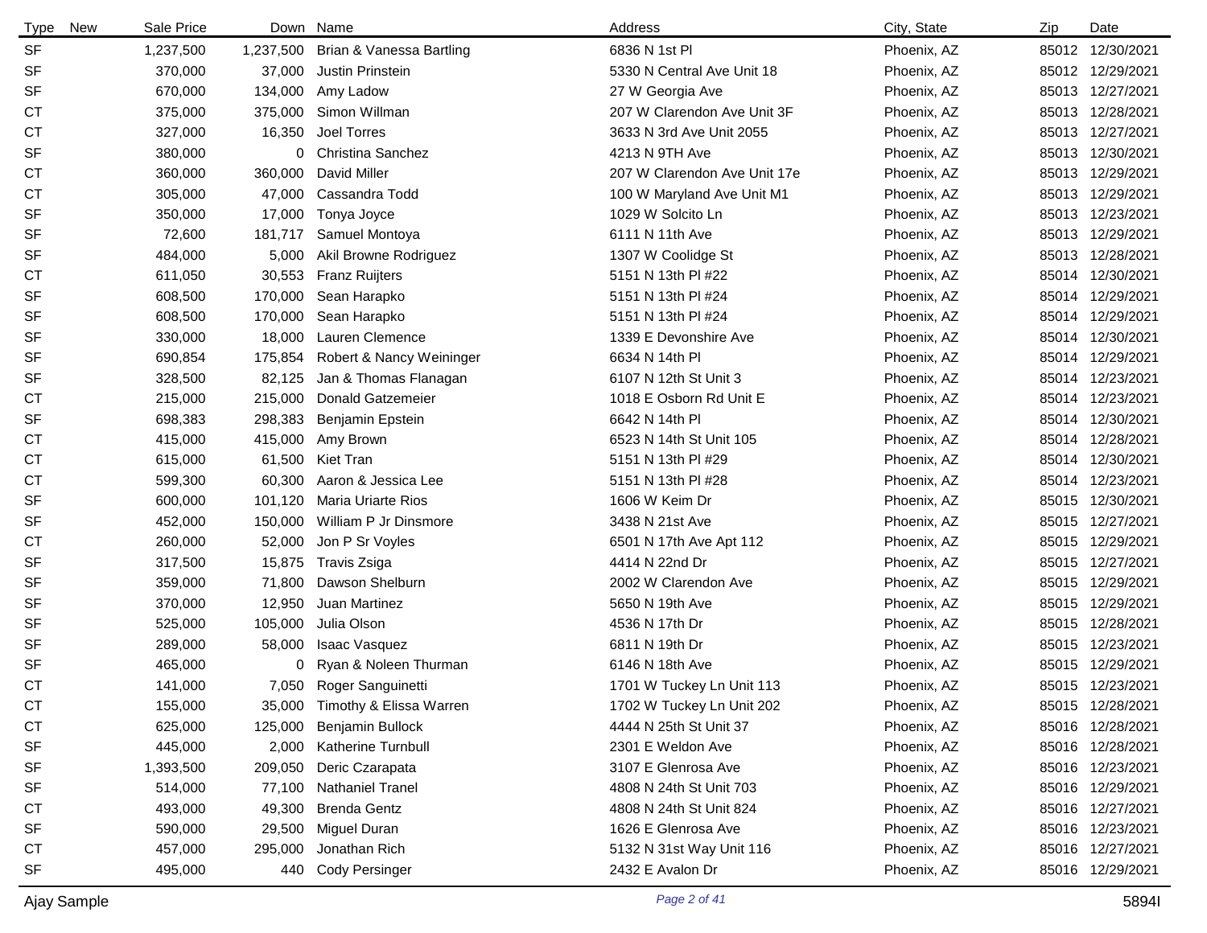| Type | New | Sale Price | Down | Name | Address | City, State | Zip | Date |
|---|---|---|---|---|---|---|---|---|
| SF | | 1,237,500 | 1,237,500 | Brian & Vanessa Bartling | 6836 N 1st Pl | Phoenix, AZ | 85012 | 12/30/2021 |
| SF | | 370,000 | 37,000 | Justin Prinstein | 5330 N Central Ave Unit 18 | Phoenix, AZ | 85012 | 12/29/2021 |
| SF | | 670,000 | 134,000 | Amy Ladow | 27 W Georgia Ave | Phoenix, AZ | 85013 | 12/27/2021 |
| CT | | 375,000 | 375,000 | Simon Willman | 207 W Clarendon Ave Unit 3F | Phoenix, AZ | 85013 | 12/28/2021 |
| CT | | 327,000 | 16,350 | Joel Torres | 3633 N 3rd Ave Unit 2055 | Phoenix, AZ | 85013 | 12/27/2021 |
| SF | | 380,000 | 0 | Christina Sanchez | 4213 N 9TH Ave | Phoenix, AZ | 85013 | 12/30/2021 |
| CT | | 360,000 | 360,000 | David Miller | 207 W Clarendon Ave Unit 17e | Phoenix, AZ | 85013 | 12/29/2021 |
| CT | | 305,000 | 47,000 | Cassandra Todd | 100 W Maryland Ave Unit M1 | Phoenix, AZ | 85013 | 12/29/2021 |
| SF | | 350,000 | 17,000 | Tonya Joyce | 1029 W Solcito Ln | Phoenix, AZ | 85013 | 12/23/2021 |
| SF | | 72,600 | 181,717 | Samuel Montoya | 6111 N 11th Ave | Phoenix, AZ | 85013 | 12/29/2021 |
| SF | | 484,000 | 5,000 | Akil Browne Rodriguez | 1307 W Coolidge St | Phoenix, AZ | 85013 | 12/28/2021 |
| CT | | 611,050 | 30,553 | Franz Ruijters | 5151 N 13th Pl #22 | Phoenix, AZ | 85014 | 12/30/2021 |
| SF | | 608,500 | 170,000 | Sean Harapko | 5151 N 13th Pl #24 | Phoenix, AZ | 85014 | 12/29/2021 |
| SF | | 608,500 | 170,000 | Sean Harapko | 5151 N 13th Pl #24 | Phoenix, AZ | 85014 | 12/29/2021 |
| SF | | 330,000 | 18,000 | Lauren Clemence | 1339 E Devonshire Ave | Phoenix, AZ | 85014 | 12/30/2021 |
| SF | | 690,854 | 175,854 | Robert & Nancy Weininger | 6634 N 14th Pl | Phoenix, AZ | 85014 | 12/29/2021 |
| SF | | 328,500 | 82,125 | Jan & Thomas Flanagan | 6107 N 12th St Unit 3 | Phoenix, AZ | 85014 | 12/23/2021 |
| CT | | 215,000 | 215,000 | Donald Gatzemeier | 1018 E Osborn Rd Unit E | Phoenix, AZ | 85014 | 12/23/2021 |
| SF | | 698,383 | 298,383 | Benjamin Epstein | 6642 N 14th Pl | Phoenix, AZ | 85014 | 12/30/2021 |
| CT | | 415,000 | 415,000 | Amy Brown | 6523 N 14th St Unit 105 | Phoenix, AZ | 85014 | 12/28/2021 |
| CT | | 615,000 | 61,500 | Kiet Tran | 5151 N 13th Pl #29 | Phoenix, AZ | 85014 | 12/30/2021 |
| CT | | 599,300 | 60,300 | Aaron & Jessica Lee | 5151 N 13th Pl #28 | Phoenix, AZ | 85014 | 12/23/2021 |
| SF | | 600,000 | 101,120 | Maria Uriarte Rios | 1606 W Keim Dr | Phoenix, AZ | 85015 | 12/30/2021 |
| SF | | 452,000 | 150,000 | William P Jr Dinsmore | 3438 N 21st Ave | Phoenix, AZ | 85015 | 12/27/2021 |
| CT | | 260,000 | 52,000 | Jon P Sr Voyles | 6501 N 17th Ave Apt 112 | Phoenix, AZ | 85015 | 12/29/2021 |
| SF | | 317,500 | 15,875 | Travis Zsiga | 4414 N 22nd Dr | Phoenix, AZ | 85015 | 12/27/2021 |
| SF | | 359,000 | 71,800 | Dawson Shelburn | 2002 W Clarendon Ave | Phoenix, AZ | 85015 | 12/29/2021 |
| SF | | 370,000 | 12,950 | Juan Martinez | 5650 N 19th Ave | Phoenix, AZ | 85015 | 12/29/2021 |
| SF | | 525,000 | 105,000 | Julia Olson | 4536 N 17th Dr | Phoenix, AZ | 85015 | 12/28/2021 |
| SF | | 289,000 | 58,000 | Isaac Vasquez | 6811 N 19th Dr | Phoenix, AZ | 85015 | 12/23/2021 |
| SF | | 465,000 | 0 | Ryan & Noleen Thurman | 6146 N 18th Ave | Phoenix, AZ | 85015 | 12/29/2021 |
| CT | | 141,000 | 7,050 | Roger Sanguinetti | 1701 W Tuckey Ln Unit 113 | Phoenix, AZ | 85015 | 12/23/2021 |
| CT | | 155,000 | 35,000 | Timothy & Elissa Warren | 1702 W Tuckey Ln Unit 202 | Phoenix, AZ | 85015 | 12/28/2021 |
| CT | | 625,000 | 125,000 | Benjamin Bullock | 4444 N 25th St Unit 37 | Phoenix, AZ | 85016 | 12/28/2021 |
| SF | | 445,000 | 2,000 | Katherine Turnbull | 2301 E Weldon Ave | Phoenix, AZ | 85016 | 12/28/2021 |
| SF | | 1,393,500 | 209,050 | Deric Czarapata | 3107 E Glenrosa Ave | Phoenix, AZ | 85016 | 12/23/2021 |
| SF | | 514,000 | 77,100 | Nathaniel Tranel | 4808 N 24th St Unit 703 | Phoenix, AZ | 85016 | 12/29/2021 |
| CT | | 493,000 | 49,300 | Brenda Gentz | 4808 N 24th St Unit 824 | Phoenix, AZ | 85016 | 12/27/2021 |
| SF | | 590,000 | 29,500 | Miguel Duran | 1626 E Glenrosa Ave | Phoenix, AZ | 85016 | 12/23/2021 |
| CT | | 457,000 | 295,000 | Jonathan Rich | 5132 N 31st Way Unit 116 | Phoenix, AZ | 85016 | 12/27/2021 |
| SF | | 495,000 | 440 | Cody Persinger | 2432 E Avalon Dr | Phoenix, AZ | 85016 | 12/29/2021 |

Ajay Sample 5894I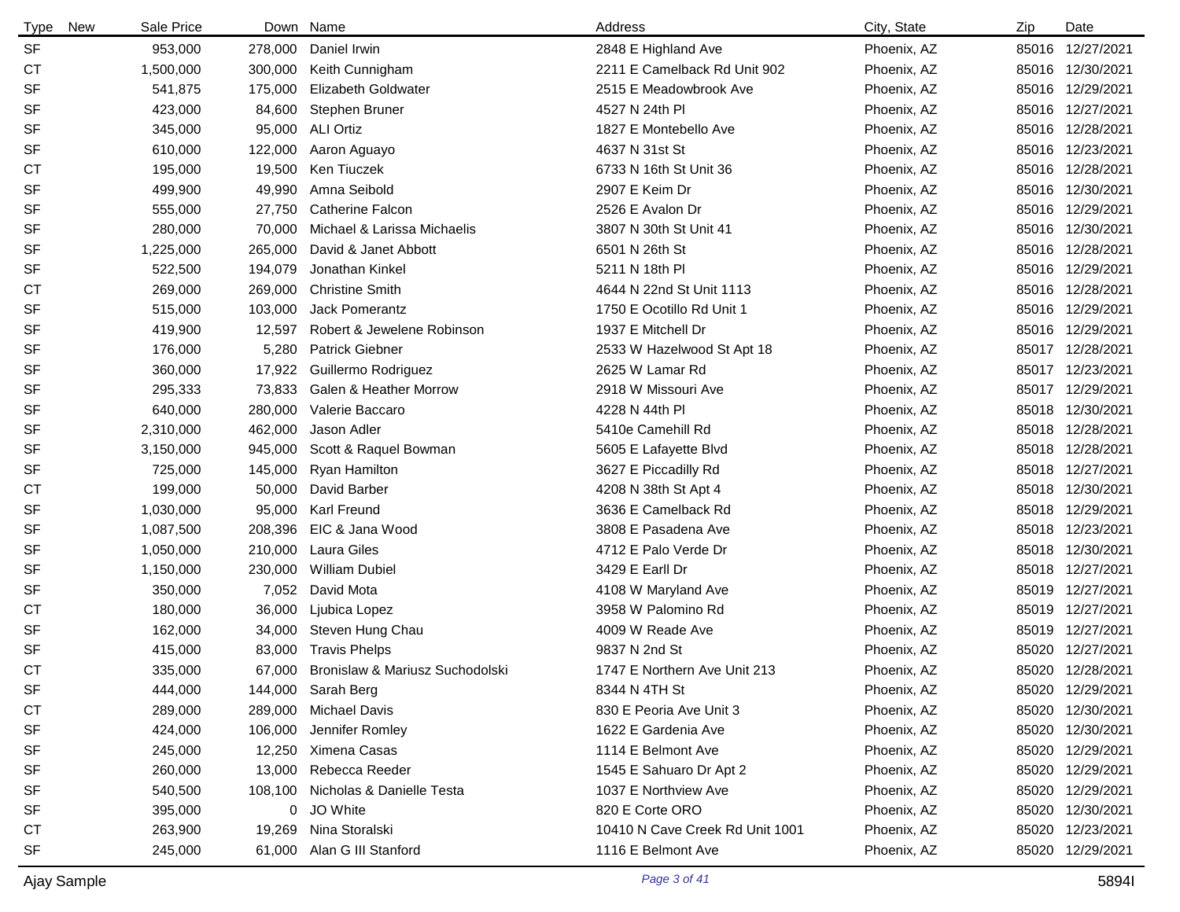| Type | New | Sale Price | Down | Name | Address | City, State | Zip | Date |
|---|---|---|---|---|---|---|---|---|
| SF | | 953,000 | 278,000 | Daniel Irwin | 2848 E Highland Ave | Phoenix, AZ | 85016 | 12/27/2021 |
| CT | | 1,500,000 | 300,000 | Keith Cunnigham | 2211 E Camelback Rd Unit 902 | Phoenix, AZ | 85016 | 12/30/2021 |
| SF | | 541,875 | 175,000 | Elizabeth Goldwater | 2515 E Meadowbrook Ave | Phoenix, AZ | 85016 | 12/29/2021 |
| SF | | 423,000 | 84,600 | Stephen Bruner | 4527 N 24th Pl | Phoenix, AZ | 85016 | 12/27/2021 |
| SF | | 345,000 | 95,000 | ALI Ortiz | 1827 E Montebello Ave | Phoenix, AZ | 85016 | 12/28/2021 |
| SF | | 610,000 | 122,000 | Aaron Aguayo | 4637 N 31st St | Phoenix, AZ | 85016 | 12/23/2021 |
| CT | | 195,000 | 19,500 | Ken Tiuczek | 6733 N 16th St Unit 36 | Phoenix, AZ | 85016 | 12/28/2021 |
| SF | | 499,900 | 49,990 | Amna Seibold | 2907 E Keim Dr | Phoenix, AZ | 85016 | 12/30/2021 |
| SF | | 555,000 | 27,750 | Catherine Falcon | 2526 E Avalon Dr | Phoenix, AZ | 85016 | 12/29/2021 |
| SF | | 280,000 | 70,000 | Michael & Larissa Michaelis | 3807 N 30th St Unit 41 | Phoenix, AZ | 85016 | 12/30/2021 |
| SF | | 1,225,000 | 265,000 | David & Janet Abbott | 6501 N 26th St | Phoenix, AZ | 85016 | 12/28/2021 |
| SF | | 522,500 | 194,079 | Jonathan Kinkel | 5211 N 18th Pl | Phoenix, AZ | 85016 | 12/29/2021 |
| CT | | 269,000 | 269,000 | Christine Smith | 4644 N 22nd St Unit 1113 | Phoenix, AZ | 85016 | 12/28/2021 |
| SF | | 515,000 | 103,000 | Jack Pomerantz | 1750 E Ocotillo Rd Unit 1 | Phoenix, AZ | 85016 | 12/29/2021 |
| SF | | 419,900 | 12,597 | Robert & Jewelene Robinson | 1937 E Mitchell Dr | Phoenix, AZ | 85016 | 12/29/2021 |
| SF | | 176,000 | 5,280 | Patrick Giebner | 2533 W Hazelwood St Apt 18 | Phoenix, AZ | 85017 | 12/28/2021 |
| SF | | 360,000 | 17,922 | Guillermo Rodriguez | 2625 W Lamar Rd | Phoenix, AZ | 85017 | 12/23/2021 |
| SF | | 295,333 | 73,833 | Galen & Heather Morrow | 2918 W Missouri Ave | Phoenix, AZ | 85017 | 12/29/2021 |
| SF | | 640,000 | 280,000 | Valerie Baccaro | 4228 N 44th Pl | Phoenix, AZ | 85018 | 12/30/2021 |
| SF | | 2,310,000 | 462,000 | Jason Adler | 5410e Camehill Rd | Phoenix, AZ | 85018 | 12/28/2021 |
| SF | | 3,150,000 | 945,000 | Scott & Raquel Bowman | 5605 E Lafayette Blvd | Phoenix, AZ | 85018 | 12/28/2021 |
| SF | | 725,000 | 145,000 | Ryan Hamilton | 3627 E Piccadilly Rd | Phoenix, AZ | 85018 | 12/27/2021 |
| CT | | 199,000 | 50,000 | David Barber | 4208 N 38th St Apt 4 | Phoenix, AZ | 85018 | 12/30/2021 |
| SF | | 1,030,000 | 95,000 | Karl Freund | 3636 E Camelback Rd | Phoenix, AZ | 85018 | 12/29/2021 |
| SF | | 1,087,500 | 208,396 | EIC & Jana Wood | 3808 E Pasadena Ave | Phoenix, AZ | 85018 | 12/23/2021 |
| SF | | 1,050,000 | 210,000 | Laura Giles | 4712 E Palo Verde Dr | Phoenix, AZ | 85018 | 12/30/2021 |
| SF | | 1,150,000 | 230,000 | William Dubiel | 3429 E Earll Dr | Phoenix, AZ | 85018 | 12/27/2021 |
| SF | | 350,000 | 7,052 | David Mota | 4108 W Maryland Ave | Phoenix, AZ | 85019 | 12/27/2021 |
| CT | | 180,000 | 36,000 | Ljubica Lopez | 3958 W Palomino Rd | Phoenix, AZ | 85019 | 12/27/2021 |
| SF | | 162,000 | 34,000 | Steven Hung Chau | 4009 W Reade Ave | Phoenix, AZ | 85019 | 12/27/2021 |
| SF | | 415,000 | 83,000 | Travis Phelps | 9837 N 2nd St | Phoenix, AZ | 85020 | 12/27/2021 |
| CT | | 335,000 | 67,000 | Bronislaw & Mariusz Suchodolski | 1747 E Northern Ave Unit 213 | Phoenix, AZ | 85020 | 12/28/2021 |
| SF | | 444,000 | 144,000 | Sarah Berg | 8344 N 4TH St | Phoenix, AZ | 85020 | 12/29/2021 |
| CT | | 289,000 | 289,000 | Michael Davis | 830 E Peoria Ave Unit 3 | Phoenix, AZ | 85020 | 12/30/2021 |
| SF | | 424,000 | 106,000 | Jennifer Romley | 1622 E Gardenia Ave | Phoenix, AZ | 85020 | 12/30/2021 |
| SF | | 245,000 | 12,250 | Ximena Casas | 1114 E Belmont Ave | Phoenix, AZ | 85020 | 12/29/2021 |
| SF | | 260,000 | 13,000 | Rebecca Reeder | 1545 E Sahuaro Dr Apt 2 | Phoenix, AZ | 85020 | 12/29/2021 |
| SF | | 540,500 | 108,100 | Nicholas & Danielle Testa | 1037 E Northview Ave | Phoenix, AZ | 85020 | 12/29/2021 |
| SF | | 395,000 | 0 | JO White | 820 E Corte ORO | Phoenix, AZ | 85020 | 12/30/2021 |
| CT | | 263,900 | 19,269 | Nina Storalski | 10410 N Cave Creek Rd Unit 1001 | Phoenix, AZ | 85020 | 12/23/2021 |
| SF | | 245,000 | 61,000 | Alan G III Stanford | 1116 E Belmont Ave | Phoenix, AZ | 85020 | 12/29/2021 |

Ajay Sample 5894I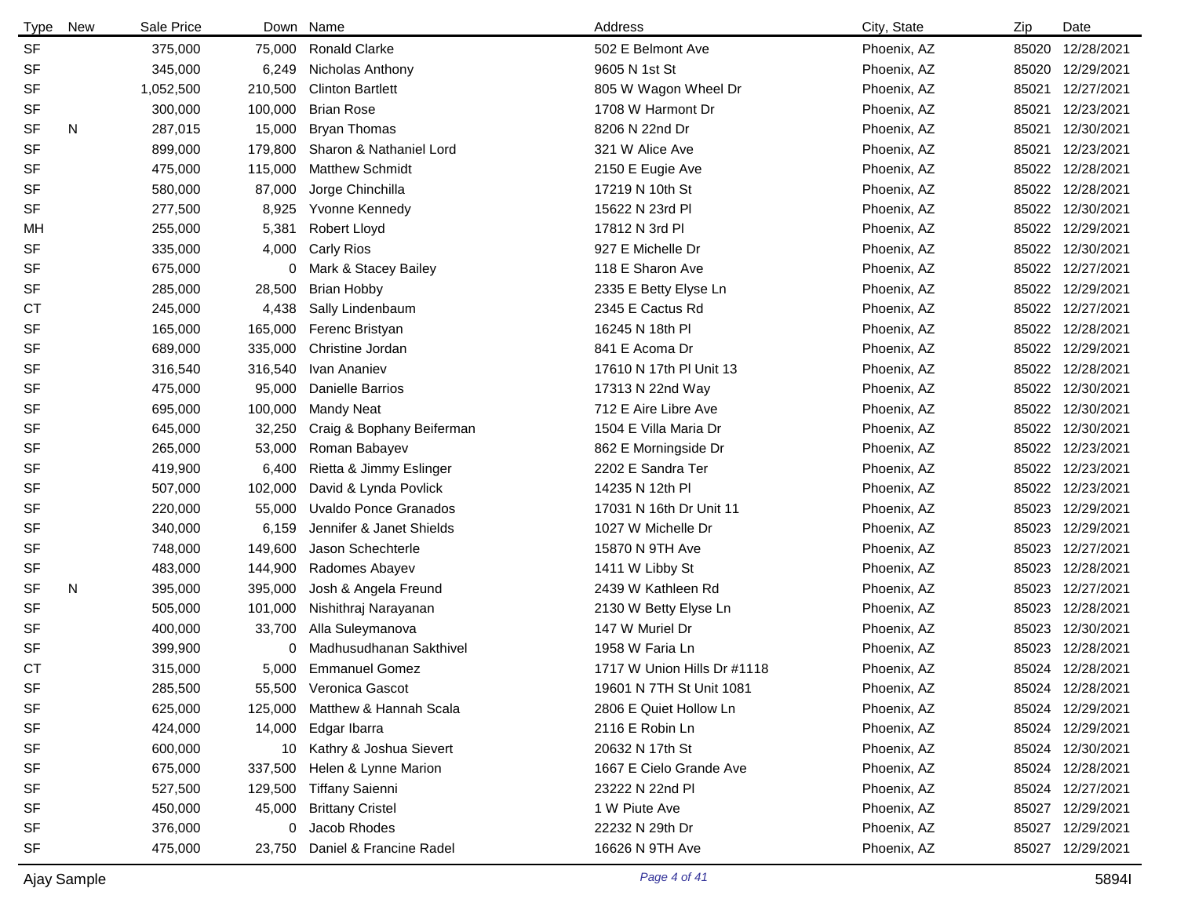| Type | New | Sale Price | Down | Name | Address | City, State | Zip | Date |
|---|---|---|---|---|---|---|---|---|
| SF | | 375,000 | 75,000 | Ronald Clarke | 502 E Belmont Ave | Phoenix, AZ | 85020 | 12/28/2021 |
| SF | | 345,000 | 6,249 | Nicholas Anthony | 9605 N 1st St | Phoenix, AZ | 85020 | 12/29/2021 |
| SF | | 1,052,500 | 210,500 | Clinton Bartlett | 805 W Wagon Wheel Dr | Phoenix, AZ | 85021 | 12/27/2021 |
| SF | | 300,000 | 100,000 | Brian Rose | 1708 W Harmont Dr | Phoenix, AZ | 85021 | 12/23/2021 |
| SF | N | 287,015 | 15,000 | Bryan Thomas | 8206 N 22nd Dr | Phoenix, AZ | 85021 | 12/30/2021 |
| SF | | 899,000 | 179,800 | Sharon & Nathaniel Lord | 321 W Alice Ave | Phoenix, AZ | 85021 | 12/23/2021 |
| SF | | 475,000 | 115,000 | Matthew Schmidt | 2150 E Eugie Ave | Phoenix, AZ | 85022 | 12/28/2021 |
| SF | | 580,000 | 87,000 | Jorge Chinchilla | 17219 N 10th St | Phoenix, AZ | 85022 | 12/28/2021 |
| SF | | 277,500 | 8,925 | Yvonne Kennedy | 15622 N 23rd Pl | Phoenix, AZ | 85022 | 12/30/2021 |
| MH | | 255,000 | 5,381 | Robert Lloyd | 17812 N 3rd Pl | Phoenix, AZ | 85022 | 12/29/2021 |
| SF | | 335,000 | 4,000 | Carly Rios | 927 E Michelle Dr | Phoenix, AZ | 85022 | 12/30/2021 |
| SF | | 675,000 | 0 | Mark & Stacey Bailey | 118 E Sharon Ave | Phoenix, AZ | 85022 | 12/27/2021 |
| SF | | 285,000 | 28,500 | Brian Hobby | 2335 E Betty Elyse Ln | Phoenix, AZ | 85022 | 12/29/2021 |
| CT | | 245,000 | 4,438 | Sally Lindenbaum | 2345 E Cactus Rd | Phoenix, AZ | 85022 | 12/27/2021 |
| SF | | 165,000 | 165,000 | Ferenc Bristyan | 16245 N 18th Pl | Phoenix, AZ | 85022 | 12/28/2021 |
| SF | | 689,000 | 335,000 | Christine Jordan | 841 E Acoma Dr | Phoenix, AZ | 85022 | 12/29/2021 |
| SF | | 316,540 | 316,540 | Ivan Ananiev | 17610 N 17th Pl Unit 13 | Phoenix, AZ | 85022 | 12/28/2021 |
| SF | | 475,000 | 95,000 | Danielle Barrios | 17313 N 22nd Way | Phoenix, AZ | 85022 | 12/30/2021 |
| SF | | 695,000 | 100,000 | Mandy Neat | 712 E Aire Libre Ave | Phoenix, AZ | 85022 | 12/30/2021 |
| SF | | 645,000 | 32,250 | Craig & Bophany Beiferman | 1504 E Villa Maria Dr | Phoenix, AZ | 85022 | 12/30/2021 |
| SF | | 265,000 | 53,000 | Roman Babayev | 862 E Morningside Dr | Phoenix, AZ | 85022 | 12/23/2021 |
| SF | | 419,900 | 6,400 | Rietta & Jimmy Eslinger | 2202 E Sandra Ter | Phoenix, AZ | 85022 | 12/23/2021 |
| SF | | 507,000 | 102,000 | David & Lynda Povlick | 14235 N 12th Pl | Phoenix, AZ | 85022 | 12/23/2021 |
| SF | | 220,000 | 55,000 | Uvaldo Ponce Granados | 17031 N 16th Dr Unit 11 | Phoenix, AZ | 85023 | 12/29/2021 |
| SF | | 340,000 | 6,159 | Jennifer & Janet Shields | 1027 W Michelle Dr | Phoenix, AZ | 85023 | 12/29/2021 |
| SF | | 748,000 | 149,600 | Jason Schechterle | 15870 N 9TH Ave | Phoenix, AZ | 85023 | 12/27/2021 |
| SF | | 483,000 | 144,900 | Radomes Abayev | 1411 W Libby St | Phoenix, AZ | 85023 | 12/28/2021 |
| SF | N | 395,000 | 395,000 | Josh & Angela Freund | 2439 W Kathleen Rd | Phoenix, AZ | 85023 | 12/27/2021 |
| SF | | 505,000 | 101,000 | Nishithraj Narayanan | 2130 W Betty Elyse Ln | Phoenix, AZ | 85023 | 12/28/2021 |
| SF | | 400,000 | 33,700 | Alla Suleymanova | 147 W Muriel Dr | Phoenix, AZ | 85023 | 12/30/2021 |
| SF | | 399,900 | 0 | Madhusudhanan Sakthivel | 1958 W Faria Ln | Phoenix, AZ | 85023 | 12/28/2021 |
| CT | | 315,000 | 5,000 | Emmanuel Gomez | 1717 W Union Hills Dr #1118 | Phoenix, AZ | 85024 | 12/28/2021 |
| SF | | 285,500 | 55,500 | Veronica Gascot | 19601 N 7TH St Unit 1081 | Phoenix, AZ | 85024 | 12/28/2021 |
| SF | | 625,000 | 125,000 | Matthew & Hannah Scala | 2806 E Quiet Hollow Ln | Phoenix, AZ | 85024 | 12/29/2021 |
| SF | | 424,000 | 14,000 | Edgar Ibarra | 2116 E Robin Ln | Phoenix, AZ | 85024 | 12/29/2021 |
| SF | | 600,000 | 10 | Kathry & Joshua Sievert | 20632 N 17th St | Phoenix, AZ | 85024 | 12/30/2021 |
| SF | | 675,000 | 337,500 | Helen & Lynne Marion | 1667 E Cielo Grande Ave | Phoenix, AZ | 85024 | 12/28/2021 |
| SF | | 527,500 | 129,500 | Tiffany Saienni | 23222 N 22nd Pl | Phoenix, AZ | 85024 | 12/27/2021 |
| SF | | 450,000 | 45,000 | Brittany Cristel | 1 W Piute Ave | Phoenix, AZ | 85027 | 12/29/2021 |
| SF | | 376,000 | 0 | Jacob Rhodes | 22232 N 29th Dr | Phoenix, AZ | 85027 | 12/29/2021 |
| SF | | 475,000 | 23,750 | Daniel & Francine Radel | 16626 N 9TH Ave | Phoenix, AZ | 85027 | 12/29/2021 |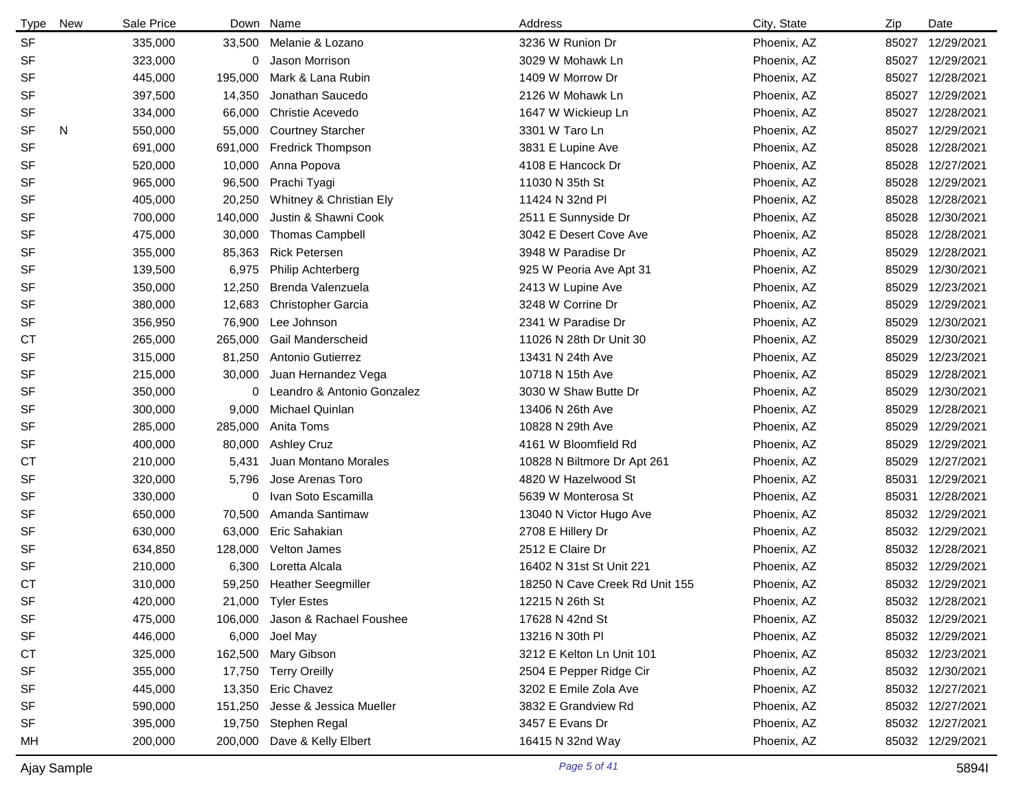| Type | New | Sale Price | Down | Name | Address | City, State | Zip | Date |
|---|---|---|---|---|---|---|---|---|
| SF | | 335,000 | 33,500 | Melanie & Lozano | 3236 W Runion Dr | Phoenix, AZ | 85027 | 12/29/2021 |
| SF | | 323,000 | 0 | Jason Morrison | 3029 W Mohawk Ln | Phoenix, AZ | 85027 | 12/29/2021 |
| SF | | 445,000 | 195,000 | Mark & Lana Rubin | 1409 W Morrow Dr | Phoenix, AZ | 85027 | 12/28/2021 |
| SF | | 397,500 | 14,350 | Jonathan Saucedo | 2126 W Mohawk Ln | Phoenix, AZ | 85027 | 12/29/2021 |
| SF | | 334,000 | 66,000 | Christie Acevedo | 1647 W Wickieup Ln | Phoenix, AZ | 85027 | 12/28/2021 |
| SF | N | 550,000 | 55,000 | Courtney Starcher | 3301 W Taro Ln | Phoenix, AZ | 85027 | 12/29/2021 |
| SF | | 691,000 | 691,000 | Fredrick Thompson | 3831 E Lupine Ave | Phoenix, AZ | 85028 | 12/28/2021 |
| SF | | 520,000 | 10,000 | Anna Popova | 4108 E Hancock Dr | Phoenix, AZ | 85028 | 12/27/2021 |
| SF | | 965,000 | 96,500 | Prachi Tyagi | 11030 N 35th St | Phoenix, AZ | 85028 | 12/29/2021 |
| SF | | 405,000 | 20,250 | Whitney & Christian Ely | 11424 N 32nd Pl | Phoenix, AZ | 85028 | 12/28/2021 |
| SF | | 700,000 | 140,000 | Justin & Shawni Cook | 2511 E Sunnyside Dr | Phoenix, AZ | 85028 | 12/30/2021 |
| SF | | 475,000 | 30,000 | Thomas Campbell | 3042 E Desert Cove Ave | Phoenix, AZ | 85028 | 12/28/2021 |
| SF | | 355,000 | 85,363 | Rick Petersen | 3948 W Paradise Dr | Phoenix, AZ | 85029 | 12/28/2021 |
| SF | | 139,500 | 6,975 | Philip Achterberg | 925 W Peoria Ave Apt 31 | Phoenix, AZ | 85029 | 12/30/2021 |
| SF | | 350,000 | 12,250 | Brenda Valenzuela | 2413 W Lupine Ave | Phoenix, AZ | 85029 | 12/23/2021 |
| SF | | 380,000 | 12,683 | Christopher Garcia | 3248 W Corrine Dr | Phoenix, AZ | 85029 | 12/29/2021 |
| SF | | 356,950 | 76,900 | Lee Johnson | 2341 W Paradise Dr | Phoenix, AZ | 85029 | 12/30/2021 |
| CT | | 265,000 | 265,000 | Gail Manderscheid | 11026 N 28th Dr Unit 30 | Phoenix, AZ | 85029 | 12/30/2021 |
| SF | | 315,000 | 81,250 | Antonio Gutierrez | 13431 N 24th Ave | Phoenix, AZ | 85029 | 12/23/2021 |
| SF | | 215,000 | 30,000 | Juan Hernandez Vega | 10718 N 15th Ave | Phoenix, AZ | 85029 | 12/28/2021 |
| SF | | 350,000 | 0 | Leandro & Antonio Gonzalez | 3030 W Shaw Butte Dr | Phoenix, AZ | 85029 | 12/30/2021 |
| SF | | 300,000 | 9,000 | Michael Quinlan | 13406 N 26th Ave | Phoenix, AZ | 85029 | 12/28/2021 |
| SF | | 285,000 | 285,000 | Anita Toms | 10828 N 29th Ave | Phoenix, AZ | 85029 | 12/29/2021 |
| SF | | 400,000 | 80,000 | Ashley Cruz | 4161 W Bloomfield Rd | Phoenix, AZ | 85029 | 12/29/2021 |
| CT | | 210,000 | 5,431 | Juan Montano Morales | 10828 N Biltmore Dr Apt 261 | Phoenix, AZ | 85029 | 12/27/2021 |
| SF | | 320,000 | 5,796 | Jose Arenas Toro | 4820 W Hazelwood St | Phoenix, AZ | 85031 | 12/29/2021 |
| SF | | 330,000 | 0 | Ivan Soto Escamilla | 5639 W Monterosa St | Phoenix, AZ | 85031 | 12/28/2021 |
| SF | | 650,000 | 70,500 | Amanda Santimaw | 13040 N Victor Hugo Ave | Phoenix, AZ | 85032 | 12/29/2021 |
| SF | | 630,000 | 63,000 | Eric Sahakian | 2708 E Hillery Dr | Phoenix, AZ | 85032 | 12/29/2021 |
| SF | | 634,850 | 128,000 | Velton James | 2512 E Claire Dr | Phoenix, AZ | 85032 | 12/28/2021 |
| SF | | 210,000 | 6,300 | Loretta Alcala | 16402 N 31st St Unit 221 | Phoenix, AZ | 85032 | 12/29/2021 |
| CT | | 310,000 | 59,250 | Heather Seegmiller | 18250 N Cave Creek Rd Unit 155 | Phoenix, AZ | 85032 | 12/29/2021 |
| SF | | 420,000 | 21,000 | Tyler Estes | 12215 N 26th St | Phoenix, AZ | 85032 | 12/28/2021 |
| SF | | 475,000 | 106,000 | Jason & Rachael Foushee | 17628 N 42nd St | Phoenix, AZ | 85032 | 12/29/2021 |
| SF | | 446,000 | 6,000 | Joel May | 13216 N 30th Pl | Phoenix, AZ | 85032 | 12/29/2021 |
| CT | | 325,000 | 162,500 | Mary Gibson | 3212 E Kelton Ln Unit 101 | Phoenix, AZ | 85032 | 12/23/2021 |
| SF | | 355,000 | 17,750 | Terry Oreilly | 2504 E Pepper Ridge Cir | Phoenix, AZ | 85032 | 12/30/2021 |
| SF | | 445,000 | 13,350 | Eric Chavez | 3202 E Emile Zola Ave | Phoenix, AZ | 85032 | 12/27/2021 |
| SF | | 590,000 | 151,250 | Jesse & Jessica Mueller | 3832 E Grandview Rd | Phoenix, AZ | 85032 | 12/27/2021 |
| SF | | 395,000 | 19,750 | Stephen Regal | 3457 E Evans Dr | Phoenix, AZ | 85032 | 12/27/2021 |
| MH | | 200,000 | 200,000 | Dave & Kelly Elbert | 16415 N 32nd Way | Phoenix, AZ | 85032 | 12/29/2021 |

Ajay Sample

5894I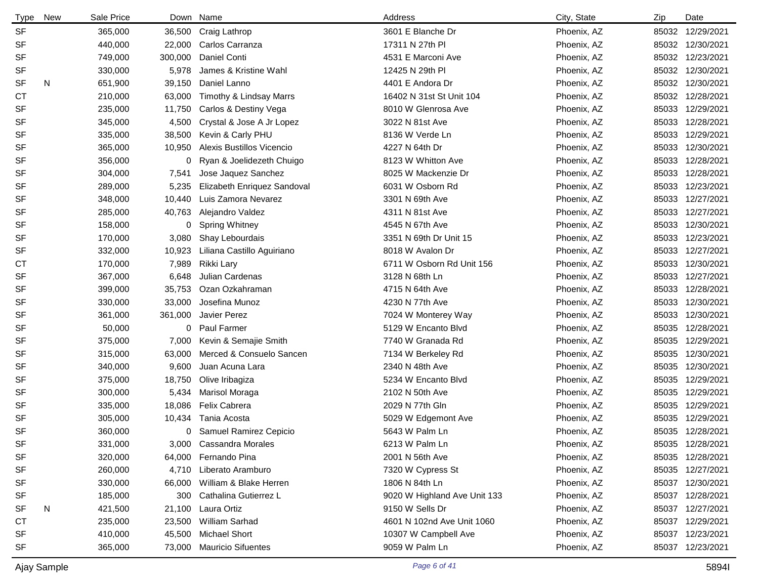| Type | New | Sale Price | Down | Name | Address | City, State | Zip | Date |
|---|---|---|---|---|---|---|---|---|
| SF | | 365,000 | 36,500 | Craig Lathrop | 3601 E Blanche Dr | Phoenix, AZ | 85032 | 12/29/2021 |
| SF | | 440,000 | 22,000 | Carlos Carranza | 17311 N 27th Pl | Phoenix, AZ | 85032 | 12/30/2021 |
| SF | | 749,000 | 300,000 | Daniel Conti | 4531 E Marconi Ave | Phoenix, AZ | 85032 | 12/23/2021 |
| SF | | 330,000 | 5,978 | James & Kristine Wahl | 12425 N 29th Pl | Phoenix, AZ | 85032 | 12/30/2021 |
| SF | N | 651,900 | 39,150 | Daniel Lanno | 4401 E Andora Dr | Phoenix, AZ | 85032 | 12/30/2021 |
| CT | | 210,000 | 63,000 | Timothy & Lindsay Marrs | 16402 N 31st St Unit 104 | Phoenix, AZ | 85032 | 12/28/2021 |
| SF | | 235,000 | 11,750 | Carlos & Destiny Vega | 8010 W Glenrosa Ave | Phoenix, AZ | 85033 | 12/29/2021 |
| SF | | 345,000 | 4,500 | Crystal & Jose A Jr Lopez | 3022 N 81st Ave | Phoenix, AZ | 85033 | 12/28/2021 |
| SF | | 335,000 | 38,500 | Kevin & Carly PHU | 8136 W Verde Ln | Phoenix, AZ | 85033 | 12/29/2021 |
| SF | | 365,000 | 10,950 | Alexis Bustillos Vicencio | 4227 N 64th Dr | Phoenix, AZ | 85033 | 12/30/2021 |
| SF | | 356,000 | 0 | Ryan & Joelidezeth Chuigo | 8123 W Whitton Ave | Phoenix, AZ | 85033 | 12/28/2021 |
| SF | | 304,000 | 7,541 | Jose Jaquez Sanchez | 8025 W Mackenzie Dr | Phoenix, AZ | 85033 | 12/28/2021 |
| SF | | 289,000 | 5,235 | Elizabeth Enriquez Sandoval | 6031 W Osborn Rd | Phoenix, AZ | 85033 | 12/23/2021 |
| SF | | 348,000 | 10,440 | Luis Zamora Nevarez | 3301 N 69th Ave | Phoenix, AZ | 85033 | 12/27/2021 |
| SF | | 285,000 | 40,763 | Alejandro Valdez | 4311 N 81st Ave | Phoenix, AZ | 85033 | 12/27/2021 |
| SF | | 158,000 | 0 | Spring Whitney | 4545 N 67th Ave | Phoenix, AZ | 85033 | 12/30/2021 |
| SF | | 170,000 | 3,080 | Shay Lebourdais | 3351 N 69th Dr Unit 15 | Phoenix, AZ | 85033 | 12/23/2021 |
| SF | | 332,000 | 10,923 | Liliana Castillo Aguiriano | 8018 W Avalon Dr | Phoenix, AZ | 85033 | 12/27/2021 |
| CT | | 170,000 | 7,989 | Rikki Lary | 6711 W Osborn Rd Unit 156 | Phoenix, AZ | 85033 | 12/30/2021 |
| SF | | 367,000 | 6,648 | Julian Cardenas | 3128 N 68th Ln | Phoenix, AZ | 85033 | 12/27/2021 |
| SF | | 399,000 | 35,753 | Ozan Ozkahraman | 4715 N 64th Ave | Phoenix, AZ | 85033 | 12/28/2021 |
| SF | | 330,000 | 33,000 | Josefina Munoz | 4230 N 77th Ave | Phoenix, AZ | 85033 | 12/30/2021 |
| SF | | 361,000 | 361,000 | Javier Perez | 7024 W Monterey Way | Phoenix, AZ | 85033 | 12/30/2021 |
| SF | | 50,000 | 0 | Paul Farmer | 5129 W Encanto Blvd | Phoenix, AZ | 85035 | 12/28/2021 |
| SF | | 375,000 | 7,000 | Kevin & Semajie Smith | 7740 W Granada Rd | Phoenix, AZ | 85035 | 12/29/2021 |
| SF | | 315,000 | 63,000 | Merced & Consuelo Sancen | 7134 W Berkeley Rd | Phoenix, AZ | 85035 | 12/30/2021 |
| SF | | 340,000 | 9,600 | Juan Acuna Lara | 2340 N 48th Ave | Phoenix, AZ | 85035 | 12/30/2021 |
| SF | | 375,000 | 18,750 | Olive Iribagiza | 5234 W Encanto Blvd | Phoenix, AZ | 85035 | 12/29/2021 |
| SF | | 300,000 | 5,434 | Marisol Moraga | 2102 N 50th Ave | Phoenix, AZ | 85035 | 12/29/2021 |
| SF | | 335,000 | 18,086 | Felix Cabrera | 2029 N 77th Gln | Phoenix, AZ | 85035 | 12/29/2021 |
| SF | | 305,000 | 10,434 | Tania Acosta | 5029 W Edgemont Ave | Phoenix, AZ | 85035 | 12/29/2021 |
| SF | | 360,000 | 0 | Samuel Ramirez Cepicio | 5643 W Palm Ln | Phoenix, AZ | 85035 | 12/28/2021 |
| SF | | 331,000 | 3,000 | Cassandra Morales | 6213 W Palm Ln | Phoenix, AZ | 85035 | 12/28/2021 |
| SF | | 320,000 | 64,000 | Fernando Pina | 2001 N 56th Ave | Phoenix, AZ | 85035 | 12/28/2021 |
| SF | | 260,000 | 4,710 | Liberato Aramburo | 7320 W Cypress St | Phoenix, AZ | 85035 | 12/27/2021 |
| SF | | 330,000 | 66,000 | William & Blake Herren | 1806 N 84th Ln | Phoenix, AZ | 85037 | 12/30/2021 |
| SF | | 185,000 | 300 | Cathalina Gutierrez L | 9020 W Highland Ave Unit 133 | Phoenix, AZ | 85037 | 12/28/2021 |
| SF | N | 421,500 | 21,100 | Laura Ortiz | 9150 W Sells Dr | Phoenix, AZ | 85037 | 12/27/2021 |
| CT | | 235,000 | 23,500 | William Sarhad | 4601 N 102nd Ave Unit 1060 | Phoenix, AZ | 85037 | 12/29/2021 |
| SF | | 410,000 | 45,500 | Michael Short | 10307 W Campbell Ave | Phoenix, AZ | 85037 | 12/23/2021 |
| SF | | 365,000 | 73,000 | Mauricio Sifuentes | 9059 W Palm Ln | Phoenix, AZ | 85037 | 12/23/2021 |

Ajay Sample 5894I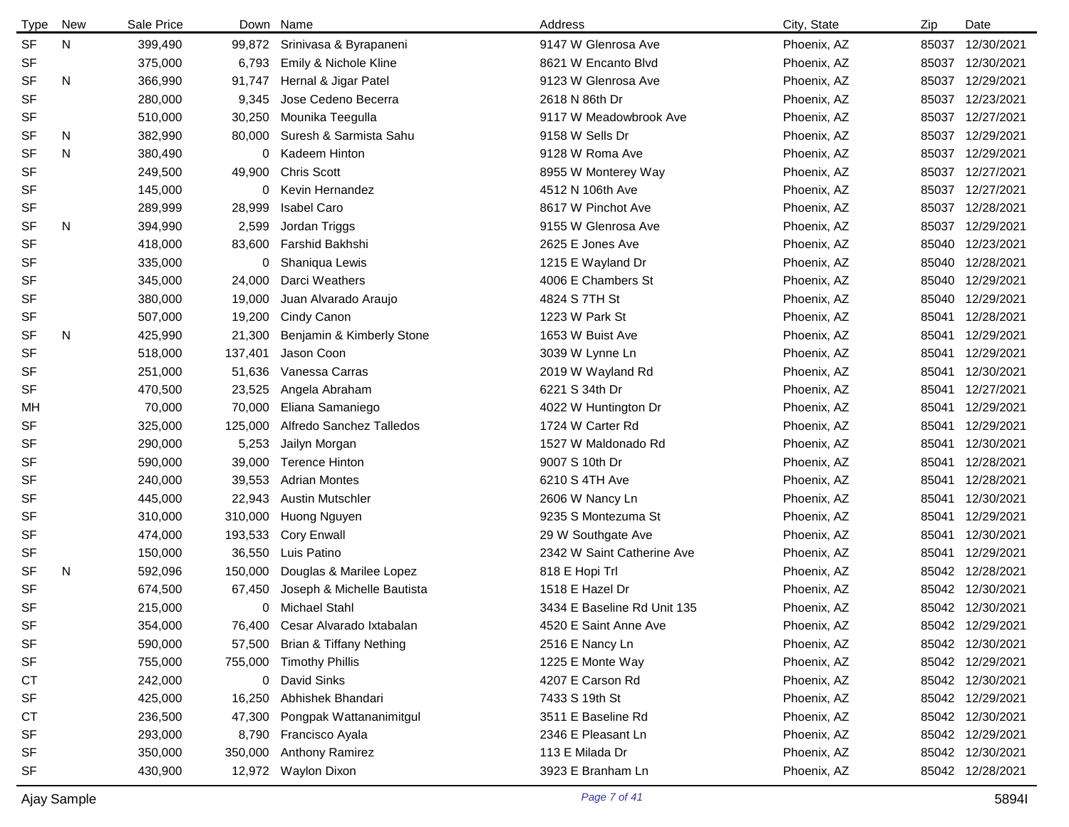| Type | New | Sale Price | Down | Name | Address | City, State | Zip | Date |
|---|---|---|---|---|---|---|---|---|
| SF | N | 399,490 | 99,872 | Srinivasa & Byrapaneni | 9147 W Glenrosa Ave | Phoenix, AZ | 85037 | 12/30/2021 |
| SF | | 375,000 | 6,793 | Emily & Nichole Kline | 8621 W Encanto Blvd | Phoenix, AZ | 85037 | 12/30/2021 |
| SF | N | 366,990 | 91,747 | Hernal & Jigar Patel | 9123 W Glenrosa Ave | Phoenix, AZ | 85037 | 12/29/2021 |
| SF | | 280,000 | 9,345 | Jose Cedeno Becerra | 2618 N 86th Dr | Phoenix, AZ | 85037 | 12/23/2021 |
| SF | | 510,000 | 30,250 | Mounika Teegulla | 9117 W Meadowbrook Ave | Phoenix, AZ | 85037 | 12/27/2021 |
| SF | N | 382,990 | 80,000 | Suresh & Sarmista Sahu | 9158 W Sells Dr | Phoenix, AZ | 85037 | 12/29/2021 |
| SF | N | 380,490 | 0 | Kadeem Hinton | 9128 W Roma Ave | Phoenix, AZ | 85037 | 12/29/2021 |
| SF | | 249,500 | 49,900 | Chris Scott | 8955 W Monterey Way | Phoenix, AZ | 85037 | 12/27/2021 |
| SF | | 145,000 | 0 | Kevin Hernandez | 4512 N 106th Ave | Phoenix, AZ | 85037 | 12/27/2021 |
| SF | | 289,999 | 28,999 | Isabel Caro | 8617 W Pinchot Ave | Phoenix, AZ | 85037 | 12/28/2021 |
| SF | N | 394,990 | 2,599 | Jordan Triggs | 9155 W Glenrosa Ave | Phoenix, AZ | 85037 | 12/29/2021 |
| SF | | 418,000 | 83,600 | Farshid Bakhshi | 2625 E Jones Ave | Phoenix, AZ | 85040 | 12/23/2021 |
| SF | | 335,000 | 0 | Shaniqua Lewis | 1215 E Wayland Dr | Phoenix, AZ | 85040 | 12/28/2021 |
| SF | | 345,000 | 24,000 | Darci Weathers | 4006 E Chambers St | Phoenix, AZ | 85040 | 12/29/2021 |
| SF | | 380,000 | 19,000 | Juan Alvarado Araujo | 4824 S 7TH St | Phoenix, AZ | 85040 | 12/29/2021 |
| SF | | 507,000 | 19,200 | Cindy Canon | 1223 W Park St | Phoenix, AZ | 85041 | 12/28/2021 |
| SF | N | 425,990 | 21,300 | Benjamin & Kimberly Stone | 1653 W Buist Ave | Phoenix, AZ | 85041 | 12/29/2021 |
| SF | | 518,000 | 137,401 | Jason Coon | 3039 W Lynne Ln | Phoenix, AZ | 85041 | 12/29/2021 |
| SF | | 251,000 | 51,636 | Vanessa Carras | 2019 W Wayland Rd | Phoenix, AZ | 85041 | 12/30/2021 |
| SF | | 470,500 | 23,525 | Angela Abraham | 6221 S 34th Dr | Phoenix, AZ | 85041 | 12/27/2021 |
| MH | | 70,000 | 70,000 | Eliana Samaniego | 4022 W Huntington Dr | Phoenix, AZ | 85041 | 12/29/2021 |
| SF | | 325,000 | 125,000 | Alfredo Sanchez Talledos | 1724 W Carter Rd | Phoenix, AZ | 85041 | 12/29/2021 |
| SF | | 290,000 | 5,253 | Jailyn Morgan | 1527 W Maldonado Rd | Phoenix, AZ | 85041 | 12/30/2021 |
| SF | | 590,000 | 39,000 | Terence Hinton | 9007 S 10th Dr | Phoenix, AZ | 85041 | 12/28/2021 |
| SF | | 240,000 | 39,553 | Adrian Montes | 6210 S 4TH Ave | Phoenix, AZ | 85041 | 12/28/2021 |
| SF | | 445,000 | 22,943 | Austin Mutschler | 2606 W Nancy Ln | Phoenix, AZ | 85041 | 12/30/2021 |
| SF | | 310,000 | 310,000 | Huong Nguyen | 9235 S Montezuma St | Phoenix, AZ | 85041 | 12/29/2021 |
| SF | | 474,000 | 193,533 | Cory Enwall | 29 W Southgate Ave | Phoenix, AZ | 85041 | 12/30/2021 |
| SF | | 150,000 | 36,550 | Luis Patino | 2342 W Saint Catherine Ave | Phoenix, AZ | 85041 | 12/29/2021 |
| SF | N | 592,096 | 150,000 | Douglas & Marilee Lopez | 818 E Hopi Trl | Phoenix, AZ | 85042 | 12/28/2021 |
| SF | | 674,500 | 67,450 | Joseph & Michelle Bautista | 1518 E Hazel Dr | Phoenix, AZ | 85042 | 12/30/2021 |
| SF | | 215,000 | 0 | Michael Stahl | 3434 E Baseline Rd Unit 135 | Phoenix, AZ | 85042 | 12/30/2021 |
| SF | | 354,000 | 76,400 | Cesar Alvarado Ixtabalan | 4520 E Saint Anne Ave | Phoenix, AZ | 85042 | 12/29/2021 |
| SF | | 590,000 | 57,500 | Brian & Tiffany Nething | 2516 E Nancy Ln | Phoenix, AZ | 85042 | 12/30/2021 |
| SF | | 755,000 | 755,000 | Timothy Phillis | 1225 E Monte Way | Phoenix, AZ | 85042 | 12/29/2021 |
| CT | | 242,000 | 0 | David Sinks | 4207 E Carson Rd | Phoenix, AZ | 85042 | 12/30/2021 |
| SF | | 425,000 | 16,250 | Abhishek Bhandari | 7433 S 19th St | Phoenix, AZ | 85042 | 12/29/2021 |
| CT | | 236,500 | 47,300 | Pongpak Wattananimitgul | 3511 E Baseline Rd | Phoenix, AZ | 85042 | 12/30/2021 |
| SF | | 293,000 | 8,790 | Francisco Ayala | 2346 E Pleasant Ln | Phoenix, AZ | 85042 | 12/29/2021 |
| SF | | 350,000 | 350,000 | Anthony Ramirez | 113 E Milada Dr | Phoenix, AZ | 85042 | 12/30/2021 |
| SF | | 430,900 | 12,972 | Waylon Dixon | 3923 E Branham Ln | Phoenix, AZ | 85042 | 12/28/2021 |

Ajay Sample

5894I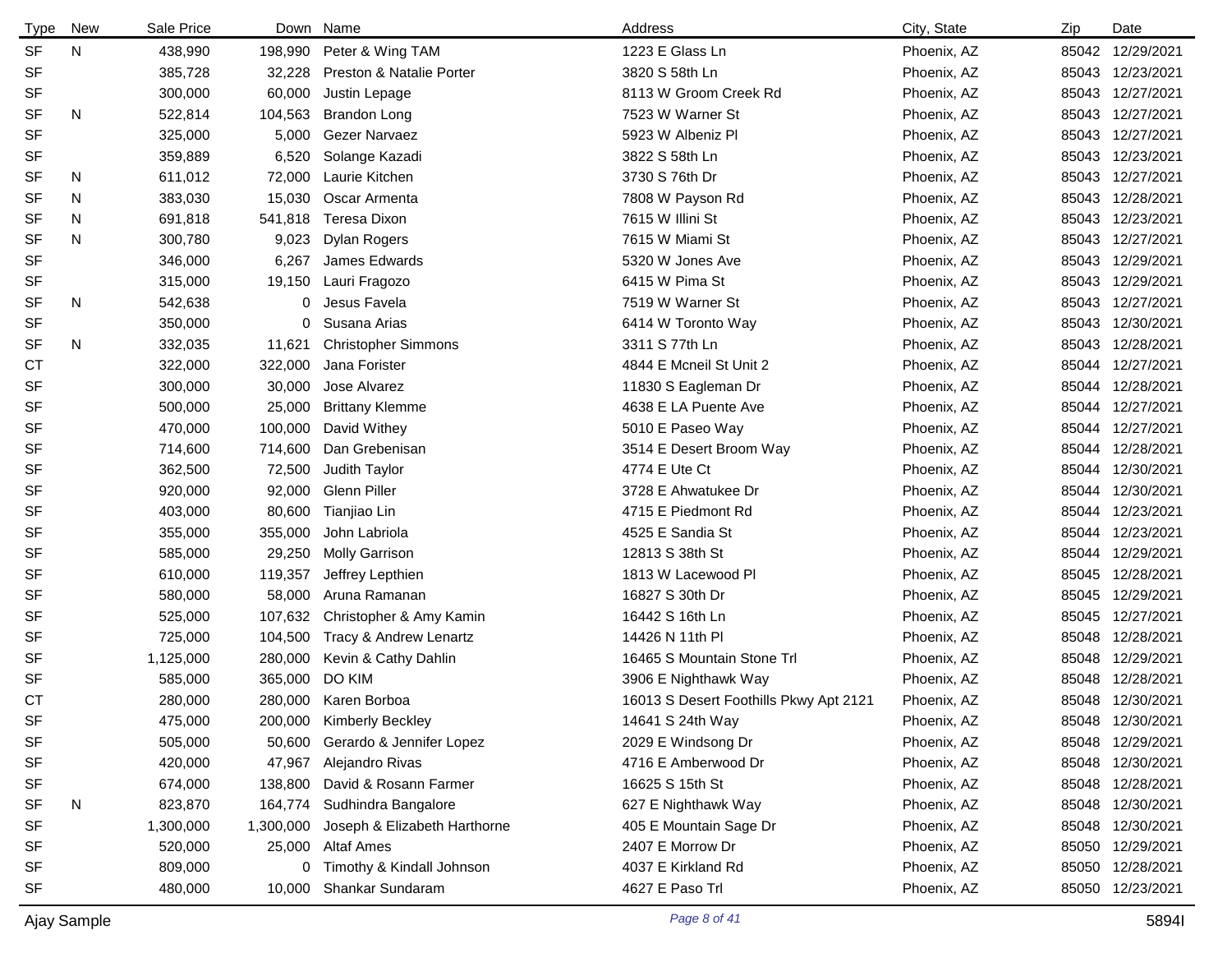| Type | New | Sale Price | Down | Name | Address | City, State | Zip | Date |
|---|---|---|---|---|---|---|---|---|
| SF | N | 438,990 | 198,990 | Peter & Wing TAM | 1223 E Glass Ln | Phoenix, AZ | 85042 | 12/29/2021 |
| SF | | 385,728 | 32,228 | Preston & Natalie Porter | 3820 S 58th Ln | Phoenix, AZ | 85043 | 12/23/2021 |
| SF | | 300,000 | 60,000 | Justin Lepage | 8113 W Groom Creek Rd | Phoenix, AZ | 85043 | 12/27/2021 |
| SF | N | 522,814 | 104,563 | Brandon Long | 7523 W Warner St | Phoenix, AZ | 85043 | 12/27/2021 |
| SF | | 325,000 | 5,000 | Gezer Narvaez | 5923 W Albeniz Pl | Phoenix, AZ | 85043 | 12/27/2021 |
| SF | | 359,889 | 6,520 | Solange Kazadi | 3822 S 58th Ln | Phoenix, AZ | 85043 | 12/23/2021 |
| SF | N | 611,012 | 72,000 | Laurie Kitchen | 3730 S 76th Dr | Phoenix, AZ | 85043 | 12/27/2021 |
| SF | N | 383,030 | 15,030 | Oscar Armenta | 7808 W Payson Rd | Phoenix, AZ | 85043 | 12/28/2021 |
| SF | N | 691,818 | 541,818 | Teresa Dixon | 7615 W Illini St | Phoenix, AZ | 85043 | 12/23/2021 |
| SF | N | 300,780 | 9,023 | Dylan Rogers | 7615 W Miami St | Phoenix, AZ | 85043 | 12/27/2021 |
| SF | | 346,000 | 6,267 | James Edwards | 5320 W Jones Ave | Phoenix, AZ | 85043 | 12/29/2021 |
| SF | | 315,000 | 19,150 | Lauri Fragozo | 6415 W Pima St | Phoenix, AZ | 85043 | 12/29/2021 |
| SF | N | 542,638 | 0 | Jesus Favela | 7519 W Warner St | Phoenix, AZ | 85043 | 12/27/2021 |
| SF | | 350,000 | 0 | Susana Arias | 6414 W Toronto Way | Phoenix, AZ | 85043 | 12/30/2021 |
| SF | N | 332,035 | 11,621 | Christopher Simmons | 3311 S 77th Ln | Phoenix, AZ | 85043 | 12/28/2021 |
| CT | | 322,000 | 322,000 | Jana Forister | 4844 E Mcneil St Unit 2 | Phoenix, AZ | 85044 | 12/27/2021 |
| SF | | 300,000 | 30,000 | Jose Alvarez | 11830 S Eagleman Dr | Phoenix, AZ | 85044 | 12/28/2021 |
| SF | | 500,000 | 25,000 | Brittany Klemme | 4638 E LA Puente Ave | Phoenix, AZ | 85044 | 12/27/2021 |
| SF | | 470,000 | 100,000 | David Withey | 5010 E Paseo Way | Phoenix, AZ | 85044 | 12/27/2021 |
| SF | | 714,600 | 714,600 | Dan Grebenisan | 3514 E Desert Broom Way | Phoenix, AZ | 85044 | 12/28/2021 |
| SF | | 362,500 | 72,500 | Judith Taylor | 4774 E Ute Ct | Phoenix, AZ | 85044 | 12/30/2021 |
| SF | | 920,000 | 92,000 | Glenn Piller | 3728 E Ahwatukee Dr | Phoenix, AZ | 85044 | 12/30/2021 |
| SF | | 403,000 | 80,600 | Tianjiao Lin | 4715 E Piedmont Rd | Phoenix, AZ | 85044 | 12/23/2021 |
| SF | | 355,000 | 355,000 | John Labriola | 4525 E Sandia St | Phoenix, AZ | 85044 | 12/23/2021 |
| SF | | 585,000 | 29,250 | Molly Garrison | 12813 S 38th St | Phoenix, AZ | 85044 | 12/29/2021 |
| SF | | 610,000 | 119,357 | Jeffrey Lepthien | 1813 W Lacewood Pl | Phoenix, AZ | 85045 | 12/28/2021 |
| SF | | 580,000 | 58,000 | Aruna Ramanan | 16827 S 30th Dr | Phoenix, AZ | 85045 | 12/29/2021 |
| SF | | 525,000 | 107,632 | Christopher & Amy Kamin | 16442 S 16th Ln | Phoenix, AZ | 85045 | 12/27/2021 |
| SF | | 725,000 | 104,500 | Tracy & Andrew Lenartz | 14426 N 11th Pl | Phoenix, AZ | 85048 | 12/28/2021 |
| SF | | 1,125,000 | 280,000 | Kevin & Cathy Dahlin | 16465 S Mountain Stone Trl | Phoenix, AZ | 85048 | 12/29/2021 |
| SF | | 585,000 | 365,000 | DO KIM | 3906 E Nighthawk Way | Phoenix, AZ | 85048 | 12/28/2021 |
| CT | | 280,000 | 280,000 | Karen Borboa | 16013 S Desert Foothills Pkwy Apt 2121 | Phoenix, AZ | 85048 | 12/30/2021 |
| SF | | 475,000 | 200,000 | Kimberly Beckley | 14641 S 24th Way | Phoenix, AZ | 85048 | 12/30/2021 |
| SF | | 505,000 | 50,600 | Gerardo & Jennifer Lopez | 2029 E Windsong Dr | Phoenix, AZ | 85048 | 12/29/2021 |
| SF | | 420,000 | 47,967 | Alejandro Rivas | 4716 E Amberwood Dr | Phoenix, AZ | 85048 | 12/30/2021 |
| SF | | 674,000 | 138,800 | David & Rosann Farmer | 16625 S 15th St | Phoenix, AZ | 85048 | 12/28/2021 |
| SF | N | 823,870 | 164,774 | Sudhindra Bangalore | 627 E Nighthawk Way | Phoenix, AZ | 85048 | 12/30/2021 |
| SF | | 1,300,000 | 1,300,000 | Joseph & Elizabeth Harthorne | 405 E Mountain Sage Dr | Phoenix, AZ | 85048 | 12/30/2021 |
| SF | | 520,000 | 25,000 | Altaf Ames | 2407 E Morrow Dr | Phoenix, AZ | 85050 | 12/29/2021 |
| SF | | 809,000 | 0 | Timothy & Kindall Johnson | 4037 E Kirkland Rd | Phoenix, AZ | 85050 | 12/28/2021 |
| SF | | 480,000 | 10,000 | Shankar Sundaram | 4627 E Paso Trl | Phoenix, AZ | 85050 | 12/23/2021 |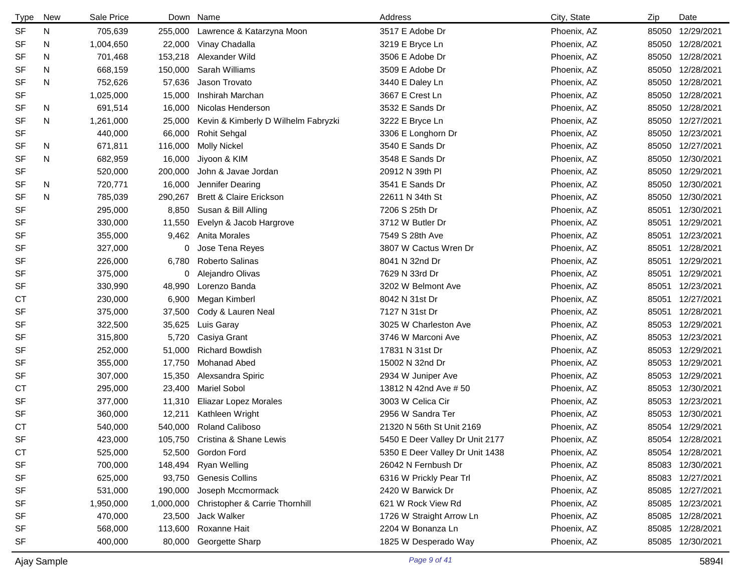| Type | New | Sale Price | Down | Name | Address | City, State | Zip | Date |
|---|---|---|---|---|---|---|---|---|
| SF | N | 705,639 | 255,000 | Lawrence & Katarzyna Moon | 3517 E Adobe Dr | Phoenix, AZ | 85050 | 12/29/2021 |
| SF | N | 1,004,650 | 22,000 | Vinay Chadalla | 3219 E Bryce Ln | Phoenix, AZ | 85050 | 12/28/2021 |
| SF | N | 701,468 | 153,218 | Alexander Wild | 3506 E Adobe Dr | Phoenix, AZ | 85050 | 12/28/2021 |
| SF | N | 668,159 | 150,000 | Sarah Williams | 3509 E Adobe Dr | Phoenix, AZ | 85050 | 12/28/2021 |
| SF | N | 752,626 | 57,636 | Jason Trovato | 3440 E Daley Ln | Phoenix, AZ | 85050 | 12/28/2021 |
| SF | | 1,025,000 | 15,000 | Inshirah Marchan | 3667 E Crest Ln | Phoenix, AZ | 85050 | 12/28/2021 |
| SF | N | 691,514 | 16,000 | Nicolas Henderson | 3532 E Sands Dr | Phoenix, AZ | 85050 | 12/28/2021 |
| SF | N | 1,261,000 | 25,000 | Kevin & Kimberly D Wilhelm Fabryzki | 3222 E Bryce Ln | Phoenix, AZ | 85050 | 12/27/2021 |
| SF | | 440,000 | 66,000 | Rohit Sehgal | 3306 E Longhorn Dr | Phoenix, AZ | 85050 | 12/23/2021 |
| SF | N | 671,811 | 116,000 | Molly Nickel | 3540 E Sands Dr | Phoenix, AZ | 85050 | 12/27/2021 |
| SF | N | 682,959 | 16,000 | Jiyoon & KIM | 3548 E Sands Dr | Phoenix, AZ | 85050 | 12/30/2021 |
| SF | | 520,000 | 200,000 | John & Javae Jordan | 20912 N 39th Pl | Phoenix, AZ | 85050 | 12/29/2021 |
| SF | N | 720,771 | 16,000 | Jennifer Dearing | 3541 E Sands Dr | Phoenix, AZ | 85050 | 12/30/2021 |
| SF | N | 785,039 | 290,267 | Brett & Claire Erickson | 22611 N 34th St | Phoenix, AZ | 85050 | 12/30/2021 |
| SF | | 295,000 | 8,850 | Susan & Bill Alling | 7206 S 25th Dr | Phoenix, AZ | 85051 | 12/30/2021 |
| SF | | 330,000 | 11,550 | Evelyn & Jacob Hargrove | 3712 W Butler Dr | Phoenix, AZ | 85051 | 12/29/2021 |
| SF | | 355,000 | 9,462 | Anita Morales | 7549 S 28th Ave | Phoenix, AZ | 85051 | 12/23/2021 |
| SF | | 327,000 | 0 | Jose Tena Reyes | 3807 W Cactus Wren Dr | Phoenix, AZ | 85051 | 12/28/2021 |
| SF | | 226,000 | 6,780 | Roberto Salinas | 8041 N 32nd Dr | Phoenix, AZ | 85051 | 12/29/2021 |
| SF | | 375,000 | 0 | Alejandro Olivas | 7629 N 33rd Dr | Phoenix, AZ | 85051 | 12/29/2021 |
| SF | | 330,990 | 48,990 | Lorenzo Banda | 3202 W Belmont Ave | Phoenix, AZ | 85051 | 12/23/2021 |
| CT | | 230,000 | 6,900 | Megan Kimberl | 8042 N 31st Dr | Phoenix, AZ | 85051 | 12/27/2021 |
| SF | | 375,000 | 37,500 | Cody & Lauren Neal | 7127 N 31st Dr | Phoenix, AZ | 85051 | 12/28/2021 |
| SF | | 322,500 | 35,625 | Luis Garay | 3025 W Charleston Ave | Phoenix, AZ | 85053 | 12/29/2021 |
| SF | | 315,800 | 5,720 | Casiya Grant | 3746 W Marconi Ave | Phoenix, AZ | 85053 | 12/23/2021 |
| SF | | 252,000 | 51,000 | Richard Bowdish | 17831 N 31st Dr | Phoenix, AZ | 85053 | 12/29/2021 |
| SF | | 355,000 | 17,750 | Mohanad Abed | 15002 N 32nd Dr | Phoenix, AZ | 85053 | 12/29/2021 |
| SF | | 307,000 | 15,350 | Alexsandra Spiric | 2934 W Juniper Ave | Phoenix, AZ | 85053 | 12/29/2021 |
| CT | | 295,000 | 23,400 | Mariel Sobol | 13812 N 42nd Ave # 50 | Phoenix, AZ | 85053 | 12/30/2021 |
| SF | | 377,000 | 11,310 | Eliazar Lopez Morales | 3003 W Celica Cir | Phoenix, AZ | 85053 | 12/23/2021 |
| SF | | 360,000 | 12,211 | Kathleen Wright | 2956 W Sandra Ter | Phoenix, AZ | 85053 | 12/30/2021 |
| CT | | 540,000 | 540,000 | Roland Caliboso | 21320 N 56th St Unit 2169 | Phoenix, AZ | 85054 | 12/29/2021 |
| SF | | 423,000 | 105,750 | Cristina & Shane Lewis | 5450 E Deer Valley Dr Unit 2177 | Phoenix, AZ | 85054 | 12/28/2021 |
| CT | | 525,000 | 52,500 | Gordon Ford | 5350 E Deer Valley Dr Unit 1438 | Phoenix, AZ | 85054 | 12/28/2021 |
| SF | | 700,000 | 148,494 | Ryan Welling | 26042 N Fernbush Dr | Phoenix, AZ | 85083 | 12/30/2021 |
| SF | | 625,000 | 93,750 | Genesis Collins | 6316 W Prickly Pear Trl | Phoenix, AZ | 85083 | 12/27/2021 |
| SF | | 531,000 | 190,000 | Joseph Mccmormack | 2420 W Barwick Dr | Phoenix, AZ | 85085 | 12/27/2021 |
| SF | | 1,950,000 | 1,000,000 | Christopher & Carrie Thornhill | 621 W Rock View Rd | Phoenix, AZ | 85085 | 12/23/2021 |
| SF | | 470,000 | 23,500 | Jack Walker | 1726 W Straight Arrow Ln | Phoenix, AZ | 85085 | 12/28/2021 |
| SF | | 568,000 | 113,600 | Roxanne Hait | 2204 W Bonanza Ln | Phoenix, AZ | 85085 | 12/28/2021 |
| SF | | 400,000 | 80,000 | Georgette Sharp | 1825 W Desperado Way | Phoenix, AZ | 85085 | 12/30/2021 |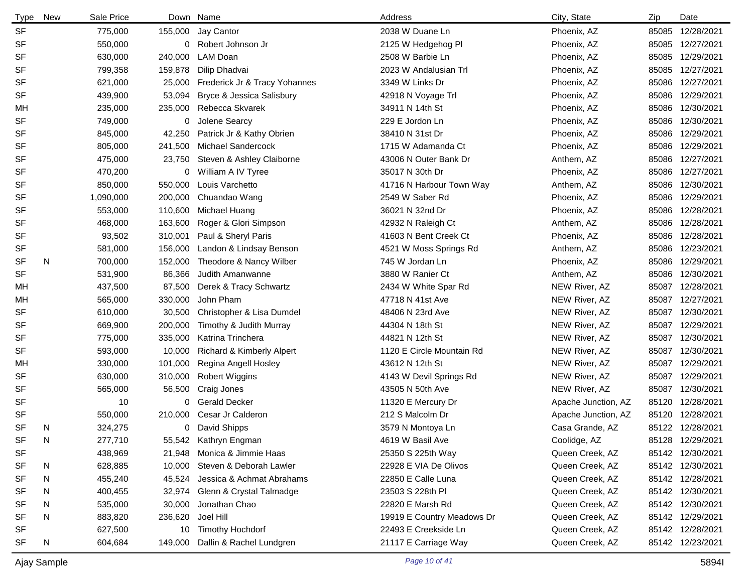| Type | New | Sale Price | Down | Name | Address | City, State | Zip | Date |
|---|---|---|---|---|---|---|---|---|
| SF | | 775,000 | 155,000 | Jay Cantor | 2038 W Duane Ln | Phoenix, AZ | 85085 | 12/28/2021 |
| SF | | 550,000 | 0 | Robert Johnson Jr | 2125 W Hedgehog Pl | Phoenix, AZ | 85085 | 12/27/2021 |
| SF | | 630,000 | 240,000 | LAM Doan | 2508 W Barbie Ln | Phoenix, AZ | 85085 | 12/29/2021 |
| SF | | 799,358 | 159,878 | Dilip Dhadvai | 2023 W Andalusian Trl | Phoenix, AZ | 85085 | 12/27/2021 |
| SF | | 621,000 | 25,000 | Frederick Jr & Tracy Yohannes | 3349 W Links Dr | Phoenix, AZ | 85086 | 12/27/2021 |
| SF | | 439,900 | 53,094 | Bryce & Jessica Salisbury | 42918 N Voyage Trl | Phoenix, AZ | 85086 | 12/29/2021 |
| MH | | 235,000 | 235,000 | Rebecca Skvarek | 34911 N 14th St | Phoenix, AZ | 85086 | 12/30/2021 |
| SF | | 749,000 | 0 | Jolene Searcy | 229 E Jordon Ln | Phoenix, AZ | 85086 | 12/30/2021 |
| SF | | 845,000 | 42,250 | Patrick Jr & Kathy Obrien | 38410 N 31st Dr | Phoenix, AZ | 85086 | 12/29/2021 |
| SF | | 805,000 | 241,500 | Michael Sandercock | 1715 W Adamanda Ct | Phoenix, AZ | 85086 | 12/29/2021 |
| SF | | 475,000 | 23,750 | Steven & Ashley Claiborne | 43006 N Outer Bank Dr | Anthem, AZ | 85086 | 12/27/2021 |
| SF | | 470,200 | 0 | William A IV Tyree | 35017 N 30th Dr | Phoenix, AZ | 85086 | 12/27/2021 |
| SF | | 850,000 | 550,000 | Louis Varchetto | 41716 N Harbour Town Way | Anthem, AZ | 85086 | 12/30/2021 |
| SF | | 1,090,000 | 200,000 | Chuandao Wang | 2549 W Saber Rd | Phoenix, AZ | 85086 | 12/29/2021 |
| SF | | 553,000 | 110,600 | Michael Huang | 36021 N 32nd Dr | Phoenix, AZ | 85086 | 12/28/2021 |
| SF | | 468,000 | 163,600 | Roger & Glori Simpson | 42932 N Raleigh Ct | Anthem, AZ | 85086 | 12/28/2021 |
| SF | | 93,502 | 310,001 | Paul & Sheryl Paris | 41603 N Bent Creek Ct | Phoenix, AZ | 85086 | 12/28/2021 |
| SF | | 581,000 | 156,000 | Landon & Lindsay Benson | 4521 W Moss Springs Rd | Anthem, AZ | 85086 | 12/23/2021 |
| SF | N | 700,000 | 152,000 | Theodore & Nancy Wilber | 745 W Jordan Ln | Phoenix, AZ | 85086 | 12/29/2021 |
| SF | | 531,900 | 86,366 | Judith Amanwanne | 3880 W Ranier Ct | Anthem, AZ | 85086 | 12/30/2021 |
| MH | | 437,500 | 87,500 | Derek & Tracy Schwartz | 2434 W White Spar Rd | NEW River, AZ | 85087 | 12/28/2021 |
| MH | | 565,000 | 330,000 | John Pham | 47718 N 41st Ave | NEW River, AZ | 85087 | 12/27/2021 |
| SF | | 610,000 | 30,500 | Christopher & Lisa Dumdel | 48406 N 23rd Ave | NEW River, AZ | 85087 | 12/30/2021 |
| SF | | 669,900 | 200,000 | Timothy & Judith Murray | 44304 N 18th St | NEW River, AZ | 85087 | 12/29/2021 |
| SF | | 775,000 | 335,000 | Katrina Trinchera | 44821 N 12th St | NEW River, AZ | 85087 | 12/30/2021 |
| SF | | 593,000 | 10,000 | Richard & Kimberly Alpert | 1120 E Circle Mountain Rd | NEW River, AZ | 85087 | 12/30/2021 |
| MH | | 330,000 | 101,000 | Regina Angell Hosley | 43612 N 12th St | NEW River, AZ | 85087 | 12/29/2021 |
| SF | | 630,000 | 310,000 | Robert Wiggins | 4143 W Devil Springs Rd | NEW River, AZ | 85087 | 12/29/2021 |
| SF | | 565,000 | 56,500 | Craig Jones | 43505 N 50th Ave | NEW River, AZ | 85087 | 12/30/2021 |
| SF | | 10 | 0 | Gerald Decker | 11320 E Mercury Dr | Apache Junction, AZ | 85120 | 12/28/2021 |
| SF | | 550,000 | 210,000 | Cesar Jr Calderon | 212 S Malcolm Dr | Apache Junction, AZ | 85120 | 12/28/2021 |
| SF | N | 324,275 | 0 | David Shipps | 3579 N Montoya Ln | Casa Grande, AZ | 85122 | 12/28/2021 |
| SF | N | 277,710 | 55,542 | Kathryn Engman | 4619 W Basil Ave | Coolidge, AZ | 85128 | 12/29/2021 |
| SF | | 438,969 | 21,948 | Monica & Jimmie Haas | 25350 S 225th Way | Queen Creek, AZ | 85142 | 12/30/2021 |
| SF | N | 628,885 | 10,000 | Steven & Deborah Lawler | 22928 E VIA De Olivos | Queen Creek, AZ | 85142 | 12/30/2021 |
| SF | N | 455,240 | 45,524 | Jessica & Achmat Abrahams | 22850 E Calle Luna | Queen Creek, AZ | 85142 | 12/28/2021 |
| SF | N | 400,455 | 32,974 | Glenn & Crystal Talmadge | 23503 S 228th Pl | Queen Creek, AZ | 85142 | 12/30/2021 |
| SF | N | 535,000 | 30,000 | Jonathan Chao | 22820 E Marsh Rd | Queen Creek, AZ | 85142 | 12/30/2021 |
| SF | N | 883,820 | 236,620 | Joel Hill | 19919 E Country Meadows Dr | Queen Creek, AZ | 85142 | 12/29/2021 |
| SF | | 627,500 | 10 | Timothy Hochdorf | 22493 E Creekside Ln | Queen Creek, AZ | 85142 | 12/28/2021 |
| SF | N | 604,684 | 149,000 | Dallin & Rachel Lundgren | 21117 E Carriage Way | Queen Creek, AZ | 85142 | 12/23/2021 |

Ajay Sample

5894I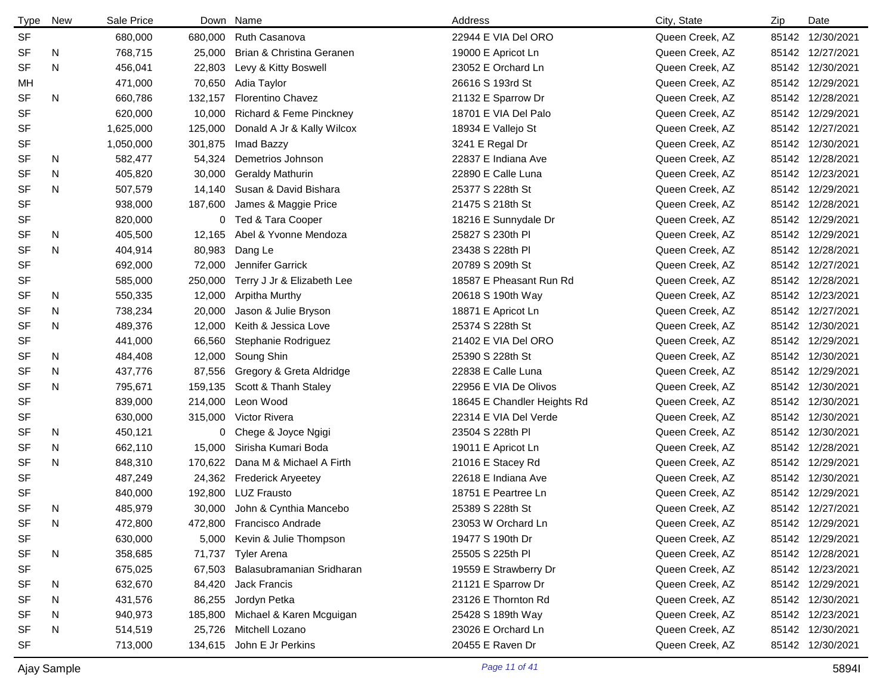| Type | New | Sale Price | Down | Name | Address | City, State | Zip | Date |
|---|---|---|---|---|---|---|---|---|
| SF | | 680,000 | 680,000 | Ruth Casanova | 22944 E VIA Del ORO | Queen Creek, AZ | 85142 | 12/30/2021 |
| SF | N | 768,715 | 25,000 | Brian & Christina Geranen | 19000 E Apricot Ln | Queen Creek, AZ | 85142 | 12/27/2021 |
| SF | N | 456,041 | 22,803 | Levy & Kitty Boswell | 23052 E Orchard Ln | Queen Creek, AZ | 85142 | 12/30/2021 |
| MH | | 471,000 | 70,650 | Adia Taylor | 26616 S 193rd St | Queen Creek, AZ | 85142 | 12/29/2021 |
| SF | N | 660,786 | 132,157 | Florentino Chavez | 21132 E Sparrow Dr | Queen Creek, AZ | 85142 | 12/28/2021 |
| SF | | 620,000 | 10,000 | Richard & Feme Pinckney | 18701 E VIA Del Palo | Queen Creek, AZ | 85142 | 12/29/2021 |
| SF | | 1,625,000 | 125,000 | Donald A Jr & Kally Wilcox | 18934 E Vallejo St | Queen Creek, AZ | 85142 | 12/27/2021 |
| SF | | 1,050,000 | 301,875 | Imad Bazzy | 3241 E Regal Dr | Queen Creek, AZ | 85142 | 12/30/2021 |
| SF | N | 582,477 | 54,324 | Demetrios Johnson | 22837 E Indiana Ave | Queen Creek, AZ | 85142 | 12/28/2021 |
| SF | N | 405,820 | 30,000 | Geraldy Mathurin | 22890 E Calle Luna | Queen Creek, AZ | 85142 | 12/23/2021 |
| SF | N | 507,579 | 14,140 | Susan & David Bishara | 25377 S 228th St | Queen Creek, AZ | 85142 | 12/29/2021 |
| SF | | 938,000 | 187,600 | James & Maggie Price | 21475 S 218th St | Queen Creek, AZ | 85142 | 12/28/2021 |
| SF | | 820,000 | 0 | Ted & Tara Cooper | 18216 E Sunnydale Dr | Queen Creek, AZ | 85142 | 12/29/2021 |
| SF | N | 405,500 | 12,165 | Abel & Yvonne Mendoza | 25827 S 230th Pl | Queen Creek, AZ | 85142 | 12/29/2021 |
| SF | N | 404,914 | 80,983 | Dang Le | 23438 S 228th Pl | Queen Creek, AZ | 85142 | 12/28/2021 |
| SF | | 692,000 | 72,000 | Jennifer Garrick | 20789 S 209th St | Queen Creek, AZ | 85142 | 12/27/2021 |
| SF | | 585,000 | 250,000 | Terry J Jr & Elizabeth Lee | 18587 E Pheasant Run Rd | Queen Creek, AZ | 85142 | 12/28/2021 |
| SF | N | 550,335 | 12,000 | Arpitha Murthy | 20618 S 190th Way | Queen Creek, AZ | 85142 | 12/23/2021 |
| SF | N | 738,234 | 20,000 | Jason & Julie Bryson | 18871 E Apricot Ln | Queen Creek, AZ | 85142 | 12/27/2021 |
| SF | N | 489,376 | 12,000 | Keith & Jessica Love | 25374 S 228th St | Queen Creek, AZ | 85142 | 12/30/2021 |
| SF | | 441,000 | 66,560 | Stephanie Rodriguez | 21402 E VIA Del ORO | Queen Creek, AZ | 85142 | 12/29/2021 |
| SF | N | 484,408 | 12,000 | Soung Shin | 25390 S 228th St | Queen Creek, AZ | 85142 | 12/30/2021 |
| SF | N | 437,776 | 87,556 | Gregory & Greta Aldridge | 22838 E Calle Luna | Queen Creek, AZ | 85142 | 12/29/2021 |
| SF | N | 795,671 | 159,135 | Scott & Thanh Staley | 22956 E VIA De Olivos | Queen Creek, AZ | 85142 | 12/30/2021 |
| SF | | 839,000 | 214,000 | Leon Wood | 18645 E Chandler Heights Rd | Queen Creek, AZ | 85142 | 12/30/2021 |
| SF | | 630,000 | 315,000 | Victor Rivera | 22314 E VIA Del Verde | Queen Creek, AZ | 85142 | 12/30/2021 |
| SF | N | 450,121 | 0 | Chege & Joyce Ngigi | 23504 S 228th Pl | Queen Creek, AZ | 85142 | 12/30/2021 |
| SF | N | 662,110 | 15,000 | Sirisha Kumari Boda | 19011 E Apricot Ln | Queen Creek, AZ | 85142 | 12/28/2021 |
| SF | N | 848,310 | 170,622 | Dana M & Michael A Firth | 21016 E Stacey Rd | Queen Creek, AZ | 85142 | 12/29/2021 |
| SF | | 487,249 | 24,362 | Frederick Aryeetey | 22618 E Indiana Ave | Queen Creek, AZ | 85142 | 12/30/2021 |
| SF | | 840,000 | 192,800 | LUZ Frausto | 18751 E Peartree Ln | Queen Creek, AZ | 85142 | 12/29/2021 |
| SF | N | 485,979 | 30,000 | John & Cynthia Mancebo | 25389 S 228th St | Queen Creek, AZ | 85142 | 12/27/2021 |
| SF | N | 472,800 | 472,800 | Francisco Andrade | 23053 W Orchard Ln | Queen Creek, AZ | 85142 | 12/29/2021 |
| SF | | 630,000 | 5,000 | Kevin & Julie Thompson | 19477 S 190th Dr | Queen Creek, AZ | 85142 | 12/29/2021 |
| SF | N | 358,685 | 71,737 | Tyler Arena | 25505 S 225th Pl | Queen Creek, AZ | 85142 | 12/28/2021 |
| SF | | 675,025 | 67,503 | Balasubramanian Sridharan | 19559 E Strawberry Dr | Queen Creek, AZ | 85142 | 12/23/2021 |
| SF | N | 632,670 | 84,420 | Jack Francis | 21121 E Sparrow Dr | Queen Creek, AZ | 85142 | 12/29/2021 |
| SF | N | 431,576 | 86,255 | Jordyn Petka | 23126 E Thornton Rd | Queen Creek, AZ | 85142 | 12/30/2021 |
| SF | N | 940,973 | 185,800 | Michael & Karen Mcguigan | 25428 S 189th Way | Queen Creek, AZ | 85142 | 12/23/2021 |
| SF | N | 514,519 | 25,726 | Mitchell Lozano | 23026 E Orchard Ln | Queen Creek, AZ | 85142 | 12/30/2021 |
| SF | | 713,000 | 134,615 | John E Jr Perkins | 20455 E Raven Dr | Queen Creek, AZ | 85142 | 12/30/2021 |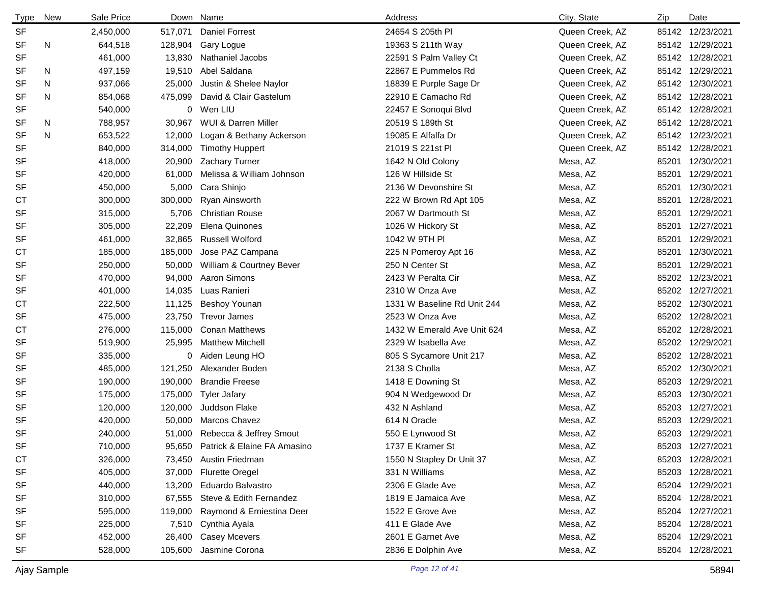| Type | New | Sale Price | Down | Name | Address | City, State | Zip | Date |
|---|---|---|---|---|---|---|---|---|
| SF | | 2,450,000 | 517,071 | Daniel Forrest | 24654 S 205th Pl | Queen Creek, AZ | 85142 | 12/23/2021 |
| SF | N | 644,518 | 128,904 | Gary Logue | 19363 S 211th Way | Queen Creek, AZ | 85142 | 12/29/2021 |
| SF | | 461,000 | 13,830 | Nathaniel Jacobs | 22591 S Palm Valley Ct | Queen Creek, AZ | 85142 | 12/28/2021 |
| SF | N | 497,159 | 19,510 | Abel Saldana | 22867 E Pummelos Rd | Queen Creek, AZ | 85142 | 12/29/2021 |
| SF | N | 937,066 | 25,000 | Justin & Shelee Naylor | 18839 E Purple Sage Dr | Queen Creek, AZ | 85142 | 12/30/2021 |
| SF | N | 854,068 | 475,099 | David & Clair Gastelum | 22910 E Camacho Rd | Queen Creek, AZ | 85142 | 12/28/2021 |
| SF | | 540,000 | 0 | Wen LIU | 22457 E Sonoqui Blvd | Queen Creek, AZ | 85142 | 12/28/2021 |
| SF | N | 788,957 | 30,967 | WUI & Darren Miller | 20519 S 189th St | Queen Creek, AZ | 85142 | 12/28/2021 |
| SF | N | 653,522 | 12,000 | Logan & Bethany Ackerson | 19085 E Alfalfa Dr | Queen Creek, AZ | 85142 | 12/23/2021 |
| SF | | 840,000 | 314,000 | Timothy Huppert | 21019 S 221st Pl | Queen Creek, AZ | 85142 | 12/28/2021 |
| SF | | 418,000 | 20,900 | Zachary Turner | 1642 N Old Colony | Mesa, AZ | 85201 | 12/30/2021 |
| SF | | 420,000 | 61,000 | Melissa & William Johnson | 126 W Hillside St | Mesa, AZ | 85201 | 12/29/2021 |
| SF | | 450,000 | 5,000 | Cara Shinjo | 2136 W Devonshire St | Mesa, AZ | 85201 | 12/30/2021 |
| CT | | 300,000 | 300,000 | Ryan Ainsworth | 222 W Brown Rd Apt 105 | Mesa, AZ | 85201 | 12/28/2021 |
| SF | | 315,000 | 5,706 | Christian Rouse | 2067 W Dartmouth St | Mesa, AZ | 85201 | 12/29/2021 |
| SF | | 305,000 | 22,209 | Elena Quinones | 1026 W Hickory St | Mesa, AZ | 85201 | 12/27/2021 |
| SF | | 461,000 | 32,865 | Russell Wolford | 1042 W 9TH Pl | Mesa, AZ | 85201 | 12/29/2021 |
| CT | | 185,000 | 185,000 | Jose PAZ Campana | 225 N Pomeroy Apt 16 | Mesa, AZ | 85201 | 12/30/2021 |
| SF | | 250,000 | 50,000 | William & Courtney Bever | 250 N Center St | Mesa, AZ | 85201 | 12/29/2021 |
| SF | | 470,000 | 94,000 | Aaron Simons | 2423 W Peralta Cir | Mesa, AZ | 85202 | 12/23/2021 |
| SF | | 401,000 | 14,035 | Luas Ranieri | 2310 W Onza Ave | Mesa, AZ | 85202 | 12/27/2021 |
| CT | | 222,500 | 11,125 | Beshoy Younan | 1331 W Baseline Rd Unit 244 | Mesa, AZ | 85202 | 12/30/2021 |
| SF | | 475,000 | 23,750 | Trevor James | 2523 W Onza Ave | Mesa, AZ | 85202 | 12/28/2021 |
| CT | | 276,000 | 115,000 | Conan Matthews | 1432 W Emerald Ave Unit 624 | Mesa, AZ | 85202 | 12/28/2021 |
| SF | | 519,900 | 25,995 | Matthew Mitchell | 2329 W Isabella Ave | Mesa, AZ | 85202 | 12/29/2021 |
| SF | | 335,000 | 0 | Aiden Leung HO | 805 S Sycamore Unit 217 | Mesa, AZ | 85202 | 12/28/2021 |
| SF | | 485,000 | 121,250 | Alexander Boden | 2138 S Cholla | Mesa, AZ | 85202 | 12/30/2021 |
| SF | | 190,000 | 190,000 | Brandie Freese | 1418 E Downing St | Mesa, AZ | 85203 | 12/29/2021 |
| SF | | 175,000 | 175,000 | Tyler Jafary | 904 N Wedgewood Dr | Mesa, AZ | 85203 | 12/30/2021 |
| SF | | 120,000 | 120,000 | Juddson Flake | 432 N Ashland | Mesa, AZ | 85203 | 12/27/2021 |
| SF | | 420,000 | 50,000 | Marcos Chavez | 614 N Oracle | Mesa, AZ | 85203 | 12/29/2021 |
| SF | | 240,000 | 51,000 | Rebecca & Jeffrey Smout | 550 E Lynwood St | Mesa, AZ | 85203 | 12/29/2021 |
| SF | | 710,000 | 95,650 | Patrick & Elaine FA Amasino | 1737 E Kramer St | Mesa, AZ | 85203 | 12/27/2021 |
| CT | | 326,000 | 73,450 | Austin Friedman | 1550 N Stapley Dr Unit 37 | Mesa, AZ | 85203 | 12/28/2021 |
| SF | | 405,000 | 37,000 | Flurette Oregel | 331 N Williams | Mesa, AZ | 85203 | 12/28/2021 |
| SF | | 440,000 | 13,200 | Eduardo Balvastro | 2306 E Glade Ave | Mesa, AZ | 85204 | 12/29/2021 |
| SF | | 310,000 | 67,555 | Steve & Edith Fernandez | 1819 E Jamaica Ave | Mesa, AZ | 85204 | 12/28/2021 |
| SF | | 595,000 | 119,000 | Raymond & Erniestina Deer | 1522 E Grove Ave | Mesa, AZ | 85204 | 12/27/2021 |
| SF | | 225,000 | 7,510 | Cynthia Ayala | 411 E Glade Ave | Mesa, AZ | 85204 | 12/28/2021 |
| SF | | 452,000 | 26,400 | Casey Mcevers | 2601 E Garnet Ave | Mesa, AZ | 85204 | 12/29/2021 |
| SF | | 528,000 | 105,600 | Jasmine Corona | 2836 E Dolphin Ave | Mesa, AZ | 85204 | 12/28/2021 |

Ajay Sample 5894I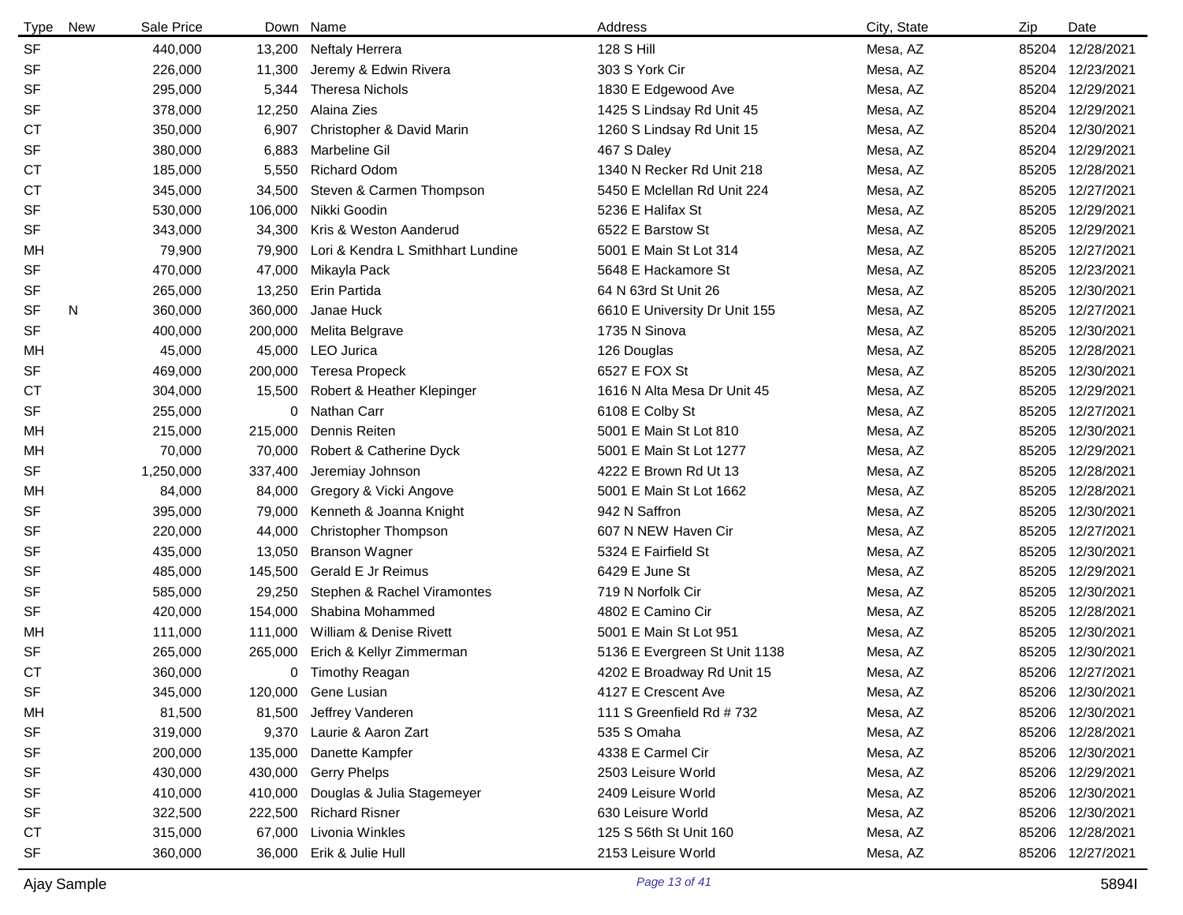| Type | New | Sale Price | Down | Name | Address | City, State | Zip | Date |
|---|---|---|---|---|---|---|---|---|
| SF | | 440,000 | 13,200 | Neftaly Herrera | 128 S Hill | Mesa, AZ | 85204 | 12/28/2021 |
| SF | | 226,000 | 11,300 | Jeremy & Edwin Rivera | 303 S York Cir | Mesa, AZ | 85204 | 12/23/2021 |
| SF | | 295,000 | 5,344 | Theresa Nichols | 1830 E Edgewood Ave | Mesa, AZ | 85204 | 12/29/2021 |
| SF | | 378,000 | 12,250 | Alaina Zies | 1425 S Lindsay Rd Unit 45 | Mesa, AZ | 85204 | 12/29/2021 |
| CT | | 350,000 | 6,907 | Christopher & David Marin | 1260 S Lindsay Rd Unit 15 | Mesa, AZ | 85204 | 12/30/2021 |
| SF | | 380,000 | 6,883 | Marbeline Gil | 467 S Daley | Mesa, AZ | 85204 | 12/29/2021 |
| CT | | 185,000 | 5,550 | Richard Odom | 1340 N Recker Rd Unit 218 | Mesa, AZ | 85205 | 12/28/2021 |
| CT | | 345,000 | 34,500 | Steven & Carmen Thompson | 5450 E Mclellan Rd Unit 224 | Mesa, AZ | 85205 | 12/27/2021 |
| SF | | 530,000 | 106,000 | Nikki Goodin | 5236 E Halifax St | Mesa, AZ | 85205 | 12/29/2021 |
| SF | | 343,000 | 34,300 | Kris & Weston Aanderud | 6522 E Barstow St | Mesa, AZ | 85205 | 12/29/2021 |
| MH | | 79,900 | 79,900 | Lori & Kendra L Smithhart Lundine | 5001 E Main St Lot 314 | Mesa, AZ | 85205 | 12/27/2021 |
| SF | | 470,000 | 47,000 | Mikayla Pack | 5648 E Hackamore St | Mesa, AZ | 85205 | 12/23/2021 |
| SF | | 265,000 | 13,250 | Erin Partida | 64 N 63rd St Unit 26 | Mesa, AZ | 85205 | 12/30/2021 |
| SF | N | 360,000 | 360,000 | Janae Huck | 6610 E University Dr Unit 155 | Mesa, AZ | 85205 | 12/27/2021 |
| SF | | 400,000 | 200,000 | Melita Belgrave | 1735 N Sinova | Mesa, AZ | 85205 | 12/30/2021 |
| MH | | 45,000 | 45,000 | LEO Jurica | 126 Douglas | Mesa, AZ | 85205 | 12/28/2021 |
| SF | | 469,000 | 200,000 | Teresa Propeck | 6527 E FOX St | Mesa, AZ | 85205 | 12/30/2021 |
| CT | | 304,000 | 15,500 | Robert & Heather Klepinger | 1616 N Alta Mesa Dr Unit 45 | Mesa, AZ | 85205 | 12/29/2021 |
| SF | | 255,000 | 0 | Nathan Carr | 6108 E Colby St | Mesa, AZ | 85205 | 12/27/2021 |
| MH | | 215,000 | 215,000 | Dennis Reiten | 5001 E Main St Lot 810 | Mesa, AZ | 85205 | 12/30/2021 |
| MH | | 70,000 | 70,000 | Robert & Catherine Dyck | 5001 E Main St Lot 1277 | Mesa, AZ | 85205 | 12/29/2021 |
| SF | | 1,250,000 | 337,400 | Jeremiay Johnson | 4222 E Brown Rd Ut 13 | Mesa, AZ | 85205 | 12/28/2021 |
| MH | | 84,000 | 84,000 | Gregory & Vicki Angove | 5001 E Main St Lot 1662 | Mesa, AZ | 85205 | 12/28/2021 |
| SF | | 395,000 | 79,000 | Kenneth & Joanna Knight | 942 N Saffron | Mesa, AZ | 85205 | 12/30/2021 |
| SF | | 220,000 | 44,000 | Christopher Thompson | 607 N NEW Haven Cir | Mesa, AZ | 85205 | 12/27/2021 |
| SF | | 435,000 | 13,050 | Branson Wagner | 5324 E Fairfield St | Mesa, AZ | 85205 | 12/30/2021 |
| SF | | 485,000 | 145,500 | Gerald E Jr Reimus | 6429 E June St | Mesa, AZ | 85205 | 12/29/2021 |
| SF | | 585,000 | 29,250 | Stephen & Rachel Viramontes | 719 N Norfolk Cir | Mesa, AZ | 85205 | 12/30/2021 |
| SF | | 420,000 | 154,000 | Shabina Mohammed | 4802 E Camino Cir | Mesa, AZ | 85205 | 12/28/2021 |
| MH | | 111,000 | 111,000 | William & Denise Rivett | 5001 E Main St Lot 951 | Mesa, AZ | 85205 | 12/30/2021 |
| SF | | 265,000 | 265,000 | Erich & Kellyr Zimmerman | 5136 E Evergreen St Unit 1138 | Mesa, AZ | 85205 | 12/30/2021 |
| CT | | 360,000 | 0 | Timothy Reagan | 4202 E Broadway Rd Unit 15 | Mesa, AZ | 85206 | 12/27/2021 |
| SF | | 345,000 | 120,000 | Gene Lusian | 4127 E Crescent Ave | Mesa, AZ | 85206 | 12/30/2021 |
| MH | | 81,500 | 81,500 | Jeffrey Vanderen | 111 S Greenfield Rd # 732 | Mesa, AZ | 85206 | 12/30/2021 |
| SF | | 319,000 | 9,370 | Laurie & Aaron Zart | 535 S Omaha | Mesa, AZ | 85206 | 12/28/2021 |
| SF | | 200,000 | 135,000 | Danette Kampfer | 4338 E Carmel Cir | Mesa, AZ | 85206 | 12/30/2021 |
| SF | | 430,000 | 430,000 | Gerry Phelps | 2503 Leisure World | Mesa, AZ | 85206 | 12/29/2021 |
| SF | | 410,000 | 410,000 | Douglas & Julia Stagemeyer | 2409 Leisure World | Mesa, AZ | 85206 | 12/30/2021 |
| SF | | 322,500 | 222,500 | Richard Risner | 630 Leisure World | Mesa, AZ | 85206 | 12/30/2021 |
| CT | | 315,000 | 67,000 | Livonia Winkles | 125 S 56th St Unit 160 | Mesa, AZ | 85206 | 12/28/2021 |
| SF | | 360,000 | 36,000 | Erik & Julie Hull | 2153 Leisure World | Mesa, AZ | 85206 | 12/27/2021 |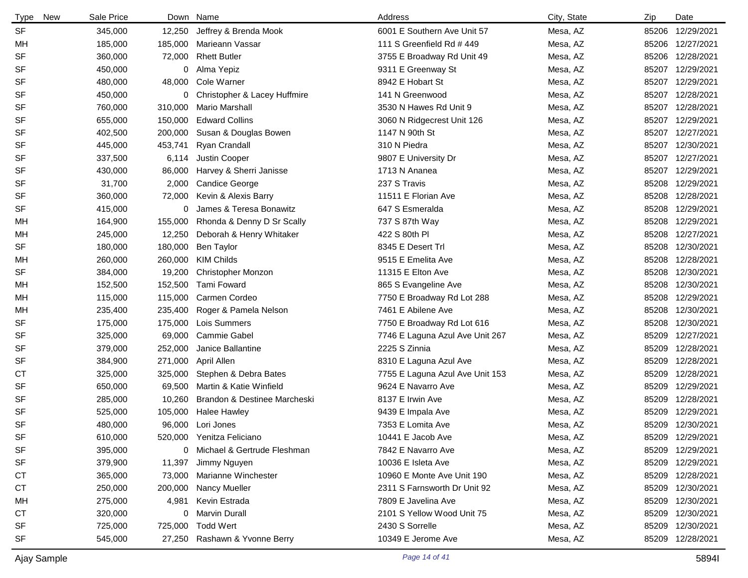| Type | New | Sale Price | Down | Name | Address | City, State | Zip | Date |
|---|---|---|---|---|---|---|---|---|
| SF | | 345,000 | 12,250 | Jeffrey & Brenda Mook | 6001 E Southern Ave Unit 57 | Mesa, AZ | 85206 | 12/29/2021 |
| MH | | 185,000 | 185,000 | Marieann Vassar | 111 S Greenfield Rd # 449 | Mesa, AZ | 85206 | 12/27/2021 |
| SF | | 360,000 | 72,000 | Rhett Butler | 3755 E Broadway Rd Unit 49 | Mesa, AZ | 85206 | 12/28/2021 |
| SF | | 450,000 | 0 | Alma Yepiz | 9311 E Greenway St | Mesa, AZ | 85207 | 12/29/2021 |
| SF | | 480,000 | 48,000 | Cole Warner | 8942 E Hobart St | Mesa, AZ | 85207 | 12/29/2021 |
| SF | | 450,000 | 0 | Christopher & Lacey Huffmire | 141 N Greenwood | Mesa, AZ | 85207 | 12/28/2021 |
| SF | | 760,000 | 310,000 | Mario Marshall | 3530 N Hawes Rd Unit 9 | Mesa, AZ | 85207 | 12/28/2021 |
| SF | | 655,000 | 150,000 | Edward Collins | 3060 N Ridgecrest Unit 126 | Mesa, AZ | 85207 | 12/29/2021 |
| SF | | 402,500 | 200,000 | Susan & Douglas Bowen | 1147 N 90th St | Mesa, AZ | 85207 | 12/27/2021 |
| SF | | 445,000 | 453,741 | Ryan Crandall | 310 N Piedra | Mesa, AZ | 85207 | 12/30/2021 |
| SF | | 337,500 | 6,114 | Justin Cooper | 9807 E University Dr | Mesa, AZ | 85207 | 12/27/2021 |
| SF | | 430,000 | 86,000 | Harvey & Sherri Janisse | 1713 N Ananea | Mesa, AZ | 85207 | 12/29/2021 |
| SF | | 31,700 | 2,000 | Candice George | 237 S Travis | Mesa, AZ | 85208 | 12/29/2021 |
| SF | | 360,000 | 72,000 | Kevin & Alexis Barry | 11511 E Florian Ave | Mesa, AZ | 85208 | 12/28/2021 |
| SF | | 415,000 | 0 | James & Teresa Bonawitz | 647 S Esmeralda | Mesa, AZ | 85208 | 12/29/2021 |
| MH | | 164,900 | 155,000 | Rhonda & Denny D Sr Scally | 737 S 87th Way | Mesa, AZ | 85208 | 12/29/2021 |
| MH | | 245,000 | 12,250 | Deborah & Henry Whitaker | 422 S 80th Pl | Mesa, AZ | 85208 | 12/27/2021 |
| SF | | 180,000 | 180,000 | Ben Taylor | 8345 E Desert Trl | Mesa, AZ | 85208 | 12/30/2021 |
| MH | | 260,000 | 260,000 | KIM Childs | 9515 E Emelita Ave | Mesa, AZ | 85208 | 12/28/2021 |
| SF | | 384,000 | 19,200 | Christopher Monzon | 11315 E Elton Ave | Mesa, AZ | 85208 | 12/30/2021 |
| MH | | 152,500 | 152,500 | Tami Foward | 865 S Evangeline Ave | Mesa, AZ | 85208 | 12/30/2021 |
| MH | | 115,000 | 115,000 | Carmen Cordeo | 7750 E Broadway Rd Lot 288 | Mesa, AZ | 85208 | 12/29/2021 |
| MH | | 235,400 | 235,400 | Roger & Pamela Nelson | 7461 E Abilene Ave | Mesa, AZ | 85208 | 12/30/2021 |
| SF | | 175,000 | 175,000 | Lois Summers | 7750 E Broadway Rd Lot 616 | Mesa, AZ | 85208 | 12/30/2021 |
| SF | | 325,000 | 69,000 | Cammie Gabel | 7746 E Laguna Azul Ave Unit 267 | Mesa, AZ | 85209 | 12/27/2021 |
| SF | | 379,000 | 252,000 | Janice Ballantine | 2225 S Zinnia | Mesa, AZ | 85209 | 12/28/2021 |
| SF | | 384,900 | 271,000 | April Allen | 8310 E Laguna Azul Ave | Mesa, AZ | 85209 | 12/28/2021 |
| CT | | 325,000 | 325,000 | Stephen & Debra Bates | 7755 E Laguna Azul Ave Unit 153 | Mesa, AZ | 85209 | 12/28/2021 |
| SF | | 650,000 | 69,500 | Martin & Katie Winfield | 9624 E Navarro Ave | Mesa, AZ | 85209 | 12/29/2021 |
| SF | | 285,000 | 10,260 | Brandon & Destinee Marcheski | 8137 E Irwin Ave | Mesa, AZ | 85209 | 12/28/2021 |
| SF | | 525,000 | 105,000 | Halee Hawley | 9439 E Impala Ave | Mesa, AZ | 85209 | 12/29/2021 |
| SF | | 480,000 | 96,000 | Lori Jones | 7353 E Lomita Ave | Mesa, AZ | 85209 | 12/30/2021 |
| SF | | 610,000 | 520,000 | Yenitza Feliciano | 10441 E Jacob Ave | Mesa, AZ | 85209 | 12/29/2021 |
| SF | | 395,000 | 0 | Michael & Gertrude Fleshman | 7842 E Navarro Ave | Mesa, AZ | 85209 | 12/29/2021 |
| SF | | 379,900 | 11,397 | Jimmy Nguyen | 10036 E Isleta Ave | Mesa, AZ | 85209 | 12/29/2021 |
| CT | | 365,000 | 73,000 | Marianne Winchester | 10960 E Monte Ave Unit 190 | Mesa, AZ | 85209 | 12/28/2021 |
| CT | | 250,000 | 200,000 | Nancy Mueller | 2311 S Farnsworth Dr Unit 92 | Mesa, AZ | 85209 | 12/30/2021 |
| MH | | 275,000 | 4,981 | Kevin Estrada | 7809 E Javelina Ave | Mesa, AZ | 85209 | 12/30/2021 |
| CT | | 320,000 | 0 | Marvin Durall | 2101 S Yellow Wood Unit 75 | Mesa, AZ | 85209 | 12/30/2021 |
| SF | | 725,000 | 725,000 | Todd Wert | 2430 S Sorrelle | Mesa, AZ | 85209 | 12/30/2021 |
| SF | | 545,000 | 27,250 | Rashawn & Yvonne Berry | 10349 E Jerome Ave | Mesa, AZ | 85209 | 12/28/2021 |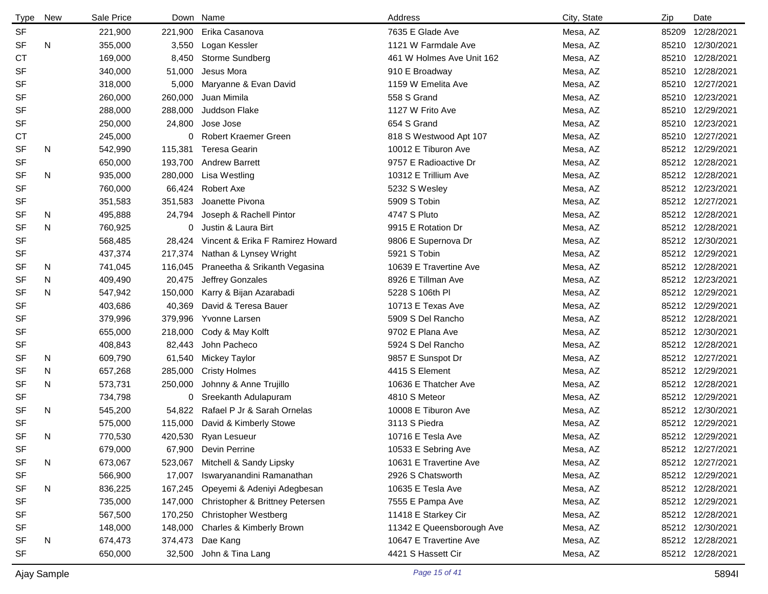| Type | New | Sale Price | Down | Name | Address | City, State | Zip | Date |
|---|---|---|---|---|---|---|---|---|
| SF | | 221,900 | 221,900 | Erika Casanova | 7635 E Glade Ave | Mesa, AZ | 85209 | 12/28/2021 |
| SF | N | 355,000 | 3,550 | Logan Kessler | 1121 W Farmdale Ave | Mesa, AZ | 85210 | 12/30/2021 |
| CT | | 169,000 | 8,450 | Storme Sundberg | 461 W Holmes Ave Unit 162 | Mesa, AZ | 85210 | 12/28/2021 |
| SF | | 340,000 | 51,000 | Jesus Mora | 910 E Broadway | Mesa, AZ | 85210 | 12/28/2021 |
| SF | | 318,000 | 5,000 | Maryanne & Evan David | 1159 W Emelita Ave | Mesa, AZ | 85210 | 12/27/2021 |
| SF | | 260,000 | 260,000 | Juan Mimila | 558 S Grand | Mesa, AZ | 85210 | 12/23/2021 |
| SF | | 288,000 | 288,000 | Juddson Flake | 1127 W Frito Ave | Mesa, AZ | 85210 | 12/29/2021 |
| SF | | 250,000 | 24,800 | Jose Jose | 654 S Grand | Mesa, AZ | 85210 | 12/23/2021 |
| CT | | 245,000 | 0 | Robert Kraemer Green | 818 S Westwood Apt 107 | Mesa, AZ | 85210 | 12/27/2021 |
| SF | N | 542,990 | 115,381 | Teresa Gearin | 10012 E Tiburon Ave | Mesa, AZ | 85212 | 12/29/2021 |
| SF | | 650,000 | 193,700 | Andrew Barrett | 9757 E Radioactive Dr | Mesa, AZ | 85212 | 12/28/2021 |
| SF | N | 935,000 | 280,000 | Lisa Westling | 10312 E Trillium Ave | Mesa, AZ | 85212 | 12/28/2021 |
| SF | | 760,000 | 66,424 | Robert Axe | 5232 S Wesley | Mesa, AZ | 85212 | 12/23/2021 |
| SF | | 351,583 | 351,583 | Joanette Pivona | 5909 S Tobin | Mesa, AZ | 85212 | 12/27/2021 |
| SF | N | 495,888 | 24,794 | Joseph & Rachell Pintor | 4747 S Pluto | Mesa, AZ | 85212 | 12/28/2021 |
| SF | N | 760,925 | 0 | Justin & Laura Birt | 9915 E Rotation Dr | Mesa, AZ | 85212 | 12/28/2021 |
| SF | | 568,485 | 28,424 | Vincent & Erika F Ramirez Howard | 9806 E Supernova Dr | Mesa, AZ | 85212 | 12/30/2021 |
| SF | | 437,374 | 217,374 | Nathan & Lynsey Wright | 5921 S Tobin | Mesa, AZ | 85212 | 12/29/2021 |
| SF | N | 741,045 | 116,045 | Praneetha & Srikanth Vegasina | 10639 E Travertine Ave | Mesa, AZ | 85212 | 12/28/2021 |
| SF | N | 409,490 | 20,475 | Jeffrey Gonzales | 8926 E Tillman Ave | Mesa, AZ | 85212 | 12/23/2021 |
| SF | N | 547,942 | 150,000 | Karry & Bijan Azarabadi | 5228 S 106th Pl | Mesa, AZ | 85212 | 12/29/2021 |
| SF | | 403,686 | 40,369 | David & Teresa Bauer | 10713 E Texas Ave | Mesa, AZ | 85212 | 12/29/2021 |
| SF | | 379,996 | 379,996 | Yvonne Larsen | 5909 S Del Rancho | Mesa, AZ | 85212 | 12/28/2021 |
| SF | | 655,000 | 218,000 | Cody & May Kolft | 9702 E Plana Ave | Mesa, AZ | 85212 | 12/30/2021 |
| SF | | 408,843 | 82,443 | John Pacheco | 5924 S Del Rancho | Mesa, AZ | 85212 | 12/28/2021 |
| SF | N | 609,790 | 61,540 | Mickey Taylor | 9857 E Sunspot Dr | Mesa, AZ | 85212 | 12/27/2021 |
| SF | N | 657,268 | 285,000 | Cristy Holmes | 4415 S Element | Mesa, AZ | 85212 | 12/29/2021 |
| SF | N | 573,731 | 250,000 | Johnny & Anne Trujillo | 10636 E Thatcher Ave | Mesa, AZ | 85212 | 12/28/2021 |
| SF | | 734,798 | 0 | Sreekanth Adulapuram | 4810 S Meteor | Mesa, AZ | 85212 | 12/29/2021 |
| SF | N | 545,200 | 54,822 | Rafael P Jr & Sarah Ornelas | 10008 E Tiburon Ave | Mesa, AZ | 85212 | 12/30/2021 |
| SF | | 575,000 | 115,000 | David & Kimberly Stowe | 3113 S Piedra | Mesa, AZ | 85212 | 12/29/2021 |
| SF | N | 770,530 | 420,530 | Ryan Lesueur | 10716 E Tesla Ave | Mesa, AZ | 85212 | 12/29/2021 |
| SF | | 679,000 | 67,900 | Devin Perrine | 10533 E Sebring Ave | Mesa, AZ | 85212 | 12/27/2021 |
| SF | N | 673,067 | 523,067 | Mitchell & Sandy Lipsky | 10631 E Travertine Ave | Mesa, AZ | 85212 | 12/27/2021 |
| SF | | 566,900 | 17,007 | Iswaryanandini Ramanathan | 2926 S Chatsworth | Mesa, AZ | 85212 | 12/29/2021 |
| SF | N | 836,225 | 167,245 | Opeyemi & Adeniyi Adegbesan | 10635 E Tesla Ave | Mesa, AZ | 85212 | 12/28/2021 |
| SF | | 735,000 | 147,000 | Christopher & Brittney Petersen | 7555 E Pampa Ave | Mesa, AZ | 85212 | 12/29/2021 |
| SF | | 567,500 | 170,250 | Christopher Westberg | 11418 E Starkey Cir | Mesa, AZ | 85212 | 12/28/2021 |
| SF | | 148,000 | 148,000 | Charles & Kimberly Brown | 11342 E Queensborough Ave | Mesa, AZ | 85212 | 12/30/2021 |
| SF | N | 674,473 | 374,473 | Dae Kang | 10647 E Travertine Ave | Mesa, AZ | 85212 | 12/28/2021 |
| SF | | 650,000 | 32,500 | John & Tina Lang | 4421 S Hassett Cir | Mesa, AZ | 85212 | 12/28/2021 |

Ajay Sample 5894I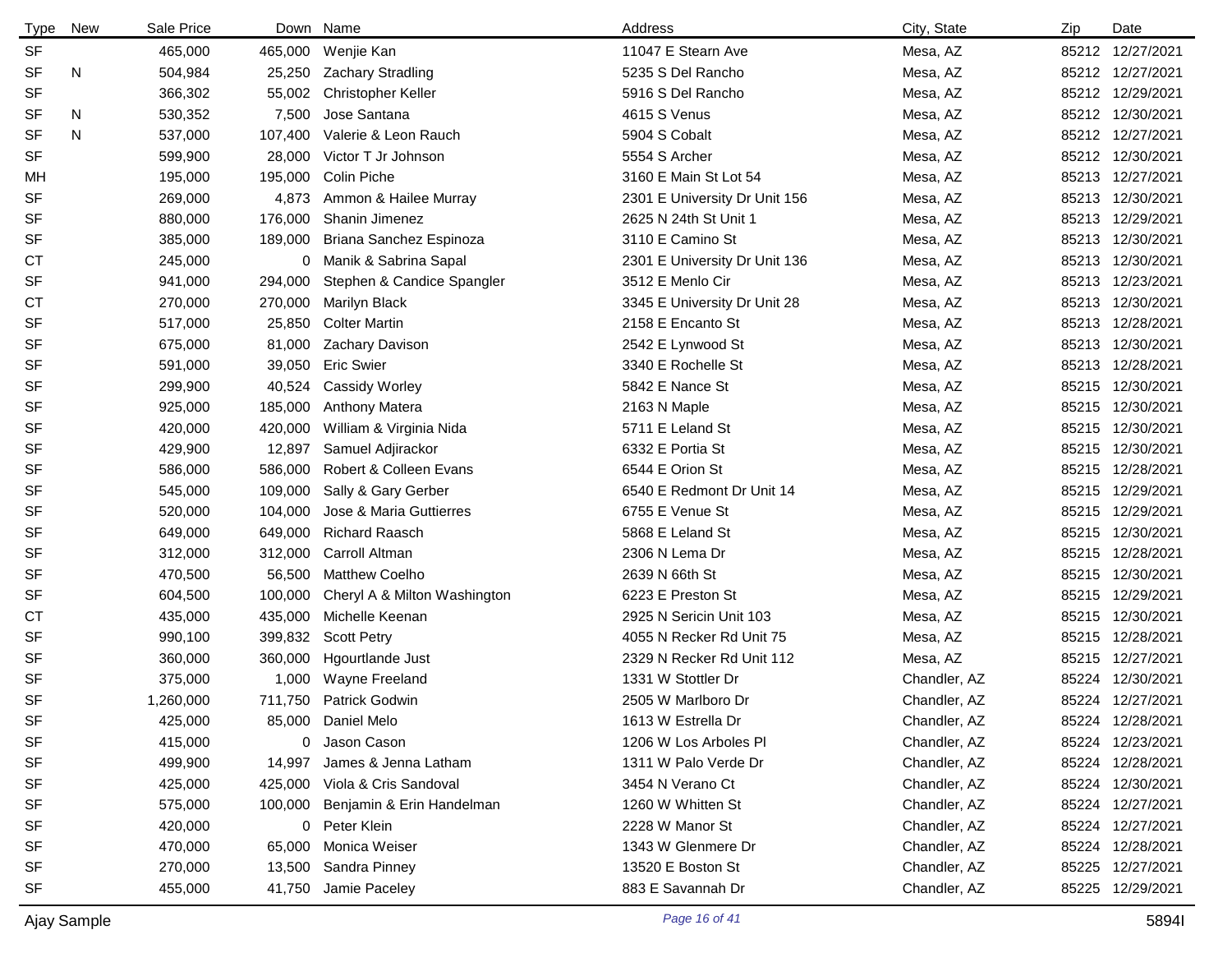| Type | New | Sale Price | Down | Name | Address | City, State | Zip | Date |
|---|---|---|---|---|---|---|---|---|
| SF | | 465,000 | 465,000 | Wenjie Kan | 11047 E Stearn Ave | Mesa, AZ | 85212 | 12/27/2021 |
| SF | N | 504,984 | 25,250 | Zachary Stradling | 5235 S Del Rancho | Mesa, AZ | 85212 | 12/27/2021 |
| SF | | 366,302 | 55,002 | Christopher Keller | 5916 S Del Rancho | Mesa, AZ | 85212 | 12/29/2021 |
| SF | N | 530,352 | 7,500 | Jose Santana | 4615 S Venus | Mesa, AZ | 85212 | 12/30/2021 |
| SF | N | 537,000 | 107,400 | Valerie & Leon Rauch | 5904 S Cobalt | Mesa, AZ | 85212 | 12/27/2021 |
| SF | | 599,900 | 28,000 | Victor T Jr Johnson | 5554 S Archer | Mesa, AZ | 85212 | 12/30/2021 |
| MH | | 195,000 | 195,000 | Colin Piche | 3160 E Main St Lot 54 | Mesa, AZ | 85213 | 12/27/2021 |
| SF | | 269,000 | 4,873 | Ammon & Hailee Murray | 2301 E University Dr Unit 156 | Mesa, AZ | 85213 | 12/30/2021 |
| SF | | 880,000 | 176,000 | Shanin Jimenez | 2625 N 24th St Unit 1 | Mesa, AZ | 85213 | 12/29/2021 |
| SF | | 385,000 | 189,000 | Briana Sanchez Espinoza | 3110 E Camino St | Mesa, AZ | 85213 | 12/30/2021 |
| CT | | 245,000 | 0 | Manik & Sabrina Sapal | 2301 E University Dr Unit 136 | Mesa, AZ | 85213 | 12/30/2021 |
| SF | | 941,000 | 294,000 | Stephen & Candice Spangler | 3512 E Menlo Cir | Mesa, AZ | 85213 | 12/23/2021 |
| CT | | 270,000 | 270,000 | Marilyn Black | 3345 E University Dr Unit 28 | Mesa, AZ | 85213 | 12/30/2021 |
| SF | | 517,000 | 25,850 | Colter Martin | 2158 E Encanto St | Mesa, AZ | 85213 | 12/28/2021 |
| SF | | 675,000 | 81,000 | Zachary Davison | 2542 E Lynwood St | Mesa, AZ | 85213 | 12/30/2021 |
| SF | | 591,000 | 39,050 | Eric Swier | 3340 E Rochelle St | Mesa, AZ | 85213 | 12/28/2021 |
| SF | | 299,900 | 40,524 | Cassidy Worley | 5842 E Nance St | Mesa, AZ | 85215 | 12/30/2021 |
| SF | | 925,000 | 185,000 | Anthony Matera | 2163 N Maple | Mesa, AZ | 85215 | 12/30/2021 |
| SF | | 420,000 | 420,000 | William & Virginia Nida | 5711 E Leland St | Mesa, AZ | 85215 | 12/30/2021 |
| SF | | 429,900 | 12,897 | Samuel Adjirackor | 6332 E Portia St | Mesa, AZ | 85215 | 12/30/2021 |
| SF | | 586,000 | 586,000 | Robert & Colleen Evans | 6544 E Orion St | Mesa, AZ | 85215 | 12/28/2021 |
| SF | | 545,000 | 109,000 | Sally & Gary Gerber | 6540 E Redmont Dr Unit 14 | Mesa, AZ | 85215 | 12/29/2021 |
| SF | | 520,000 | 104,000 | Jose & Maria Guttierres | 6755 E Venue St | Mesa, AZ | 85215 | 12/29/2021 |
| SF | | 649,000 | 649,000 | Richard Raasch | 5868 E Leland St | Mesa, AZ | 85215 | 12/30/2021 |
| SF | | 312,000 | 312,000 | Carroll Altman | 2306 N Lema Dr | Mesa, AZ | 85215 | 12/28/2021 |
| SF | | 470,500 | 56,500 | Matthew Coelho | 2639 N 66th St | Mesa, AZ | 85215 | 12/30/2021 |
| SF | | 604,500 | 100,000 | Cheryl A & Milton Washington | 6223 E Preston St | Mesa, AZ | 85215 | 12/29/2021 |
| CT | | 435,000 | 435,000 | Michelle Keenan | 2925 N Sericin Unit 103 | Mesa, AZ | 85215 | 12/30/2021 |
| SF | | 990,100 | 399,832 | Scott Petry | 4055 N Recker Rd Unit 75 | Mesa, AZ | 85215 | 12/28/2021 |
| SF | | 360,000 | 360,000 | Hgourtlande Just | 2329 N Recker Rd Unit 112 | Mesa, AZ | 85215 | 12/27/2021 |
| SF | | 375,000 | 1,000 | Wayne Freeland | 1331 W Stottler Dr | Chandler, AZ | 85224 | 12/30/2021 |
| SF | | 1,260,000 | 711,750 | Patrick Godwin | 2505 W Marlboro Dr | Chandler, AZ | 85224 | 12/27/2021 |
| SF | | 425,000 | 85,000 | Daniel Melo | 1613 W Estrella Dr | Chandler, AZ | 85224 | 12/28/2021 |
| SF | | 415,000 | 0 | Jason Cason | 1206 W Los Arboles Pl | Chandler, AZ | 85224 | 12/23/2021 |
| SF | | 499,900 | 14,997 | James & Jenna Latham | 1311 W Palo Verde Dr | Chandler, AZ | 85224 | 12/28/2021 |
| SF | | 425,000 | 425,000 | Viola & Cris Sandoval | 3454 N Verano Ct | Chandler, AZ | 85224 | 12/30/2021 |
| SF | | 575,000 | 100,000 | Benjamin & Erin Handelman | 1260 W Whitten St | Chandler, AZ | 85224 | 12/27/2021 |
| SF | | 420,000 | 0 | Peter Klein | 2228 W Manor St | Chandler, AZ | 85224 | 12/27/2021 |
| SF | | 470,000 | 65,000 | Monica Weiser | 1343 W Glenmere Dr | Chandler, AZ | 85224 | 12/28/2021 |
| SF | | 270,000 | 13,500 | Sandra Pinney | 13520 E Boston St | Chandler, AZ | 85225 | 12/27/2021 |
| SF | | 455,000 | 41,750 | Jamie Paceley | 883 E Savannah Dr | Chandler, AZ | 85225 | 12/29/2021 |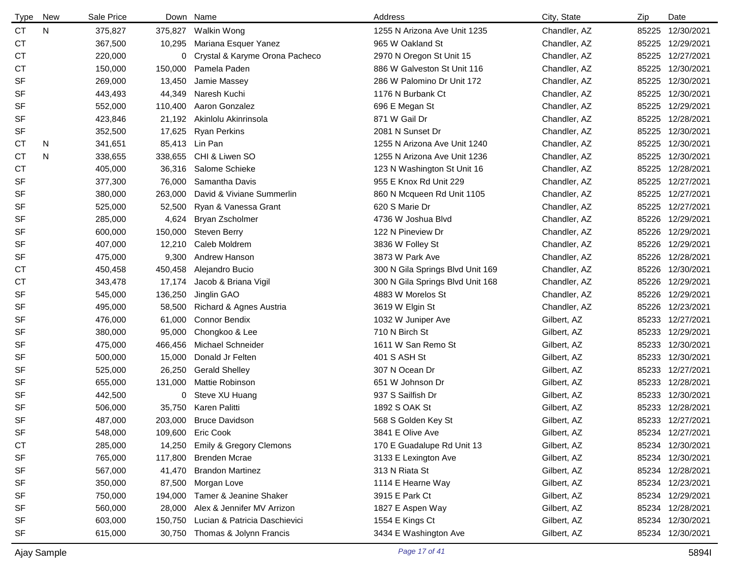| Type | New | Sale Price | Down | Name | Address | City, State | Zip | Date |
|---|---|---|---|---|---|---|---|---|
| CT | N | 375,827 | 375,827 | Walkin Wong | 1255 N Arizona Ave Unit 1235 | Chandler, AZ | 85225 | 12/30/2021 |
| CT | | 367,500 | 10,295 | Mariana Esquer Yanez | 965 W Oakland St | Chandler, AZ | 85225 | 12/29/2021 |
| CT | | 220,000 | 0 | Crystal & Karyme Orona Pacheco | 2970 N Oregon St Unit 15 | Chandler, AZ | 85225 | 12/27/2021 |
| CT | | 150,000 | 150,000 | Pamela Paden | 886 W Galveston St Unit 116 | Chandler, AZ | 85225 | 12/30/2021 |
| SF | | 269,000 | 13,450 | Jamie Massey | 286 W Palomino Dr Unit 172 | Chandler, AZ | 85225 | 12/30/2021 |
| SF | | 443,493 | 44,349 | Naresh Kuchi | 1176 N Burbank Ct | Chandler, AZ | 85225 | 12/30/2021 |
| SF | | 552,000 | 110,400 | Aaron Gonzalez | 696 E Megan St | Chandler, AZ | 85225 | 12/29/2021 |
| SF | | 423,846 | 21,192 | Akinlolu Akinrinsola | 871 W Gail Dr | Chandler, AZ | 85225 | 12/28/2021 |
| SF | | 352,500 | 17,625 | Ryan Perkins | 2081 N Sunset Dr | Chandler, AZ | 85225 | 12/30/2021 |
| CT | N | 341,651 | 85,413 | Lin Pan | 1255 N Arizona Ave Unit 1240 | Chandler, AZ | 85225 | 12/30/2021 |
| CT | N | 338,655 | 338,655 | CHI & Liwen SO | 1255 N Arizona Ave Unit 1236 | Chandler, AZ | 85225 | 12/30/2021 |
| CT | | 405,000 | 36,316 | Salome Schieke | 123 N Washington St Unit 16 | Chandler, AZ | 85225 | 12/28/2021 |
| SF | | 377,300 | 76,000 | Samantha Davis | 955 E Knox Rd Unit 229 | Chandler, AZ | 85225 | 12/27/2021 |
| SF | | 380,000 | 263,000 | David & Viviane Summerlin | 860 N Mcqueen Rd Unit 1105 | Chandler, AZ | 85225 | 12/27/2021 |
| SF | | 525,000 | 52,500 | Ryan & Vanessa Grant | 620 S Marie Dr | Chandler, AZ | 85225 | 12/27/2021 |
| SF | | 285,000 | 4,624 | Bryan Zscholmer | 4736 W Joshua Blvd | Chandler, AZ | 85226 | 12/29/2021 |
| SF | | 600,000 | 150,000 | Steven Berry | 122 N Pineview Dr | Chandler, AZ | 85226 | 12/29/2021 |
| SF | | 407,000 | 12,210 | Caleb Moldrem | 3836 W Folley St | Chandler, AZ | 85226 | 12/29/2021 |
| SF | | 475,000 | 9,300 | Andrew Hanson | 3873 W Park Ave | Chandler, AZ | 85226 | 12/28/2021 |
| CT | | 450,458 | 450,458 | Alejandro Bucio | 300 N Gila Springs Blvd Unit 169 | Chandler, AZ | 85226 | 12/30/2021 |
| CT | | 343,478 | 17,174 | Jacob & Briana Vigil | 300 N Gila Springs Blvd Unit 168 | Chandler, AZ | 85226 | 12/29/2021 |
| SF | | 545,000 | 136,250 | Jinglin GAO | 4883 W Morelos St | Chandler, AZ | 85226 | 12/29/2021 |
| SF | | 495,000 | 58,500 | Richard & Agnes Austria | 3619 W Elgin St | Chandler, AZ | 85226 | 12/23/2021 |
| SF | | 476,000 | 61,000 | Connor Bendix | 1032 W Juniper Ave | Gilbert, AZ | 85233 | 12/27/2021 |
| SF | | 380,000 | 95,000 | Chongkoo & Lee | 710 N Birch St | Gilbert, AZ | 85233 | 12/29/2021 |
| SF | | 475,000 | 466,456 | Michael Schneider | 1611 W San Remo St | Gilbert, AZ | 85233 | 12/30/2021 |
| SF | | 500,000 | 15,000 | Donald Jr Felten | 401 S ASH St | Gilbert, AZ | 85233 | 12/30/2021 |
| SF | | 525,000 | 26,250 | Gerald Shelley | 307 N Ocean Dr | Gilbert, AZ | 85233 | 12/27/2021 |
| SF | | 655,000 | 131,000 | Mattie Robinson | 651 W Johnson Dr | Gilbert, AZ | 85233 | 12/28/2021 |
| SF | | 442,500 | 0 | Steve XU Huang | 937 S Sailfish Dr | Gilbert, AZ | 85233 | 12/30/2021 |
| SF | | 506,000 | 35,750 | Karen Palitti | 1892 S OAK St | Gilbert, AZ | 85233 | 12/28/2021 |
| SF | | 487,000 | 203,000 | Bruce Davidson | 568 S Golden Key St | Gilbert, AZ | 85233 | 12/27/2021 |
| SF | | 548,000 | 109,600 | Eric Cook | 3841 E Olive Ave | Gilbert, AZ | 85234 | 12/27/2021 |
| CT | | 285,000 | 14,250 | Emily & Gregory Clemons | 170 E Guadalupe Rd Unit 13 | Gilbert, AZ | 85234 | 12/30/2021 |
| SF | | 765,000 | 117,800 | Brenden Mcrae | 3133 E Lexington Ave | Gilbert, AZ | 85234 | 12/30/2021 |
| SF | | 567,000 | 41,470 | Brandon Martinez | 313 N Riata St | Gilbert, AZ | 85234 | 12/28/2021 |
| SF | | 350,000 | 87,500 | Morgan Love | 1114 E Hearne Way | Gilbert, AZ | 85234 | 12/23/2021 |
| SF | | 750,000 | 194,000 | Tamer & Jeanine Shaker | 3915 E Park Ct | Gilbert, AZ | 85234 | 12/29/2021 |
| SF | | 560,000 | 28,000 | Alex & Jennifer MV Arrizon | 1827 E Aspen Way | Gilbert, AZ | 85234 | 12/28/2021 |
| SF | | 603,000 | 150,750 | Lucian & Patricia Daschievici | 1554 E Kings Ct | Gilbert, AZ | 85234 | 12/30/2021 |
| SF | | 615,000 | 30,750 | Thomas & Jolynn Francis | 3434 E Washington Ave | Gilbert, AZ | 85234 | 12/30/2021 |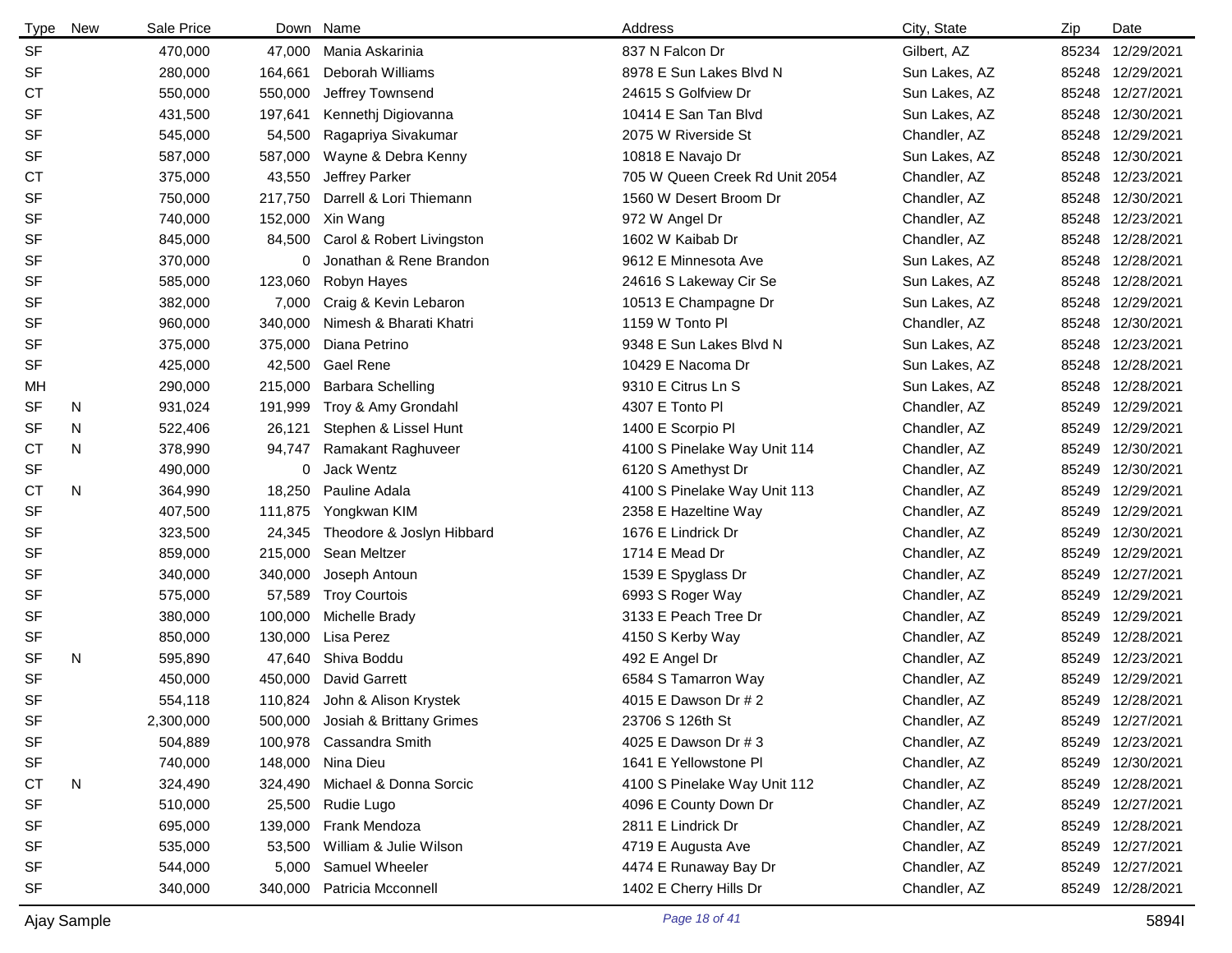| Type | New | Sale Price | Down | Name | Address | City, State | Zip | Date |
|---|---|---|---|---|---|---|---|---|
| SF | | 470,000 | 47,000 | Mania Askarinia | 837 N Falcon Dr | Gilbert, AZ | 85234 | 12/29/2021 |
| SF | | 280,000 | 164,661 | Deborah Williams | 8978 E Sun Lakes Blvd N | Sun Lakes, AZ | 85248 | 12/29/2021 |
| CT | | 550,000 | 550,000 | Jeffrey Townsend | 24615 S Golfview Dr | Sun Lakes, AZ | 85248 | 12/27/2021 |
| SF | | 431,500 | 197,641 | Kennethj Digiovanna | 10414 E San Tan Blvd | Sun Lakes, AZ | 85248 | 12/30/2021 |
| SF | | 545,000 | 54,500 | Ragapriya Sivakumar | 2075 W Riverside St | Chandler, AZ | 85248 | 12/29/2021 |
| SF | | 587,000 | 587,000 | Wayne & Debra Kenny | 10818 E Navajo Dr | Sun Lakes, AZ | 85248 | 12/30/2021 |
| CT | | 375,000 | 43,550 | Jeffrey Parker | 705 W Queen Creek Rd Unit 2054 | Chandler, AZ | 85248 | 12/23/2021 |
| SF | | 750,000 | 217,750 | Darrell & Lori Thiemann | 1560 W Desert Broom Dr | Chandler, AZ | 85248 | 12/30/2021 |
| SF | | 740,000 | 152,000 | Xin Wang | 972 W Angel Dr | Chandler, AZ | 85248 | 12/23/2021 |
| SF | | 845,000 | 84,500 | Carol & Robert Livingston | 1602 W Kaibab Dr | Chandler, AZ | 85248 | 12/28/2021 |
| SF | | 370,000 | 0 | Jonathan & Rene Brandon | 9612 E Minnesota Ave | Sun Lakes, AZ | 85248 | 12/28/2021 |
| SF | | 585,000 | 123,060 | Robyn Hayes | 24616 S Lakeway Cir Se | Sun Lakes, AZ | 85248 | 12/28/2021 |
| SF | | 382,000 | 7,000 | Craig & Kevin Lebaron | 10513 E Champagne Dr | Sun Lakes, AZ | 85248 | 12/29/2021 |
| SF | | 960,000 | 340,000 | Nimesh & Bharati Khatri | 1159 W Tonto Pl | Chandler, AZ | 85248 | 12/30/2021 |
| SF | | 375,000 | 375,000 | Diana Petrino | 9348 E Sun Lakes Blvd N | Sun Lakes, AZ | 85248 | 12/23/2021 |
| SF | | 425,000 | 42,500 | Gael Rene | 10429 E Nacoma Dr | Sun Lakes, AZ | 85248 | 12/28/2021 |
| MH | | 290,000 | 215,000 | Barbara Schelling | 9310 E Citrus Ln S | Sun Lakes, AZ | 85248 | 12/28/2021 |
| SF | N | 931,024 | 191,999 | Troy & Amy Grondahl | 4307 E Tonto Pl | Chandler, AZ | 85249 | 12/29/2021 |
| SF | N | 522,406 | 26,121 | Stephen & Lissel Hunt | 1400 E Scorpio Pl | Chandler, AZ | 85249 | 12/29/2021 |
| CT | N | 378,990 | 94,747 | Ramakant Raghuveer | 4100 S Pinelake Way Unit 114 | Chandler, AZ | 85249 | 12/30/2021 |
| SF | | 490,000 | 0 | Jack Wentz | 6120 S Amethyst Dr | Chandler, AZ | 85249 | 12/30/2021 |
| CT | N | 364,990 | 18,250 | Pauline Adala | 4100 S Pinelake Way Unit 113 | Chandler, AZ | 85249 | 12/29/2021 |
| SF | | 407,500 | 111,875 | Yongkwan KIM | 2358 E Hazeltine Way | Chandler, AZ | 85249 | 12/29/2021 |
| SF | | 323,500 | 24,345 | Theodore & Joslyn Hibbard | 1676 E Lindrick Dr | Chandler, AZ | 85249 | 12/30/2021 |
| SF | | 859,000 | 215,000 | Sean Meltzer | 1714 E Mead Dr | Chandler, AZ | 85249 | 12/29/2021 |
| SF | | 340,000 | 340,000 | Joseph Antoun | 1539 E Spyglass Dr | Chandler, AZ | 85249 | 12/27/2021 |
| SF | | 575,000 | 57,589 | Troy Courtois | 6993 S Roger Way | Chandler, AZ | 85249 | 12/29/2021 |
| SF | | 380,000 | 100,000 | Michelle Brady | 3133 E Peach Tree Dr | Chandler, AZ | 85249 | 12/29/2021 |
| SF | | 850,000 | 130,000 | Lisa Perez | 4150 S Kerby Way | Chandler, AZ | 85249 | 12/28/2021 |
| SF | N | 595,890 | 47,640 | Shiva Boddu | 492 E Angel Dr | Chandler, AZ | 85249 | 12/23/2021 |
| SF | | 450,000 | 450,000 | David Garrett | 6584 S Tamarron Way | Chandler, AZ | 85249 | 12/29/2021 |
| SF | | 554,118 | 110,824 | John & Alison Krystek | 4015 E Dawson Dr # 2 | Chandler, AZ | 85249 | 12/28/2021 |
| SF | | 2,300,000 | 500,000 | Josiah & Brittany Grimes | 23706 S 126th St | Chandler, AZ | 85249 | 12/27/2021 |
| SF | | 504,889 | 100,978 | Cassandra Smith | 4025 E Dawson Dr # 3 | Chandler, AZ | 85249 | 12/23/2021 |
| SF | | 740,000 | 148,000 | Nina Dieu | 1641 E Yellowstone Pl | Chandler, AZ | 85249 | 12/30/2021 |
| CT | N | 324,490 | 324,490 | Michael & Donna Sorcic | 4100 S Pinelake Way Unit 112 | Chandler, AZ | 85249 | 12/28/2021 |
| SF | | 510,000 | 25,500 | Rudie Lugo | 4096 E County Down Dr | Chandler, AZ | 85249 | 12/27/2021 |
| SF | | 695,000 | 139,000 | Frank Mendoza | 2811 E Lindrick Dr | Chandler, AZ | 85249 | 12/28/2021 |
| SF | | 535,000 | 53,500 | William & Julie Wilson | 4719 E Augusta Ave | Chandler, AZ | 85249 | 12/27/2021 |
| SF | | 544,000 | 5,000 | Samuel Wheeler | 4474 E Runaway Bay Dr | Chandler, AZ | 85249 | 12/27/2021 |
| SF | | 340,000 | 340,000 | Patricia Mcconnell | 1402 E Cherry Hills Dr | Chandler, AZ | 85249 | 12/28/2021 |

Ajay Sample 5894I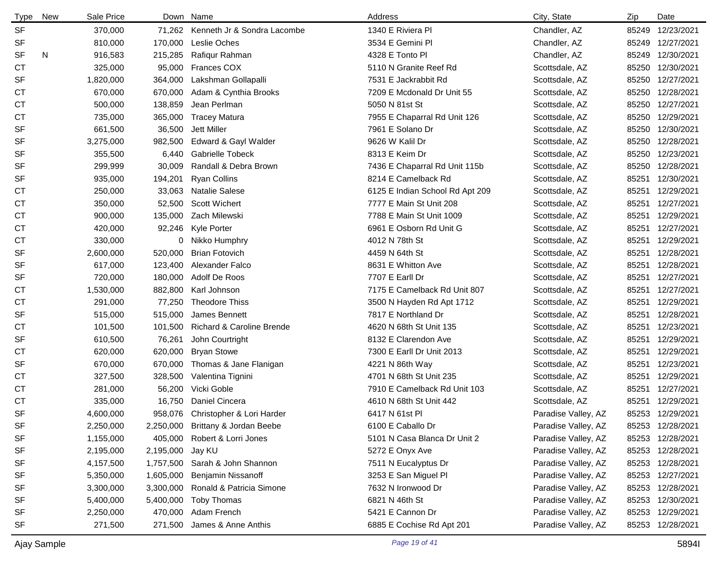| Type | New | Sale Price | Down | Name | Address | City, State | Zip | Date |
|---|---|---|---|---|---|---|---|---|
| SF | | 370,000 | 71,262 | Kenneth Jr & Sondra Lacombe | 1340 E Riviera Pl | Chandler, AZ | 85249 | 12/23/2021 |
| SF | | 810,000 | 170,000 | Leslie Oches | 3534 E Gemini Pl | Chandler, AZ | 85249 | 12/27/2021 |
| SF | N | 916,583 | 215,285 | Rafiqur Rahman | 4328 E Tonto Pl | Chandler, AZ | 85249 | 12/30/2021 |
| CT | | 325,000 | 95,000 | Frances COX | 5110 N Granite Reef Rd | Scottsdale, AZ | 85250 | 12/30/2021 |
| SF | | 1,820,000 | 364,000 | Lakshman Gollapalli | 7531 E Jackrabbit Rd | Scottsdale, AZ | 85250 | 12/27/2021 |
| CT | | 670,000 | 670,000 | Adam & Cynthia Brooks | 7209 E Mcdonald Dr Unit 55 | Scottsdale, AZ | 85250 | 12/28/2021 |
| CT | | 500,000 | 138,859 | Jean Perlman | 5050 N 81st St | Scottsdale, AZ | 85250 | 12/27/2021 |
| CT | | 735,000 | 365,000 | Tracey Matura | 7955 E Chaparral Rd Unit 126 | Scottsdale, AZ | 85250 | 12/29/2021 |
| SF | | 661,500 | 36,500 | Jett Miller | 7961 E Solano Dr | Scottsdale, AZ | 85250 | 12/30/2021 |
| SF | | 3,275,000 | 982,500 | Edward & Gayl Walder | 9626 W Kalil Dr | Scottsdale, AZ | 85250 | 12/28/2021 |
| SF | | 355,500 | 6,440 | Gabrielle Tobeck | 8313 E Keim Dr | Scottsdale, AZ | 85250 | 12/23/2021 |
| SF | | 299,999 | 30,009 | Randall & Debra Brown | 7436 E Chaparral Rd Unit 115b | Scottsdale, AZ | 85250 | 12/28/2021 |
| SF | | 935,000 | 194,201 | Ryan Collins | 8214 E Camelback Rd | Scottsdale, AZ | 85251 | 12/30/2021 |
| CT | | 250,000 | 33,063 | Natalie Salese | 6125 E Indian School Rd Apt 209 | Scottsdale, AZ | 85251 | 12/29/2021 |
| CT | | 350,000 | 52,500 | Scott Wichert | 7777 E Main St Unit 208 | Scottsdale, AZ | 85251 | 12/27/2021 |
| CT | | 900,000 | 135,000 | Zach Milewski | 7788 E Main St Unit 1009 | Scottsdale, AZ | 85251 | 12/29/2021 |
| CT | | 420,000 | 92,246 | Kyle Porter | 6961 E Osborn Rd Unit G | Scottsdale, AZ | 85251 | 12/27/2021 |
| CT | | 330,000 | 0 | Nikko Humphry | 4012 N 78th St | Scottsdale, AZ | 85251 | 12/29/2021 |
| SF | | 2,600,000 | 520,000 | Brian Fotovich | 4459 N 64th St | Scottsdale, AZ | 85251 | 12/28/2021 |
| SF | | 617,000 | 123,400 | Alexander Falco | 8631 E Whitton Ave | Scottsdale, AZ | 85251 | 12/28/2021 |
| SF | | 720,000 | 180,000 | Adolf De Roos | 7707 E Earll Dr | Scottsdale, AZ | 85251 | 12/27/2021 |
| CT | | 1,530,000 | 882,800 | Karl Johnson | 7175 E Camelback Rd Unit 807 | Scottsdale, AZ | 85251 | 12/27/2021 |
| CT | | 291,000 | 77,250 | Theodore Thiss | 3500 N Hayden Rd Apt 1712 | Scottsdale, AZ | 85251 | 12/29/2021 |
| SF | | 515,000 | 515,000 | James Bennett | 7817 E Northland Dr | Scottsdale, AZ | 85251 | 12/28/2021 |
| CT | | 101,500 | 101,500 | Richard & Caroline Brende | 4620 N 68th St Unit 135 | Scottsdale, AZ | 85251 | 12/23/2021 |
| SF | | 610,500 | 76,261 | John Courtright | 8132 E Clarendon Ave | Scottsdale, AZ | 85251 | 12/29/2021 |
| CT | | 620,000 | 620,000 | Bryan Stowe | 7300 E Earll Dr Unit 2013 | Scottsdale, AZ | 85251 | 12/29/2021 |
| SF | | 670,000 | 670,000 | Thomas & Jane Flanigan | 4221 N 86th Way | Scottsdale, AZ | 85251 | 12/23/2021 |
| CT | | 327,500 | 328,500 | Valentina Tignini | 4701 N 68th St Unit 235 | Scottsdale, AZ | 85251 | 12/29/2021 |
| CT | | 281,000 | 56,200 | Vicki Goble | 7910 E Camelback Rd Unit 103 | Scottsdale, AZ | 85251 | 12/27/2021 |
| CT | | 335,000 | 16,750 | Daniel Cincera | 4610 N 68th St Unit 442 | Scottsdale, AZ | 85251 | 12/29/2021 |
| SF | | 4,600,000 | 958,076 | Christopher & Lori Harder | 6417 N 61st Pl | Paradise Valley, AZ | 85253 | 12/29/2021 |
| SF | | 2,250,000 | 2,250,000 | Brittany & Jordan Beebe | 6100 E Caballo Dr | Paradise Valley, AZ | 85253 | 12/28/2021 |
| SF | | 1,155,000 | 405,000 | Robert & Lorri Jones | 5101 N Casa Blanca Dr Unit 2 | Paradise Valley, AZ | 85253 | 12/28/2021 |
| SF | | 2,195,000 | 2,195,000 | Jay KU | 5272 E Onyx Ave | Paradise Valley, AZ | 85253 | 12/28/2021 |
| SF | | 4,157,500 | 1,757,500 | Sarah & John Shannon | 7511 N Eucalyptus Dr | Paradise Valley, AZ | 85253 | 12/28/2021 |
| SF | | 5,350,000 | 1,605,000 | Benjamin Nissanoff | 3253 E San Miguel Pl | Paradise Valley, AZ | 85253 | 12/27/2021 |
| SF | | 3,300,000 | 3,300,000 | Ronald & Patricia Simone | 7632 N Ironwood Dr | Paradise Valley, AZ | 85253 | 12/28/2021 |
| SF | | 5,400,000 | 5,400,000 | Toby Thomas | 6821 N 46th St | Paradise Valley, AZ | 85253 | 12/30/2021 |
| SF | | 2,250,000 | 470,000 | Adam French | 5421 E Cannon Dr | Paradise Valley, AZ | 85253 | 12/29/2021 |
| SF | | 271,500 | 271,500 | James & Anne Anthis | 6885 E Cochise Rd Apt 201 | Paradise Valley, AZ | 85253 | 12/28/2021 |

Ajay Sample 5894I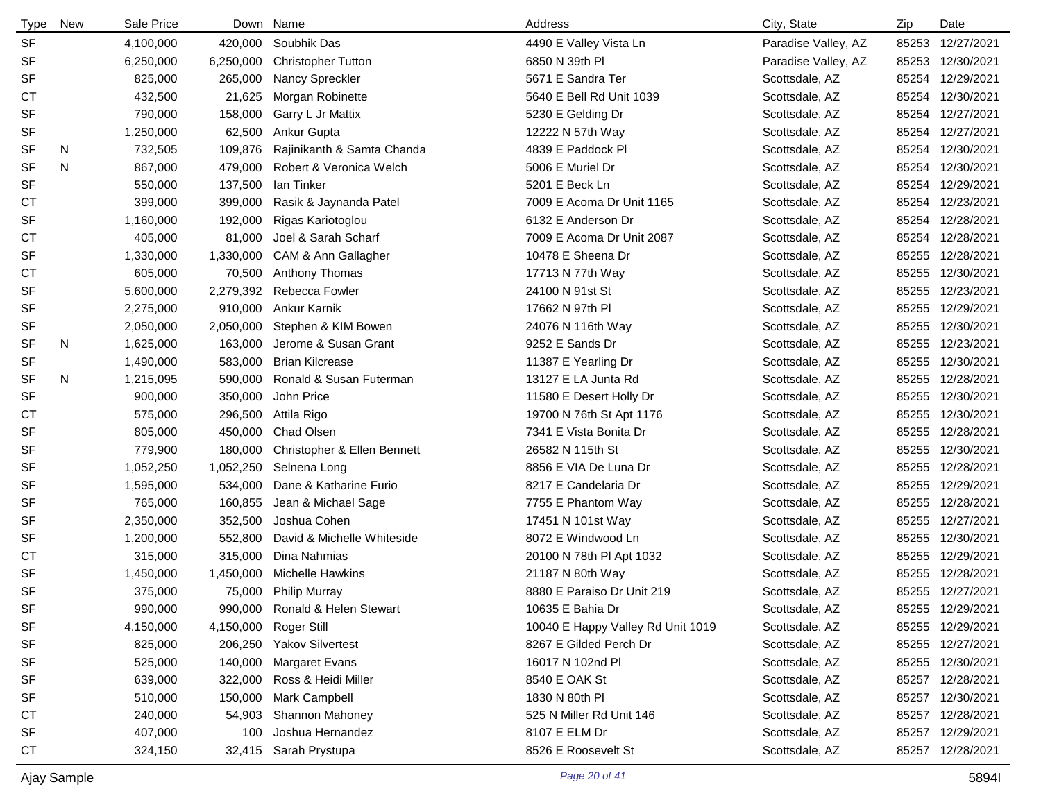| Type | New | Sale Price | Down | Name | Address | City, State | Zip | Date |
|---|---|---|---|---|---|---|---|---|
| SF | | 4,100,000 | 420,000 | Soubhik Das | 4490 E Valley Vista Ln | Paradise Valley, AZ | 85253 | 12/27/2021 |
| SF | | 6,250,000 | 6,250,000 | Christopher Tutton | 6850 N 39th Pl | Paradise Valley, AZ | 85253 | 12/30/2021 |
| SF | | 825,000 | 265,000 | Nancy Spreckler | 5671 E Sandra Ter | Scottsdale, AZ | 85254 | 12/29/2021 |
| CT | | 432,500 | 21,625 | Morgan Robinette | 5640 E Bell Rd Unit 1039 | Scottsdale, AZ | 85254 | 12/30/2021 |
| SF | | 790,000 | 158,000 | Garry L Jr Mattix | 5230 E Gelding Dr | Scottsdale, AZ | 85254 | 12/27/2021 |
| SF | | 1,250,000 | 62,500 | Ankur Gupta | 12222 N 57th Way | Scottsdale, AZ | 85254 | 12/27/2021 |
| SF | N | 732,505 | 109,876 | Rajinikanth & Samta Chanda | 4839 E Paddock Pl | Scottsdale, AZ | 85254 | 12/30/2021 |
| SF | N | 867,000 | 479,000 | Robert & Veronica Welch | 5006 E Muriel Dr | Scottsdale, AZ | 85254 | 12/30/2021 |
| SF | | 550,000 | 137,500 | Ian Tinker | 5201 E Beck Ln | Scottsdale, AZ | 85254 | 12/29/2021 |
| CT | | 399,000 | 399,000 | Rasik & Jaynanda Patel | 7009 E Acoma Dr Unit 1165 | Scottsdale, AZ | 85254 | 12/23/2021 |
| SF | | 1,160,000 | 192,000 | Rigas Kariotoglou | 6132 E Anderson Dr | Scottsdale, AZ | 85254 | 12/28/2021 |
| CT | | 405,000 | 81,000 | Joel & Sarah Scharf | 7009 E Acoma Dr Unit 2087 | Scottsdale, AZ | 85254 | 12/28/2021 |
| SF | | 1,330,000 | 1,330,000 | CAM & Ann Gallagher | 10478 E Sheena Dr | Scottsdale, AZ | 85255 | 12/28/2021 |
| CT | | 605,000 | 70,500 | Anthony Thomas | 17713 N 77th Way | Scottsdale, AZ | 85255 | 12/30/2021 |
| SF | | 5,600,000 | 2,279,392 | Rebecca Fowler | 24100 N 91st St | Scottsdale, AZ | 85255 | 12/23/2021 |
| SF | | 2,275,000 | 910,000 | Ankur Karnik | 17662 N 97th Pl | Scottsdale, AZ | 85255 | 12/29/2021 |
| SF | | 2,050,000 | 2,050,000 | Stephen & KIM Bowen | 24076 N 116th Way | Scottsdale, AZ | 85255 | 12/30/2021 |
| SF | N | 1,625,000 | 163,000 | Jerome & Susan Grant | 9252 E Sands Dr | Scottsdale, AZ | 85255 | 12/23/2021 |
| SF | | 1,490,000 | 583,000 | Brian Kilcrease | 11387 E Yearling Dr | Scottsdale, AZ | 85255 | 12/30/2021 |
| SF | N | 1,215,095 | 590,000 | Ronald & Susan Futerman | 13127 E LA Junta Rd | Scottsdale, AZ | 85255 | 12/28/2021 |
| SF | | 900,000 | 350,000 | John Price | 11580 E Desert Holly Dr | Scottsdale, AZ | 85255 | 12/30/2021 |
| CT | | 575,000 | 296,500 | Attila Rigo | 19700 N 76th St Apt 1176 | Scottsdale, AZ | 85255 | 12/30/2021 |
| SF | | 805,000 | 450,000 | Chad Olsen | 7341 E Vista Bonita Dr | Scottsdale, AZ | 85255 | 12/28/2021 |
| SF | | 779,900 | 180,000 | Christopher & Ellen Bennett | 26582 N 115th St | Scottsdale, AZ | 85255 | 12/30/2021 |
| SF | | 1,052,250 | 1,052,250 | Selnena Long | 8856 E VIA De Luna Dr | Scottsdale, AZ | 85255 | 12/28/2021 |
| SF | | 1,595,000 | 534,000 | Dane & Katharine Furio | 8217 E Candelaria Dr | Scottsdale, AZ | 85255 | 12/29/2021 |
| SF | | 765,000 | 160,855 | Jean & Michael Sage | 7755 E Phantom Way | Scottsdale, AZ | 85255 | 12/28/2021 |
| SF | | 2,350,000 | 352,500 | Joshua Cohen | 17451 N 101st Way | Scottsdale, AZ | 85255 | 12/27/2021 |
| SF | | 1,200,000 | 552,800 | David & Michelle Whiteside | 8072 E Windwood Ln | Scottsdale, AZ | 85255 | 12/30/2021 |
| CT | | 315,000 | 315,000 | Dina Nahmias | 20100 N 78th Pl Apt 1032 | Scottsdale, AZ | 85255 | 12/29/2021 |
| SF | | 1,450,000 | 1,450,000 | Michelle Hawkins | 21187 N 80th Way | Scottsdale, AZ | 85255 | 12/28/2021 |
| SF | | 375,000 | 75,000 | Philip Murray | 8880 E Paraiso Dr Unit 219 | Scottsdale, AZ | 85255 | 12/27/2021 |
| SF | | 990,000 | 990,000 | Ronald & Helen Stewart | 10635 E Bahia Dr | Scottsdale, AZ | 85255 | 12/29/2021 |
| SF | | 4,150,000 | 4,150,000 | Roger Still | 10040 E Happy Valley Rd Unit 1019 | Scottsdale, AZ | 85255 | 12/29/2021 |
| SF | | 825,000 | 206,250 | Yakov Silvertest | 8267 E Gilded Perch Dr | Scottsdale, AZ | 85255 | 12/27/2021 |
| SF | | 525,000 | 140,000 | Margaret Evans | 16017 N 102nd Pl | Scottsdale, AZ | 85255 | 12/30/2021 |
| SF | | 639,000 | 322,000 | Ross & Heidi Miller | 8540 E OAK St | Scottsdale, AZ | 85257 | 12/28/2021 |
| SF | | 510,000 | 150,000 | Mark Campbell | 1830 N 80th Pl | Scottsdale, AZ | 85257 | 12/30/2021 |
| CT | | 240,000 | 54,903 | Shannon Mahoney | 525 N Miller Rd Unit 146 | Scottsdale, AZ | 85257 | 12/28/2021 |
| SF | | 407,000 | 100 | Joshua Hernandez | 8107 E ELM Dr | Scottsdale, AZ | 85257 | 12/29/2021 |
| CT | | 324,150 | 32,415 | Sarah Prystupa | 8526 E Roosevelt St | Scottsdale, AZ | 85257 | 12/28/2021 |

Ajay Sample 5894I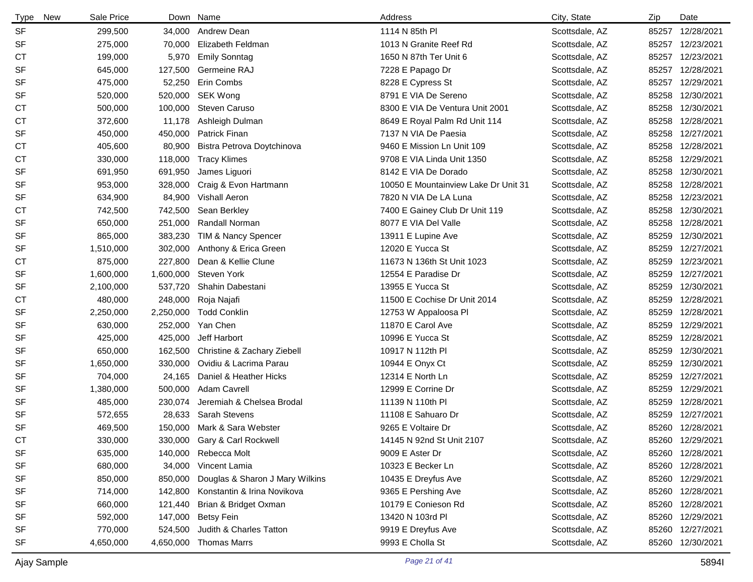| Type | New | Sale Price | Down | Name | Address | City, State | Zip | Date |
|---|---|---|---|---|---|---|---|---|
| SF | | 299,500 | 34,000 | Andrew Dean | 1114 N 85th Pl | Scottsdale, AZ | 85257 | 12/28/2021 |
| SF | | 275,000 | 70,000 | Elizabeth Feldman | 1013 N Granite Reef Rd | Scottsdale, AZ | 85257 | 12/23/2021 |
| CT | | 199,000 | 5,970 | Emily Sonntag | 1650 N 87th Ter Unit 6 | Scottsdale, AZ | 85257 | 12/23/2021 |
| SF | | 645,000 | 127,500 | Germeine RAJ | 7228 E Papago Dr | Scottsdale, AZ | 85257 | 12/28/2021 |
| SF | | 475,000 | 52,250 | Erin Combs | 8228 E Cypress St | Scottsdale, AZ | 85257 | 12/29/2021 |
| SF | | 520,000 | 520,000 | SEK Wong | 8791 E VIA De Sereno | Scottsdale, AZ | 85258 | 12/30/2021 |
| CT | | 500,000 | 100,000 | Steven Caruso | 8300 E VIA De Ventura Unit 2001 | Scottsdale, AZ | 85258 | 12/30/2021 |
| CT | | 372,600 | 11,178 | Ashleigh Dulman | 8649 E Royal Palm Rd Unit 114 | Scottsdale, AZ | 85258 | 12/28/2021 |
| SF | | 450,000 | 450,000 | Patrick Finan | 7137 N VIA De Paesia | Scottsdale, AZ | 85258 | 12/27/2021 |
| CT | | 405,600 | 80,900 | Bistra Petrova Doytchinova | 9460 E Mission Ln Unit 109 | Scottsdale, AZ | 85258 | 12/28/2021 |
| CT | | 330,000 | 118,000 | Tracy Klimes | 9708 E VIA Linda Unit 1350 | Scottsdale, AZ | 85258 | 12/29/2021 |
| SF | | 691,950 | 691,950 | James Liguori | 8142 E VIA De Dorado | Scottsdale, AZ | 85258 | 12/30/2021 |
| SF | | 953,000 | 328,000 | Craig & Evon Hartmann | 10050 E Mountainview Lake Dr Unit 31 | Scottsdale, AZ | 85258 | 12/28/2021 |
| SF | | 634,900 | 84,900 | Vishall Aeron | 7820 N VIA De LA Luna | Scottsdale, AZ | 85258 | 12/23/2021 |
| CT | | 742,500 | 742,500 | Sean Berkley | 7400 E Gainey Club Dr Unit 119 | Scottsdale, AZ | 85258 | 12/30/2021 |
| SF | | 650,000 | 251,000 | Randall Norman | 8077 E VIA Del Valle | Scottsdale, AZ | 85258 | 12/28/2021 |
| SF | | 865,000 | 383,230 | TIM & Nancy Spencer | 13911 E Lupine Ave | Scottsdale, AZ | 85259 | 12/30/2021 |
| SF | | 1,510,000 | 302,000 | Anthony & Erica Green | 12020 E Yucca St | Scottsdale, AZ | 85259 | 12/27/2021 |
| CT | | 875,000 | 227,800 | Dean & Kellie Clune | 11673 N 136th St Unit 1023 | Scottsdale, AZ | 85259 | 12/23/2021 |
| SF | | 1,600,000 | 1,600,000 | Steven York | 12554 E Paradise Dr | Scottsdale, AZ | 85259 | 12/27/2021 |
| SF | | 2,100,000 | 537,720 | Shahin Dabestani | 13955 E Yucca St | Scottsdale, AZ | 85259 | 12/30/2021 |
| CT | | 480,000 | 248,000 | Roja Najafi | 11500 E Cochise Dr Unit 2014 | Scottsdale, AZ | 85259 | 12/28/2021 |
| SF | | 2,250,000 | 2,250,000 | Todd Conklin | 12753 W Appaloosa Pl | Scottsdale, AZ | 85259 | 12/28/2021 |
| SF | | 630,000 | 252,000 | Yan Chen | 11870 E Carol Ave | Scottsdale, AZ | 85259 | 12/29/2021 |
| SF | | 425,000 | 425,000 | Jeff Harbort | 10996 E Yucca St | Scottsdale, AZ | 85259 | 12/28/2021 |
| SF | | 650,000 | 162,500 | Christine & Zachary Ziebell | 10917 N 112th Pl | Scottsdale, AZ | 85259 | 12/30/2021 |
| SF | | 1,650,000 | 330,000 | Ovidiu & Lacrima Parau | 10944 E Onyx Ct | Scottsdale, AZ | 85259 | 12/30/2021 |
| SF | | 704,000 | 24,165 | Daniel & Heather Hicks | 12314 E North Ln | Scottsdale, AZ | 85259 | 12/27/2021 |
| SF | | 1,380,000 | 500,000 | Adam Cavrell | 12999 E Corrine Dr | Scottsdale, AZ | 85259 | 12/29/2021 |
| SF | | 485,000 | 230,074 | Jeremiah & Chelsea Brodal | 11139 N 110th Pl | Scottsdale, AZ | 85259 | 12/28/2021 |
| SF | | 572,655 | 28,633 | Sarah Stevens | 11108 E Sahuaro Dr | Scottsdale, AZ | 85259 | 12/27/2021 |
| SF | | 469,500 | 150,000 | Mark & Sara Webster | 9265 E Voltaire Dr | Scottsdale, AZ | 85260 | 12/28/2021 |
| CT | | 330,000 | 330,000 | Gary & Carl Rockwell | 14145 N 92nd St Unit 2107 | Scottsdale, AZ | 85260 | 12/29/2021 |
| SF | | 635,000 | 140,000 | Rebecca Molt | 9009 E Aster Dr | Scottsdale, AZ | 85260 | 12/28/2021 |
| SF | | 680,000 | 34,000 | Vincent Lamia | 10323 E Becker Ln | Scottsdale, AZ | 85260 | 12/28/2021 |
| SF | | 850,000 | 850,000 | Douglas & Sharon J Mary Wilkins | 10435 E Dreyfus Ave | Scottsdale, AZ | 85260 | 12/29/2021 |
| SF | | 714,000 | 142,800 | Konstantin & Irina Novikova | 9365 E Pershing Ave | Scottsdale, AZ | 85260 | 12/28/2021 |
| SF | | 660,000 | 121,440 | Brian & Bridget Oxman | 10179 E Conieson Rd | Scottsdale, AZ | 85260 | 12/28/2021 |
| SF | | 592,000 | 147,000 | Betsy Fein | 13420 N 103rd Pl | Scottsdale, AZ | 85260 | 12/29/2021 |
| SF | | 770,000 | 524,500 | Judith & Charles Tatton | 9919 E Dreyfus Ave | Scottsdale, AZ | 85260 | 12/27/2021 |
| SF | | 4,650,000 | 4,650,000 | Thomas Marrs | 9993 E Cholla St | Scottsdale, AZ | 85260 | 12/30/2021 |

Ajay Sample 5894I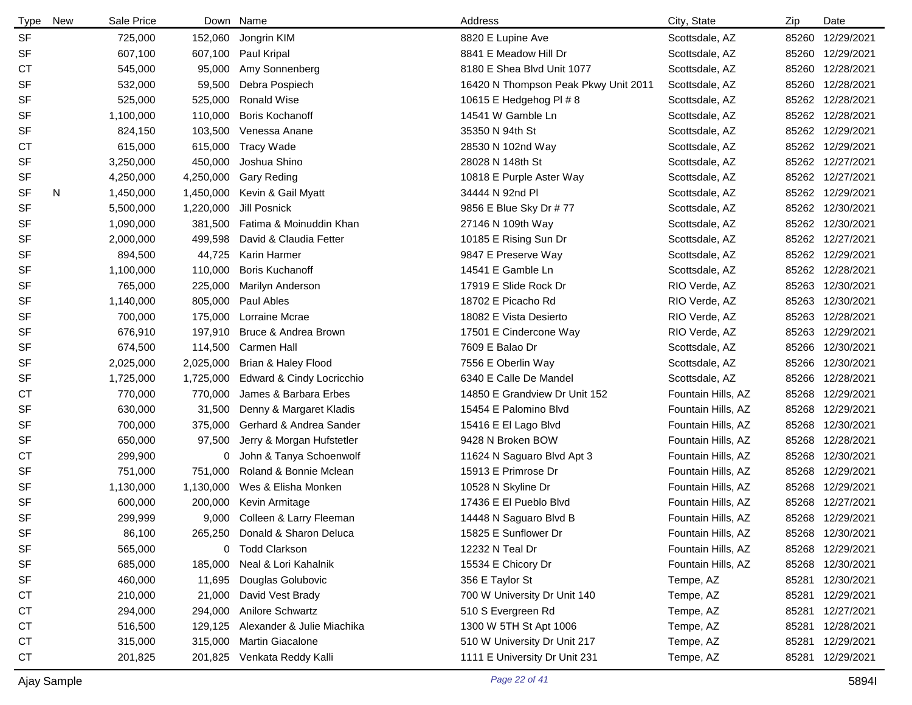| Type | New | Sale Price | Down | Name | Address | City, State | Zip | Date |
|---|---|---|---|---|---|---|---|---|
| SF | | 725,000 | 152,060 | Jongrin KIM | 8820 E Lupine Ave | Scottsdale, AZ | 85260 | 12/29/2021 |
| SF | | 607,100 | 607,100 | Paul Kripal | 8841 E Meadow Hill Dr | Scottsdale, AZ | 85260 | 12/29/2021 |
| CT | | 545,000 | 95,000 | Amy Sonnenberg | 8180 E Shea Blvd Unit 1077 | Scottsdale, AZ | 85260 | 12/28/2021 |
| SF | | 532,000 | 59,500 | Debra Pospiech | 16420 N Thompson Peak Pkwy Unit 2011 | Scottsdale, AZ | 85260 | 12/28/2021 |
| SF | | 525,000 | 525,000 | Ronald Wise | 10615 E Hedgehog Pl # 8 | Scottsdale, AZ | 85262 | 12/28/2021 |
| SF | | 1,100,000 | 110,000 | Boris Kochanoff | 14541 W Gamble Ln | Scottsdale, AZ | 85262 | 12/28/2021 |
| SF | | 824,150 | 103,500 | Venessa Anane | 35350 N 94th St | Scottsdale, AZ | 85262 | 12/29/2021 |
| CT | | 615,000 | 615,000 | Tracy Wade | 28530 N 102nd Way | Scottsdale, AZ | 85262 | 12/29/2021 |
| SF | | 3,250,000 | 450,000 | Joshua Shino | 28028 N 148th St | Scottsdale, AZ | 85262 | 12/27/2021 |
| SF | | 4,250,000 | 4,250,000 | Gary Reding | 10818 E Purple Aster Way | Scottsdale, AZ | 85262 | 12/27/2021 |
| SF | N | 1,450,000 | 1,450,000 | Kevin & Gail Myatt | 34444 N 92nd Pl | Scottsdale, AZ | 85262 | 12/29/2021 |
| SF | | 5,500,000 | 1,220,000 | Jill Posnick | 9856 E Blue Sky Dr # 77 | Scottsdale, AZ | 85262 | 12/30/2021 |
| SF | | 1,090,000 | 381,500 | Fatima & Moinuddin Khan | 27146 N 109th Way | Scottsdale, AZ | 85262 | 12/30/2021 |
| SF | | 2,000,000 | 499,598 | David & Claudia Fetter | 10185 E Rising Sun Dr | Scottsdale, AZ | 85262 | 12/27/2021 |
| SF | | 894,500 | 44,725 | Karin Harmer | 9847 E Preserve Way | Scottsdale, AZ | 85262 | 12/29/2021 |
| SF | | 1,100,000 | 110,000 | Boris Kuchanoff | 14541 E Gamble Ln | Scottsdale, AZ | 85262 | 12/28/2021 |
| SF | | 765,000 | 225,000 | Marilyn Anderson | 17919 E Slide Rock Dr | RIO Verde, AZ | 85263 | 12/30/2021 |
| SF | | 1,140,000 | 805,000 | Paul Ables | 18702 E Picacho Rd | RIO Verde, AZ | 85263 | 12/30/2021 |
| SF | | 700,000 | 175,000 | Lorraine Mcrae | 18082 E Vista Desierto | RIO Verde, AZ | 85263 | 12/28/2021 |
| SF | | 676,910 | 197,910 | Bruce & Andrea Brown | 17501 E Cindercone Way | RIO Verde, AZ | 85263 | 12/29/2021 |
| SF | | 674,500 | 114,500 | Carmen Hall | 7609 E Balao Dr | Scottsdale, AZ | 85266 | 12/30/2021 |
| SF | | 2,025,000 | 2,025,000 | Brian & Haley Flood | 7556 E Oberlin Way | Scottsdale, AZ | 85266 | 12/30/2021 |
| SF | | 1,725,000 | 1,725,000 | Edward & Cindy Locricchio | 6340 E Calle De Mandel | Scottsdale, AZ | 85266 | 12/28/2021 |
| CT | | 770,000 | 770,000 | James & Barbara Erbes | 14850 E Grandview Dr Unit 152 | Fountain Hills, AZ | 85268 | 12/29/2021 |
| SF | | 630,000 | 31,500 | Denny & Margaret Kladis | 15454 E Palomino Blvd | Fountain Hills, AZ | 85268 | 12/29/2021 |
| SF | | 700,000 | 375,000 | Gerhard & Andrea Sander | 15416 E El Lago Blvd | Fountain Hills, AZ | 85268 | 12/30/2021 |
| SF | | 650,000 | 97,500 | Jerry & Morgan Hufstetler | 9428 N Broken BOW | Fountain Hills, AZ | 85268 | 12/28/2021 |
| CT | | 299,900 | 0 | John & Tanya Schoenwolf | 11624 N Saguaro Blvd Apt 3 | Fountain Hills, AZ | 85268 | 12/30/2021 |
| SF | | 751,000 | 751,000 | Roland & Bonnie Mclean | 15913 E Primrose Dr | Fountain Hills, AZ | 85268 | 12/29/2021 |
| SF | | 1,130,000 | 1,130,000 | Wes & Elisha Monken | 10528 N Skyline Dr | Fountain Hills, AZ | 85268 | 12/29/2021 |
| SF | | 600,000 | 200,000 | Kevin Armitage | 17436 E El Pueblo Blvd | Fountain Hills, AZ | 85268 | 12/27/2021 |
| SF | | 299,999 | 9,000 | Colleen & Larry Fleeman | 14448 N Saguaro Blvd B | Fountain Hills, AZ | 85268 | 12/29/2021 |
| SF | | 86,100 | 265,250 | Donald & Sharon Deluca | 15825 E Sunflower Dr | Fountain Hills, AZ | 85268 | 12/30/2021 |
| SF | | 565,000 | 0 | Todd Clarkson | 12232 N Teal Dr | Fountain Hills, AZ | 85268 | 12/29/2021 |
| SF | | 685,000 | 185,000 | Neal & Lori Kahalnik | 15534 E Chicory Dr | Fountain Hills, AZ | 85268 | 12/30/2021 |
| SF | | 460,000 | 11,695 | Douglas Golubovic | 356 E Taylor St | Tempe, AZ | 85281 | 12/30/2021 |
| CT | | 210,000 | 21,000 | David Vest Brady | 700 W University Dr Unit 140 | Tempe, AZ | 85281 | 12/29/2021 |
| CT | | 294,000 | 294,000 | Anilore Schwartz | 510 S Evergreen Rd | Tempe, AZ | 85281 | 12/27/2021 |
| CT | | 516,500 | 129,125 | Alexander & Julie Miachika | 1300 W 5TH St Apt 1006 | Tempe, AZ | 85281 | 12/28/2021 |
| CT | | 315,000 | 315,000 | Martin Giacalone | 510 W University Dr Unit 217 | Tempe, AZ | 85281 | 12/29/2021 |
| CT | | 201,825 | 201,825 | Venkata Reddy Kalli | 1111 E University Dr Unit 231 | Tempe, AZ | 85281 | 12/29/2021 |

Ajay Sample 5894I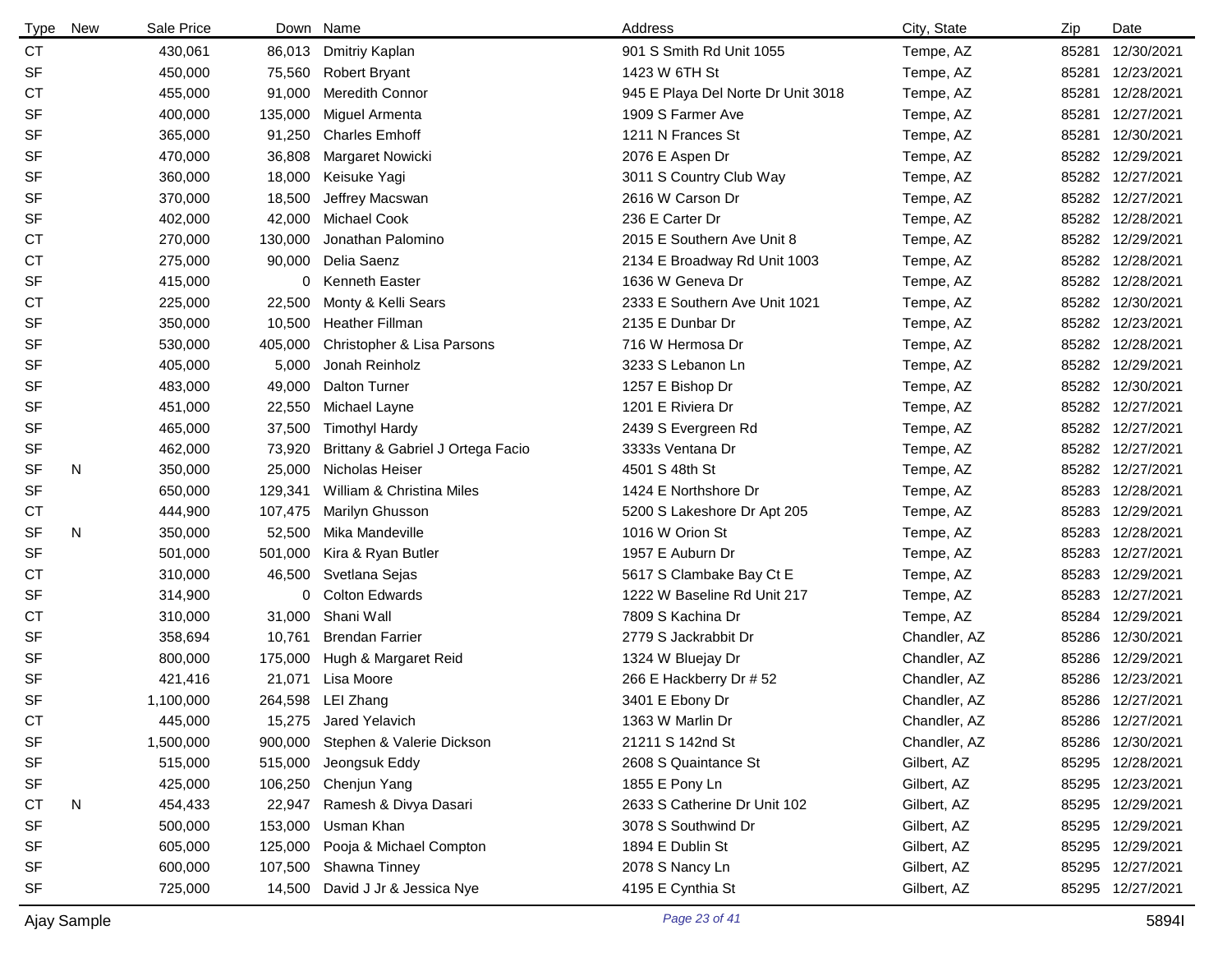| Type | New | Sale Price | Down | Name | Address | City, State | Zip | Date |
|---|---|---|---|---|---|---|---|---|
| CT | | 430,061 | 86,013 | Dmitriy Kaplan | 901 S Smith Rd Unit 1055 | Tempe, AZ | 85281 | 12/30/2021 |
| SF | | 450,000 | 75,560 | Robert Bryant | 1423 W 6TH St | Tempe, AZ | 85281 | 12/23/2021 |
| CT | | 455,000 | 91,000 | Meredith Connor | 945 E Playa Del Norte Dr Unit 3018 | Tempe, AZ | 85281 | 12/28/2021 |
| SF | | 400,000 | 135,000 | Miguel Armenta | 1909 S Farmer Ave | Tempe, AZ | 85281 | 12/27/2021 |
| SF | | 365,000 | 91,250 | Charles Emhoff | 1211 N Frances St | Tempe, AZ | 85281 | 12/30/2021 |
| SF | | 470,000 | 36,808 | Margaret Nowicki | 2076 E Aspen Dr | Tempe, AZ | 85282 | 12/29/2021 |
| SF | | 360,000 | 18,000 | Keisuke Yagi | 3011 S Country Club Way | Tempe, AZ | 85282 | 12/27/2021 |
| SF | | 370,000 | 18,500 | Jeffrey Macswan | 2616 W Carson Dr | Tempe, AZ | 85282 | 12/27/2021 |
| SF | | 402,000 | 42,000 | Michael Cook | 236 E Carter Dr | Tempe, AZ | 85282 | 12/28/2021 |
| CT | | 270,000 | 130,000 | Jonathan Palomino | 2015 E Southern Ave Unit 8 | Tempe, AZ | 85282 | 12/29/2021 |
| CT | | 275,000 | 90,000 | Delia Saenz | 2134 E Broadway Rd Unit 1003 | Tempe, AZ | 85282 | 12/28/2021 |
| SF | | 415,000 | 0 | Kenneth Easter | 1636 W Geneva Dr | Tempe, AZ | 85282 | 12/28/2021 |
| CT | | 225,000 | 22,500 | Monty & Kelli Sears | 2333 E Southern Ave Unit 1021 | Tempe, AZ | 85282 | 12/30/2021 |
| SF | | 350,000 | 10,500 | Heather Fillman | 2135 E Dunbar Dr | Tempe, AZ | 85282 | 12/23/2021 |
| SF | | 530,000 | 405,000 | Christopher & Lisa Parsons | 716 W Hermosa Dr | Tempe, AZ | 85282 | 12/28/2021 |
| SF | | 405,000 | 5,000 | Jonah Reinholz | 3233 S Lebanon Ln | Tempe, AZ | 85282 | 12/29/2021 |
| SF | | 483,000 | 49,000 | Dalton Turner | 1257 E Bishop Dr | Tempe, AZ | 85282 | 12/30/2021 |
| SF | | 451,000 | 22,550 | Michael Layne | 1201 E Riviera Dr | Tempe, AZ | 85282 | 12/27/2021 |
| SF | | 465,000 | 37,500 | Timothyl Hardy | 2439 S Evergreen Rd | Tempe, AZ | 85282 | 12/27/2021 |
| SF | | 462,000 | 73,920 | Brittany & Gabriel J Ortega Facio | 3333s Ventana Dr | Tempe, AZ | 85282 | 12/27/2021 |
| SF | N | 350,000 | 25,000 | Nicholas Heiser | 4501 S 48th St | Tempe, AZ | 85282 | 12/27/2021 |
| SF | | 650,000 | 129,341 | William & Christina Miles | 1424 E Northshore Dr | Tempe, AZ | 85283 | 12/28/2021 |
| CT | | 444,900 | 107,475 | Marilyn Ghusson | 5200 S Lakeshore Dr Apt 205 | Tempe, AZ | 85283 | 12/29/2021 |
| SF | N | 350,000 | 52,500 | Mika Mandeville | 1016 W Orion St | Tempe, AZ | 85283 | 12/28/2021 |
| SF | | 501,000 | 501,000 | Kira & Ryan Butler | 1957 E Auburn Dr | Tempe, AZ | 85283 | 12/27/2021 |
| CT | | 310,000 | 46,500 | Svetlana Sejas | 5617 S Clambake Bay Ct E | Tempe, AZ | 85283 | 12/29/2021 |
| SF | | 314,900 | 0 | Colton Edwards | 1222 W Baseline Rd Unit 217 | Tempe, AZ | 85283 | 12/27/2021 |
| CT | | 310,000 | 31,000 | Shani Wall | 7809 S Kachina Dr | Tempe, AZ | 85284 | 12/29/2021 |
| SF | | 358,694 | 10,761 | Brendan Farrier | 2779 S Jackrabbit Dr | Chandler, AZ | 85286 | 12/30/2021 |
| SF | | 800,000 | 175,000 | Hugh & Margaret Reid | 1324 W Bluejay Dr | Chandler, AZ | 85286 | 12/29/2021 |
| SF | | 421,416 | 21,071 | Lisa Moore | 266 E Hackberry Dr # 52 | Chandler, AZ | 85286 | 12/23/2021 |
| SF | | 1,100,000 | 264,598 | LEI Zhang | 3401 E Ebony Dr | Chandler, AZ | 85286 | 12/27/2021 |
| CT | | 445,000 | 15,275 | Jared Yelavich | 1363 W Marlin Dr | Chandler, AZ | 85286 | 12/27/2021 |
| SF | | 1,500,000 | 900,000 | Stephen & Valerie Dickson | 21211 S 142nd St | Chandler, AZ | 85286 | 12/30/2021 |
| SF | | 515,000 | 515,000 | Jeongsuk Eddy | 2608 S Quaintance St | Gilbert, AZ | 85295 | 12/28/2021 |
| SF | | 425,000 | 106,250 | Chenjun Yang | 1855 E Pony Ln | Gilbert, AZ | 85295 | 12/23/2021 |
| CT | N | 454,433 | 22,947 | Ramesh & Divya Dasari | 2633 S Catherine Dr Unit 102 | Gilbert, AZ | 85295 | 12/29/2021 |
| SF | | 500,000 | 153,000 | Usman Khan | 3078 S Southwind Dr | Gilbert, AZ | 85295 | 12/29/2021 |
| SF | | 605,000 | 125,000 | Pooja & Michael Compton | 1894 E Dublin St | Gilbert, AZ | 85295 | 12/29/2021 |
| SF | | 600,000 | 107,500 | Shawna Tinney | 2078 S Nancy Ln | Gilbert, AZ | 85295 | 12/27/2021 |
| SF | | 725,000 | 14,500 | David J Jr & Jessica Nye | 4195 E Cynthia St | Gilbert, AZ | 85295 | 12/27/2021 |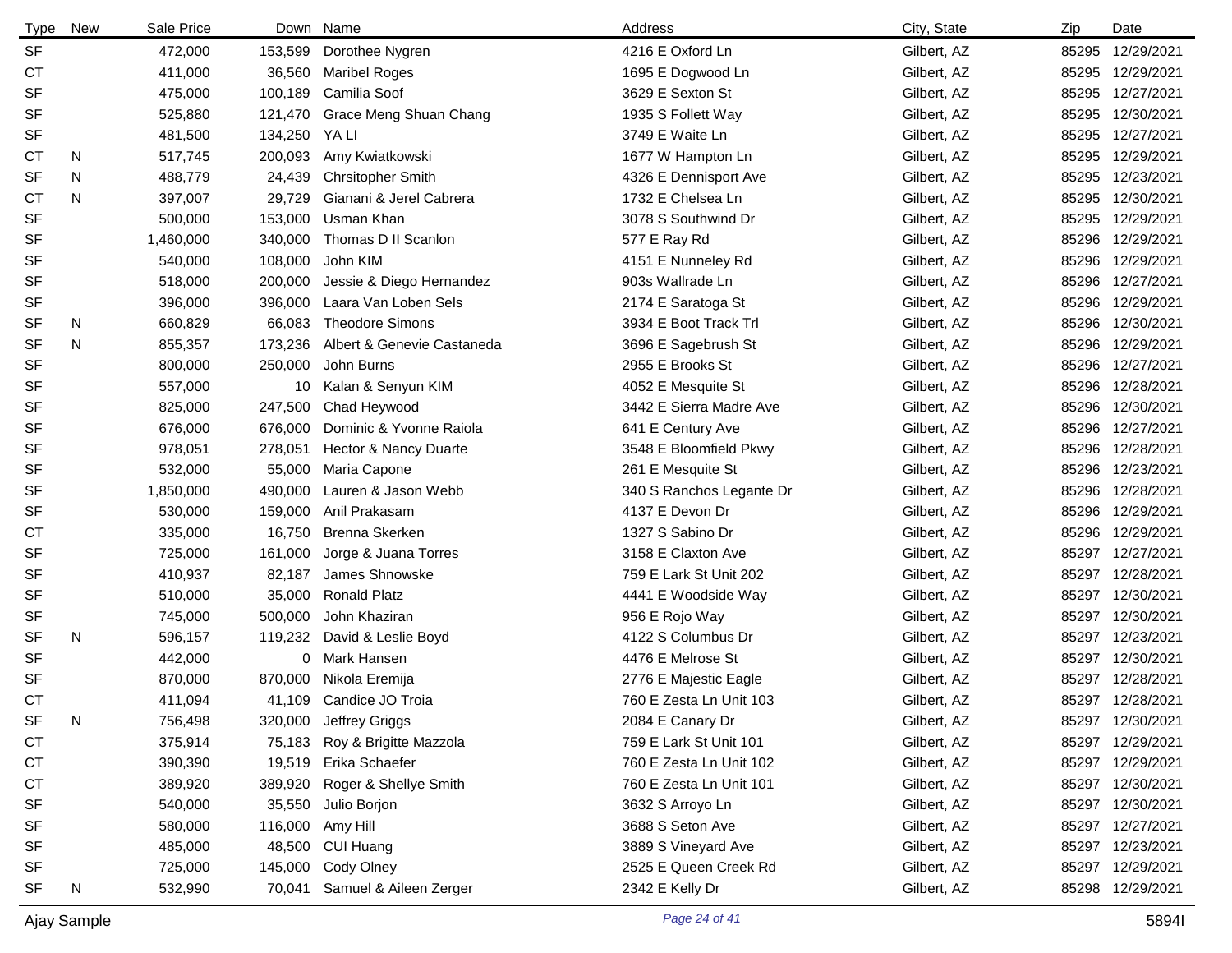| Type | New | Sale Price | Down | Name | Address | City, State | Zip | Date |
|---|---|---|---|---|---|---|---|---|
| SF | | 472,000 | 153,599 | Dorothee Nygren | 4216 E Oxford Ln | Gilbert, AZ | 85295 | 12/29/2021 |
| CT | | 411,000 | 36,560 | Maribel Roges | 1695 E Dogwood Ln | Gilbert, AZ | 85295 | 12/29/2021 |
| SF | | 475,000 | 100,189 | Camilia Soof | 3629 E Sexton St | Gilbert, AZ | 85295 | 12/27/2021 |
| SF | | 525,880 | 121,470 | Grace Meng Shuan Chang | 1935 S Follett Way | Gilbert, AZ | 85295 | 12/30/2021 |
| SF | | 481,500 | 134,250 | YA LI | 3749 E Waite Ln | Gilbert, AZ | 85295 | 12/27/2021 |
| CT | N | 517,745 | 200,093 | Amy Kwiatkowski | 1677 W Hampton Ln | Gilbert, AZ | 85295 | 12/29/2021 |
| SF | N | 488,779 | 24,439 | Chrsitopher Smith | 4326 E Dennisport Ave | Gilbert, AZ | 85295 | 12/23/2021 |
| CT | N | 397,007 | 29,729 | Gianani & Jerel Cabrera | 1732 E Chelsea Ln | Gilbert, AZ | 85295 | 12/30/2021 |
| SF | | 500,000 | 153,000 | Usman Khan | 3078 S Southwind Dr | Gilbert, AZ | 85295 | 12/29/2021 |
| SF | | 1,460,000 | 340,000 | Thomas D II Scanlon | 577 E Ray Rd | Gilbert, AZ | 85296 | 12/29/2021 |
| SF | | 540,000 | 108,000 | John KIM | 4151 E Nunneley Rd | Gilbert, AZ | 85296 | 12/29/2021 |
| SF | | 518,000 | 200,000 | Jessie & Diego Hernandez | 903s Wallrade Ln | Gilbert, AZ | 85296 | 12/27/2021 |
| SF | | 396,000 | 396,000 | Laara Van Loben Sels | 2174 E Saratoga St | Gilbert, AZ | 85296 | 12/29/2021 |
| SF | N | 660,829 | 66,083 | Theodore Simons | 3934 E Boot Track Trl | Gilbert, AZ | 85296 | 12/30/2021 |
| SF | N | 855,357 | 173,236 | Albert & Genevie Castaneda | 3696 E Sagebrush St | Gilbert, AZ | 85296 | 12/29/2021 |
| SF | | 800,000 | 250,000 | John Burns | 2955 E Brooks St | Gilbert, AZ | 85296 | 12/27/2021 |
| SF | | 557,000 | 10 | Kalan & Senyun KIM | 4052 E Mesquite St | Gilbert, AZ | 85296 | 12/28/2021 |
| SF | | 825,000 | 247,500 | Chad Heywood | 3442 E Sierra Madre Ave | Gilbert, AZ | 85296 | 12/30/2021 |
| SF | | 676,000 | 676,000 | Dominic & Yvonne Raiola | 641 E Century Ave | Gilbert, AZ | 85296 | 12/27/2021 |
| SF | | 978,051 | 278,051 | Hector & Nancy Duarte | 3548 E Bloomfield Pkwy | Gilbert, AZ | 85296 | 12/28/2021 |
| SF | | 532,000 | 55,000 | Maria Capone | 261 E Mesquite St | Gilbert, AZ | 85296 | 12/23/2021 |
| SF | | 1,850,000 | 490,000 | Lauren & Jason Webb | 340 S Ranchos Legante Dr | Gilbert, AZ | 85296 | 12/28/2021 |
| SF | | 530,000 | 159,000 | Anil Prakasam | 4137 E Devon Dr | Gilbert, AZ | 85296 | 12/29/2021 |
| CT | | 335,000 | 16,750 | Brenna Skerken | 1327 S Sabino Dr | Gilbert, AZ | 85296 | 12/29/2021 |
| SF | | 725,000 | 161,000 | Jorge & Juana Torres | 3158 E Claxton Ave | Gilbert, AZ | 85297 | 12/27/2021 |
| SF | | 410,937 | 82,187 | James Shnowske | 759 E Lark St Unit 202 | Gilbert, AZ | 85297 | 12/28/2021 |
| SF | | 510,000 | 35,000 | Ronald Platz | 4441 E Woodside Way | Gilbert, AZ | 85297 | 12/30/2021 |
| SF | | 745,000 | 500,000 | John Khaziran | 956 E Rojo Way | Gilbert, AZ | 85297 | 12/30/2021 |
| SF | N | 596,157 | 119,232 | David & Leslie Boyd | 4122 S Columbus Dr | Gilbert, AZ | 85297 | 12/23/2021 |
| SF | | 442,000 | 0 | Mark Hansen | 4476 E Melrose St | Gilbert, AZ | 85297 | 12/30/2021 |
| SF | | 870,000 | 870,000 | Nikola Eremija | 2776 E Majestic Eagle | Gilbert, AZ | 85297 | 12/28/2021 |
| CT | | 411,094 | 41,109 | Candice JO Troia | 760 E Zesta Ln Unit 103 | Gilbert, AZ | 85297 | 12/28/2021 |
| SF | N | 756,498 | 320,000 | Jeffrey Griggs | 2084 E Canary Dr | Gilbert, AZ | 85297 | 12/30/2021 |
| CT | | 375,914 | 75,183 | Roy & Brigitte Mazzola | 759 E Lark St Unit 101 | Gilbert, AZ | 85297 | 12/29/2021 |
| CT | | 390,390 | 19,519 | Erika Schaefer | 760 E Zesta Ln Unit 102 | Gilbert, AZ | 85297 | 12/29/2021 |
| CT | | 389,920 | 389,920 | Roger & Shellye Smith | 760 E Zesta Ln Unit 101 | Gilbert, AZ | 85297 | 12/30/2021 |
| SF | | 540,000 | 35,550 | Julio Borjon | 3632 S Arroyo Ln | Gilbert, AZ | 85297 | 12/30/2021 |
| SF | | 580,000 | 116,000 | Amy Hill | 3688 S Seton Ave | Gilbert, AZ | 85297 | 12/27/2021 |
| SF | | 485,000 | 48,500 | CUI Huang | 3889 S Vineyard Ave | Gilbert, AZ | 85297 | 12/23/2021 |
| SF | | 725,000 | 145,000 | Cody Olney | 2525 E Queen Creek Rd | Gilbert, AZ | 85297 | 12/29/2021 |
| SF | N | 532,990 | 70,041 | Samuel & Aileen Zerger | 2342 E Kelly Dr | Gilbert, AZ | 85298 | 12/29/2021 |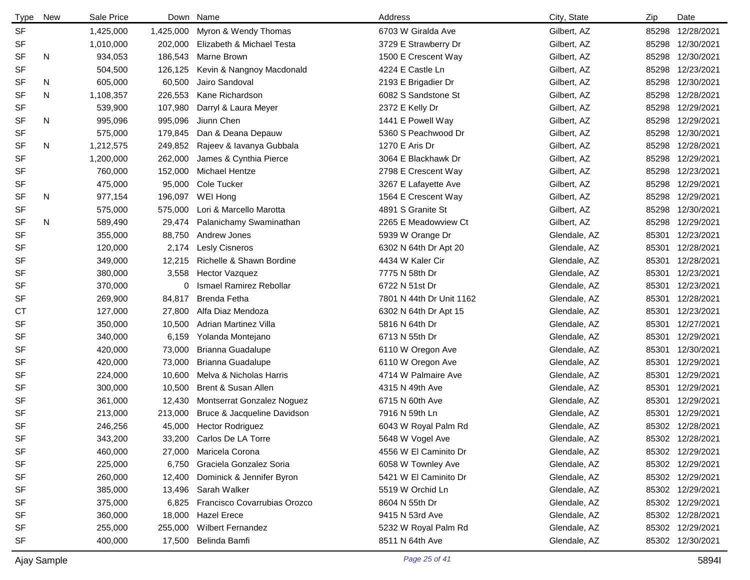| Type | New | Sale Price | Down | Name | Address | City, State | Zip | Date |
|---|---|---|---|---|---|---|---|---|
| SF | | 1,425,000 | 1,425,000 | Myron & Wendy Thomas | 6703 W Giralda Ave | Gilbert, AZ | 85298 | 12/28/2021 |
| SF | | 1,010,000 | 202,000 | Elizabeth & Michael Testa | 3729 E Strawberry Dr | Gilbert, AZ | 85298 | 12/30/2021 |
| SF | N | 934,053 | 186,543 | Marne Brown | 1500 E Crescent Way | Gilbert, AZ | 85298 | 12/30/2021 |
| SF | | 504,500 | 126,125 | Kevin & Nangnoy Macdonald | 4224 E Castle Ln | Gilbert, AZ | 85298 | 12/23/2021 |
| SF | N | 605,000 | 60,500 | Jairo Sandoval | 2193 E Brigadier Dr | Gilbert, AZ | 85298 | 12/30/2021 |
| SF | N | 1,108,357 | 226,553 | Kane Richardson | 6082 S Sandstone St | Gilbert, AZ | 85298 | 12/28/2021 |
| SF | | 539,900 | 107,980 | Darryl & Laura Meyer | 2372 E Kelly Dr | Gilbert, AZ | 85298 | 12/29/2021 |
| SF | N | 995,096 | 995,096 | Jiunn Chen | 1441 E Powell Way | Gilbert, AZ | 85298 | 12/29/2021 |
| SF | | 575,000 | 179,845 | Dan & Deana Depauw | 5360 S Peachwood Dr | Gilbert, AZ | 85298 | 12/30/2021 |
| SF | N | 1,212,575 | 249,852 | Rajeev & Iavanya Gubbala | 1270 E Aris Dr | Gilbert, AZ | 85298 | 12/28/2021 |
| SF | | 1,200,000 | 262,000 | James & Cynthia Pierce | 3064 E Blackhawk Dr | Gilbert, AZ | 85298 | 12/29/2021 |
| SF | | 760,000 | 152,000 | Michael Hentze | 2798 E Crescent Way | Gilbert, AZ | 85298 | 12/23/2021 |
| SF | | 475,000 | 95,000 | Cole Tucker | 3267 E Lafayette Ave | Gilbert, AZ | 85298 | 12/29/2021 |
| SF | N | 977,154 | 196,097 | WEI Hong | 1564 E Crescent Way | Gilbert, AZ | 85298 | 12/29/2021 |
| SF | | 575,000 | 575,000 | Lori & Marcello Marotta | 4891 S Granite St | Gilbert, AZ | 85298 | 12/30/2021 |
| SF | N | 589,490 | 29,474 | Palanichamy Swaminathan | 2265 E Meadowview Ct | Gilbert, AZ | 85298 | 12/29/2021 |
| SF | | 355,000 | 88,750 | Andrew Jones | 5939 W Orange Dr | Glendale, AZ | 85301 | 12/23/2021 |
| SF | | 120,000 | 2,174 | Lesly Cisneros | 6302 N 64th Dr Apt 20 | Glendale, AZ | 85301 | 12/28/2021 |
| SF | | 349,000 | 12,215 | Richelle & Shawn Bordine | 4434 W Kaler Cir | Glendale, AZ | 85301 | 12/28/2021 |
| SF | | 380,000 | 3,558 | Hector Vazquez | 7775 N 58th Dr | Glendale, AZ | 85301 | 12/23/2021 |
| SF | | 370,000 | 0 | Ismael Ramirez Rebollar | 6722 N 51st Dr | Glendale, AZ | 85301 | 12/23/2021 |
| SF | | 269,900 | 84,817 | Brenda Fetha | 7801 N 44th Dr Unit 1162 | Glendale, AZ | 85301 | 12/28/2021 |
| CT | | 127,000 | 27,800 | Alfa Diaz Mendoza | 6302 N 64th Dr Apt 15 | Glendale, AZ | 85301 | 12/23/2021 |
| SF | | 350,000 | 10,500 | Adrian Martinez Villa | 5816 N 64th Dr | Glendale, AZ | 85301 | 12/27/2021 |
| SF | | 340,000 | 6,159 | Yolanda Montejano | 6713 N 55th Dr | Glendale, AZ | 85301 | 12/29/2021 |
| SF | | 420,000 | 73,000 | Brianna Guadalupe | 6110 W Oregon Ave | Glendale, AZ | 85301 | 12/30/2021 |
| SF | | 420,000 | 73,000 | Brianna Guadalupe | 6110 W Oregon Ave | Glendale, AZ | 85301 | 12/29/2021 |
| SF | | 224,000 | 10,600 | Melva & Nicholas Harris | 4714 W Palmaire Ave | Glendale, AZ | 85301 | 12/29/2021 |
| SF | | 300,000 | 10,500 | Brent & Susan Allen | 4315 N 49th Ave | Glendale, AZ | 85301 | 12/29/2021 |
| SF | | 361,000 | 12,430 | Montserrat Gonzalez Noguez | 6715 N 60th Ave | Glendale, AZ | 85301 | 12/29/2021 |
| SF | | 213,000 | 213,000 | Bruce & Jacqueline Davidson | 7916 N 59th Ln | Glendale, AZ | 85301 | 12/29/2021 |
| SF | | 246,256 | 45,000 | Hector Rodriguez | 6043 W Royal Palm Rd | Glendale, AZ | 85302 | 12/28/2021 |
| SF | | 343,200 | 33,200 | Carlos De LA Torre | 5648 W Vogel Ave | Glendale, AZ | 85302 | 12/28/2021 |
| SF | | 460,000 | 27,000 | Maricela Corona | 4556 W El Caminito Dr | Glendale, AZ | 85302 | 12/29/2021 |
| SF | | 225,000 | 6,750 | Graciela Gonzalez Soria | 6058 W Townley Ave | Glendale, AZ | 85302 | 12/29/2021 |
| SF | | 260,000 | 12,400 | Dominick & Jennifer Byron | 5421 W El Caminito Dr | Glendale, AZ | 85302 | 12/29/2021 |
| SF | | 385,000 | 13,496 | Sarah Walker | 5519 W Orchid Ln | Glendale, AZ | 85302 | 12/29/2021 |
| SF | | 375,000 | 6,825 | Francisco Covarrubias Orozco | 8604 N 55th Dr | Glendale, AZ | 85302 | 12/29/2021 |
| SF | | 360,000 | 18,000 | Hazel Erece | 9415 N 53rd Ave | Glendale, AZ | 85302 | 12/28/2021 |
| SF | | 255,000 | 255,000 | Wilbert Fernandez | 5232 W Royal Palm Rd | Glendale, AZ | 85302 | 12/29/2021 |
| SF | | 400,000 | 17,500 | Belinda Bamfi | 8511 N 64th Ave | Glendale, AZ | 85302 | 12/30/2021 |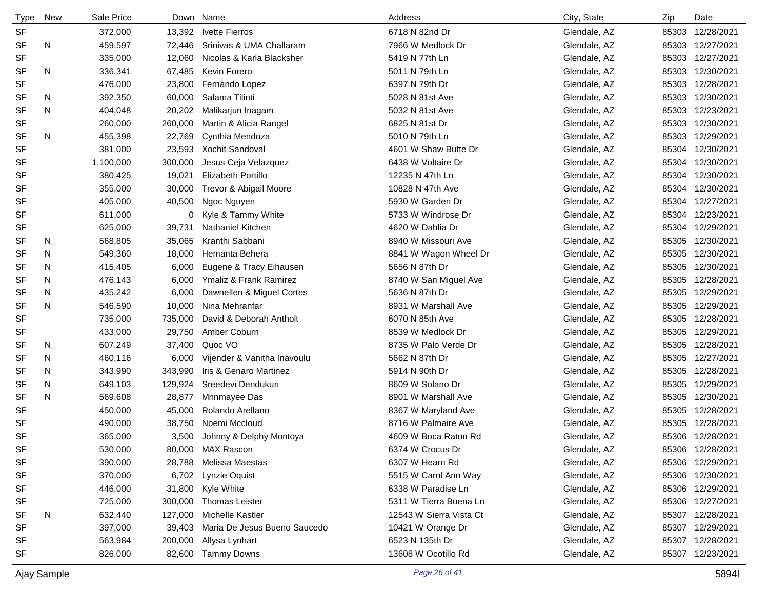| Type | New | Sale Price | Down | Name | Address | City, State | Zip | Date |
|---|---|---|---|---|---|---|---|---|
| SF | | 372,000 | 13,392 | Ivette Fierros | 6718 N 82nd Dr | Glendale, AZ | 85303 | 12/28/2021 |
| SF | N | 459,597 | 72,446 | Srinivas & UMA Challaram | 7966 W Medlock Dr | Glendale, AZ | 85303 | 12/27/2021 |
| SF | | 335,000 | 12,060 | Nicolas & Karla Blacksher | 5419 N 77th Ln | Glendale, AZ | 85303 | 12/27/2021 |
| SF | N | 336,341 | 67,485 | Kevin Forero | 5011 N 79th Ln | Glendale, AZ | 85303 | 12/30/2021 |
| SF | | 476,000 | 23,800 | Fernando Lopez | 6397 N 79th Dr | Glendale, AZ | 85303 | 12/28/2021 |
| SF | N | 392,350 | 60,000 | Salama Tilinti | 5028 N 81st Ave | Glendale, AZ | 85303 | 12/30/2021 |
| SF | N | 404,048 | 20,202 | Malikarjun Inagam | 5032 N 81st Ave | Glendale, AZ | 85303 | 12/23/2021 |
| SF | | 260,000 | 260,000 | Martin & Alicia Rangel | 6825 N 81st Dr | Glendale, AZ | 85303 | 12/30/2021 |
| SF | N | 455,398 | 22,769 | Cynthia Mendoza | 5010 N 79th Ln | Glendale, AZ | 85303 | 12/29/2021 |
| SF | | 381,000 | 23,593 | Xochit Sandoval | 4601 W Shaw Butte Dr | Glendale, AZ | 85304 | 12/30/2021 |
| SF | | 1,100,000 | 300,000 | Jesus Ceja Velazquez | 6438 W Voltaire Dr | Glendale, AZ | 85304 | 12/30/2021 |
| SF | | 380,425 | 19,021 | Elizabeth Portillo | 12235 N 47th Ln | Glendale, AZ | 85304 | 12/30/2021 |
| SF | | 355,000 | 30,000 | Trevor & Abigail Moore | 10828 N 47th Ave | Glendale, AZ | 85304 | 12/30/2021 |
| SF | | 405,000 | 40,500 | Ngoc Nguyen | 5930 W Garden Dr | Glendale, AZ | 85304 | 12/27/2021 |
| SF | | 611,000 | 0 | Kyle & Tammy White | 5733 W Windrose Dr | Glendale, AZ | 85304 | 12/23/2021 |
| SF | | 625,000 | 39,731 | Nathaniel Kitchen | 4620 W Dahlia Dr | Glendale, AZ | 85304 | 12/29/2021 |
| SF | N | 568,805 | 35,065 | Kranthi Sabbani | 8940 W Missouri Ave | Glendale, AZ | 85305 | 12/30/2021 |
| SF | N | 549,360 | 18,000 | Hemanta Behera | 8841 W Wagon Wheel Dr | Glendale, AZ | 85305 | 12/30/2021 |
| SF | N | 415,405 | 6,000 | Eugene & Tracy Eihausen | 5656 N 87th Dr | Glendale, AZ | 85305 | 12/30/2021 |
| SF | N | 476,143 | 6,000 | Ymaliz & Frank Ramirez | 8740 W San Miguel Ave | Glendale, AZ | 85305 | 12/28/2021 |
| SF | N | 435,242 | 6,000 | Dawnellen & Miguel Cortes | 5636 N 87th Dr | Glendale, AZ | 85305 | 12/29/2021 |
| SF | N | 546,590 | 10,000 | Nina Mehranfar | 8931 W Marshall Ave | Glendale, AZ | 85305 | 12/29/2021 |
| SF | | 735,000 | 735,000 | David & Deborah Antholt | 6070 N 85th Ave | Glendale, AZ | 85305 | 12/28/2021 |
| SF | | 433,000 | 29,750 | Amber Coburn | 8539 W Medlock Dr | Glendale, AZ | 85305 | 12/29/2021 |
| SF | N | 607,249 | 37,400 | Quoc VO | 8735 W Palo Verde Dr | Glendale, AZ | 85305 | 12/28/2021 |
| SF | N | 460,116 | 6,000 | Vijender & Vanitha Inavoulu | 5662 N 87th Dr | Glendale, AZ | 85305 | 12/27/2021 |
| SF | N | 343,990 | 343,990 | Iris & Genaro Martinez | 5914 N 90th Dr | Glendale, AZ | 85305 | 12/28/2021 |
| SF | N | 649,103 | 129,924 | Sreedevi Dendukuri | 8609 W Solano Dr | Glendale, AZ | 85305 | 12/29/2021 |
| SF | N | 569,608 | 28,877 | Mrinmayee Das | 8901 W Marshall Ave | Glendale, AZ | 85305 | 12/30/2021 |
| SF | | 450,000 | 45,000 | Rolando Arellano | 8367 W Maryland Ave | Glendale, AZ | 85305 | 12/28/2021 |
| SF | | 490,000 | 38,750 | Noemi Mccloud | 8716 W Palmaire Ave | Glendale, AZ | 85305 | 12/28/2021 |
| SF | | 365,000 | 3,500 | Johnny & Delphy Montoya | 4609 W Boca Raton Rd | Glendale, AZ | 85306 | 12/28/2021 |
| SF | | 530,000 | 80,000 | MAX Rascon | 6374 W Crocus Dr | Glendale, AZ | 85306 | 12/28/2021 |
| SF | | 390,000 | 28,788 | Melissa Maestas | 6307 W Hearn Rd | Glendale, AZ | 85306 | 12/29/2021 |
| SF | | 370,000 | 6,702 | Lynzie Oquist | 5515 W Carol Ann Way | Glendale, AZ | 85306 | 12/30/2021 |
| SF | | 446,000 | 31,800 | Kyle White | 6338 W Paradise Ln | Glendale, AZ | 85306 | 12/29/2021 |
| SF | | 725,000 | 300,000 | Thomas Leister | 5311 W Tierra Buena Ln | Glendale, AZ | 85306 | 12/27/2021 |
| SF | N | 632,440 | 127,000 | Michelle Kastler | 12543 W Sierra Vista Ct | Glendale, AZ | 85307 | 12/28/2021 |
| SF | | 397,000 | 39,403 | Maria De Jesus Bueno Saucedo | 10421 W Orange Dr | Glendale, AZ | 85307 | 12/29/2021 |
| SF | | 563,984 | 200,000 | Allysa Lynhart | 6523 N 135th Dr | Glendale, AZ | 85307 | 12/28/2021 |
| SF | | 826,000 | 82,600 | Tammy Downs | 13608 W Ocotillo Rd | Glendale, AZ | 85307 | 12/23/2021 |

Ajay Sample 5894I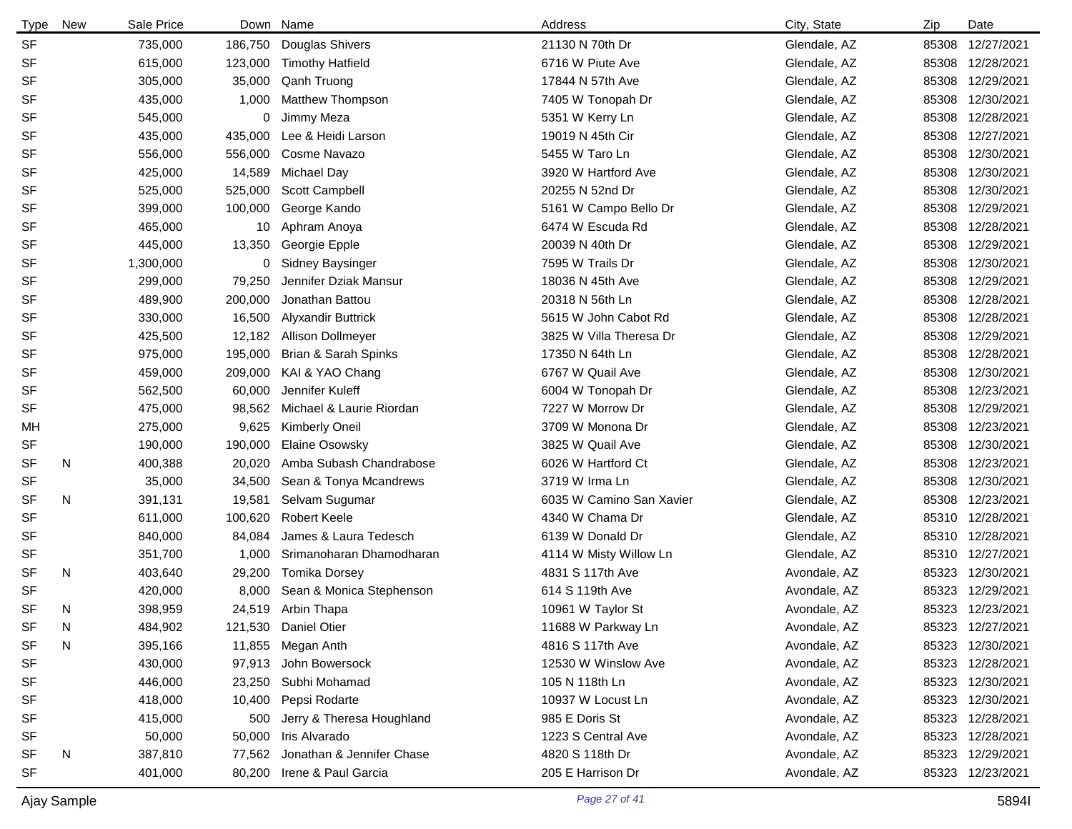| Type | New | Sale Price | Down | Name | Address | City, State | Zip | Date |
|---|---|---|---|---|---|---|---|---|
| SF | | 735,000 | 186,750 | Douglas Shivers | 21130 N 70th Dr | Glendale, AZ | 85308 | 12/27/2021 |
| SF | | 615,000 | 123,000 | Timothy Hatfield | 6716 W Piute Ave | Glendale, AZ | 85308 | 12/28/2021 |
| SF | | 305,000 | 35,000 | Qanh Truong | 17844 N 57th Ave | Glendale, AZ | 85308 | 12/29/2021 |
| SF | | 435,000 | 1,000 | Matthew Thompson | 7405 W Tonopah Dr | Glendale, AZ | 85308 | 12/30/2021 |
| SF | | 545,000 | 0 | Jimmy Meza | 5351 W Kerry Ln | Glendale, AZ | 85308 | 12/28/2021 |
| SF | | 435,000 | 435,000 | Lee & Heidi Larson | 19019 N 45th Cir | Glendale, AZ | 85308 | 12/27/2021 |
| SF | | 556,000 | 556,000 | Cosme Navazo | 5455 W Taro Ln | Glendale, AZ | 85308 | 12/30/2021 |
| SF | | 425,000 | 14,589 | Michael Day | 3920 W Hartford Ave | Glendale, AZ | 85308 | 12/30/2021 |
| SF | | 525,000 | 525,000 | Scott Campbell | 20255 N 52nd Dr | Glendale, AZ | 85308 | 12/30/2021 |
| SF | | 399,000 | 100,000 | George Kando | 5161 W Campo Bello Dr | Glendale, AZ | 85308 | 12/29/2021 |
| SF | | 465,000 | 10 | Aphram Anoya | 6474 W Escuda Rd | Glendale, AZ | 85308 | 12/28/2021 |
| SF | | 445,000 | 13,350 | Georgie Epple | 20039 N 40th Dr | Glendale, AZ | 85308 | 12/29/2021 |
| SF | | 1,300,000 | 0 | Sidney Baysinger | 7595 W Trails Dr | Glendale, AZ | 85308 | 12/30/2021 |
| SF | | 299,000 | 79,250 | Jennifer Dziak Mansur | 18036 N 45th Ave | Glendale, AZ | 85308 | 12/29/2021 |
| SF | | 489,900 | 200,000 | Jonathan Battou | 20318 N 56th Ln | Glendale, AZ | 85308 | 12/28/2021 |
| SF | | 330,000 | 16,500 | Alyxandir Buttrick | 5615 W John Cabot Rd | Glendale, AZ | 85308 | 12/28/2021 |
| SF | | 425,500 | 12,182 | Allison Dollmeyer | 3825 W Villa Theresa Dr | Glendale, AZ | 85308 | 12/29/2021 |
| SF | | 975,000 | 195,000 | Brian & Sarah Spinks | 17350 N 64th Ln | Glendale, AZ | 85308 | 12/28/2021 |
| SF | | 459,000 | 209,000 | KAI & YAO Chang | 6767 W Quail Ave | Glendale, AZ | 85308 | 12/30/2021 |
| SF | | 562,500 | 60,000 | Jennifer Kuleff | 6004 W Tonopah Dr | Glendale, AZ | 85308 | 12/23/2021 |
| SF | | 475,000 | 98,562 | Michael & Laurie Riordan | 7227 W Morrow Dr | Glendale, AZ | 85308 | 12/29/2021 |
| MH | | 275,000 | 9,625 | Kimberly Oneil | 3709 W Monona Dr | Glendale, AZ | 85308 | 12/23/2021 |
| SF | | 190,000 | 190,000 | Elaine Osowsky | 3825 W Quail Ave | Glendale, AZ | 85308 | 12/30/2021 |
| SF | N | 400,388 | 20,020 | Amba Subash Chandrabose | 6026 W Hartford Ct | Glendale, AZ | 85308 | 12/23/2021 |
| SF | | 35,000 | 34,500 | Sean & Tonya Mcandrews | 3719 W Irma Ln | Glendale, AZ | 85308 | 12/30/2021 |
| SF | N | 391,131 | 19,581 | Selvam Sugumar | 6035 W Camino San Xavier | Glendale, AZ | 85308 | 12/23/2021 |
| SF | | 611,000 | 100,620 | Robert Keele | 4340 W Chama Dr | Glendale, AZ | 85310 | 12/28/2021 |
| SF | | 840,000 | 84,084 | James & Laura Tedesch | 6139 W Donald Dr | Glendale, AZ | 85310 | 12/28/2021 |
| SF | | 351,700 | 1,000 | Srimanoharan Dhamodharan | 4114 W Misty Willow Ln | Glendale, AZ | 85310 | 12/27/2021 |
| SF | N | 403,640 | 29,200 | Tomika Dorsey | 4831 S 117th Ave | Avondale, AZ | 85323 | 12/30/2021 |
| SF | | 420,000 | 8,000 | Sean & Monica Stephenson | 614 S 119th Ave | Avondale, AZ | 85323 | 12/29/2021 |
| SF | N | 398,959 | 24,519 | Arbin Thapa | 10961 W Taylor St | Avondale, AZ | 85323 | 12/23/2021 |
| SF | N | 484,902 | 121,530 | Daniel Otier | 11688 W Parkway Ln | Avondale, AZ | 85323 | 12/27/2021 |
| SF | N | 395,166 | 11,855 | Megan Anth | 4816 S 117th Ave | Avondale, AZ | 85323 | 12/30/2021 |
| SF | | 430,000 | 97,913 | John Bowersock | 12530 W Winslow Ave | Avondale, AZ | 85323 | 12/28/2021 |
| SF | | 446,000 | 23,250 | Subhi Mohamad | 105 N 118th Ln | Avondale, AZ | 85323 | 12/30/2021 |
| SF | | 418,000 | 10,400 | Pepsi Rodarte | 10937 W Locust Ln | Avondale, AZ | 85323 | 12/30/2021 |
| SF | | 415,000 | 500 | Jerry & Theresa Houghland | 985 E Doris St | Avondale, AZ | 85323 | 12/28/2021 |
| SF | | 50,000 | 50,000 | Iris Alvarado | 1223 S Central Ave | Avondale, AZ | 85323 | 12/28/2021 |
| SF | N | 387,810 | 77,562 | Jonathan & Jennifer Chase | 4820 S 118th Dr | Avondale, AZ | 85323 | 12/29/2021 |
| SF | | 401,000 | 80,200 | Irene & Paul Garcia | 205 E Harrison Dr | Avondale, AZ | 85323 | 12/23/2021 |

Ajay Sample 5894I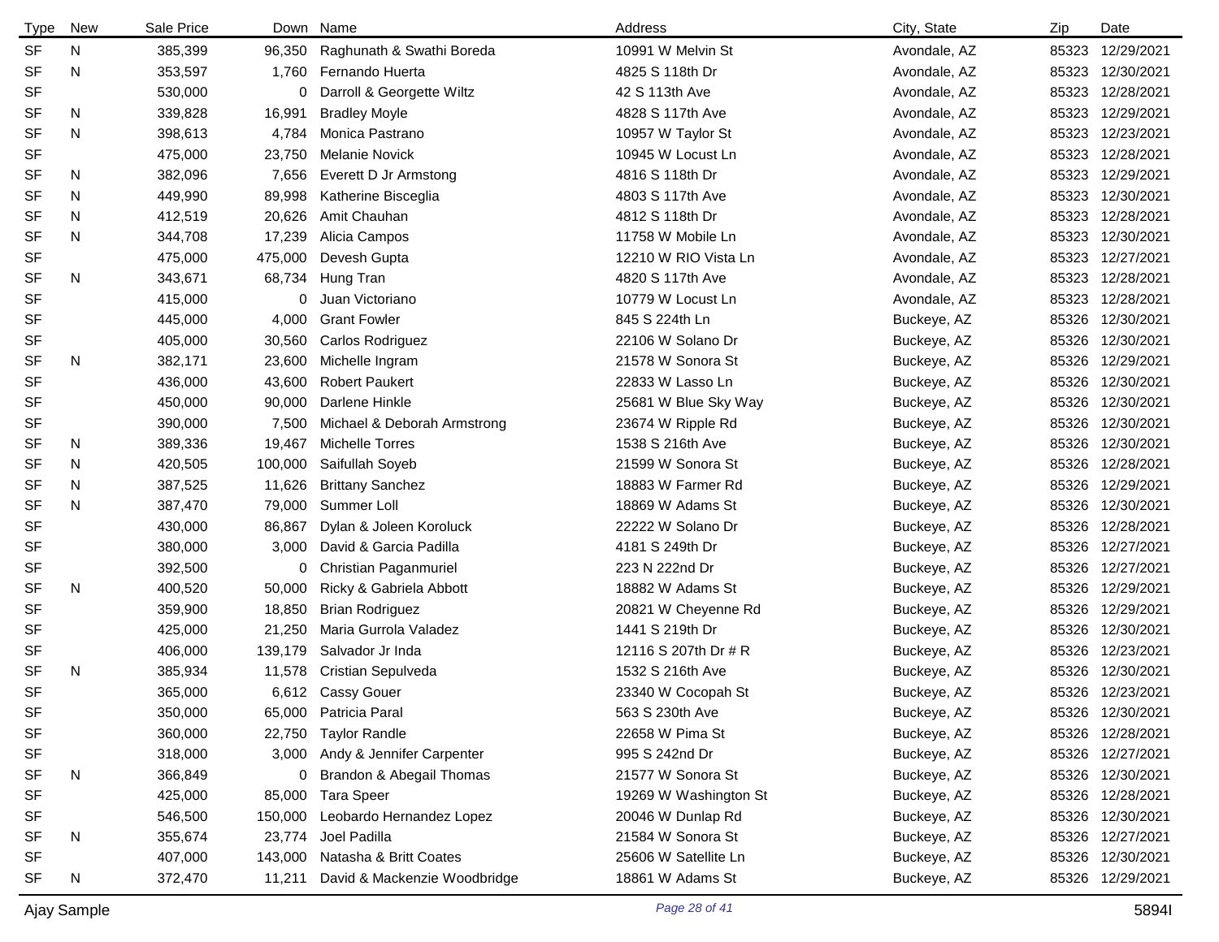| Type | New | Sale Price | Down | Name | Address | City, State | Zip | Date |
|---|---|---|---|---|---|---|---|---|
| SF | N | 385,399 | 96,350 | Raghunath & Swathi Boreda | 10991 W Melvin St | Avondale, AZ | 85323 | 12/29/2021 |
| SF | N | 353,597 | 1,760 | Fernando Huerta | 4825 S 118th Dr | Avondale, AZ | 85323 | 12/30/2021 |
| SF | | 530,000 | 0 | Darroll & Georgette Wiltz | 42 S 113th Ave | Avondale, AZ | 85323 | 12/28/2021 |
| SF | N | 339,828 | 16,991 | Bradley Moyle | 4828 S 117th Ave | Avondale, AZ | 85323 | 12/29/2021 |
| SF | N | 398,613 | 4,784 | Monica Pastrano | 10957 W Taylor St | Avondale, AZ | 85323 | 12/23/2021 |
| SF | | 475,000 | 23,750 | Melanie Novick | 10945 W Locust Ln | Avondale, AZ | 85323 | 12/28/2021 |
| SF | N | 382,096 | 7,656 | Everett D Jr Armstong | 4816 S 118th Dr | Avondale, AZ | 85323 | 12/29/2021 |
| SF | N | 449,990 | 89,998 | Katherine Bisceglia | 4803 S 117th Ave | Avondale, AZ | 85323 | 12/30/2021 |
| SF | N | 412,519 | 20,626 | Amit Chauhan | 4812 S 118th Dr | Avondale, AZ | 85323 | 12/28/2021 |
| SF | N | 344,708 | 17,239 | Alicia Campos | 11758 W Mobile Ln | Avondale, AZ | 85323 | 12/30/2021 |
| SF | | 475,000 | 475,000 | Devesh Gupta | 12210 W RIO Vista Ln | Avondale, AZ | 85323 | 12/27/2021 |
| SF | N | 343,671 | 68,734 | Hung Tran | 4820 S 117th Ave | Avondale, AZ | 85323 | 12/28/2021 |
| SF | | 415,000 | 0 | Juan Victoriano | 10779 W Locust Ln | Avondale, AZ | 85323 | 12/28/2021 |
| SF | | 445,000 | 4,000 | Grant Fowler | 845 S 224th Ln | Buckeye, AZ | 85326 | 12/30/2021 |
| SF | | 405,000 | 30,560 | Carlos Rodriguez | 22106 W Solano Dr | Buckeye, AZ | 85326 | 12/30/2021 |
| SF | N | 382,171 | 23,600 | Michelle Ingram | 21578 W Sonora St | Buckeye, AZ | 85326 | 12/29/2021 |
| SF | | 436,000 | 43,600 | Robert Paukert | 22833 W Lasso Ln | Buckeye, AZ | 85326 | 12/30/2021 |
| SF | | 450,000 | 90,000 | Darlene Hinkle | 25681 W Blue Sky Way | Buckeye, AZ | 85326 | 12/30/2021 |
| SF | | 390,000 | 7,500 | Michael & Deborah Armstrong | 23674 W Ripple Rd | Buckeye, AZ | 85326 | 12/30/2021 |
| SF | N | 389,336 | 19,467 | Michelle Torres | 1538 S 216th Ave | Buckeye, AZ | 85326 | 12/30/2021 |
| SF | N | 420,505 | 100,000 | Saifullah Soyeb | 21599 W Sonora St | Buckeye, AZ | 85326 | 12/28/2021 |
| SF | N | 387,525 | 11,626 | Brittany Sanchez | 18883 W Farmer Rd | Buckeye, AZ | 85326 | 12/29/2021 |
| SF | N | 387,470 | 79,000 | Summer Loll | 18869 W Adams St | Buckeye, AZ | 85326 | 12/30/2021 |
| SF | | 430,000 | 86,867 | Dylan & Joleen Koroluck | 22222 W Solano Dr | Buckeye, AZ | 85326 | 12/28/2021 |
| SF | | 380,000 | 3,000 | David & Garcia Padilla | 4181 S 249th Dr | Buckeye, AZ | 85326 | 12/27/2021 |
| SF | | 392,500 | 0 | Christian Paganmuriel | 223 N 222nd Dr | Buckeye, AZ | 85326 | 12/27/2021 |
| SF | N | 400,520 | 50,000 | Ricky & Gabriela Abbott | 18882 W Adams St | Buckeye, AZ | 85326 | 12/29/2021 |
| SF | | 359,900 | 18,850 | Brian Rodriguez | 20821 W Cheyenne Rd | Buckeye, AZ | 85326 | 12/29/2021 |
| SF | | 425,000 | 21,250 | Maria Gurrola Valadez | 1441 S 219th Dr | Buckeye, AZ | 85326 | 12/30/2021 |
| SF | | 406,000 | 139,179 | Salvador Jr Inda | 12116 S 207th Dr # R | Buckeye, AZ | 85326 | 12/23/2021 |
| SF | N | 385,934 | 11,578 | Cristian Sepulveda | 1532 S 216th Ave | Buckeye, AZ | 85326 | 12/30/2021 |
| SF | | 365,000 | 6,612 | Cassy Gouer | 23340 W Cocopah St | Buckeye, AZ | 85326 | 12/23/2021 |
| SF | | 350,000 | 65,000 | Patricia Paral | 563 S 230th Ave | Buckeye, AZ | 85326 | 12/30/2021 |
| SF | | 360,000 | 22,750 | Taylor Randle | 22658 W Pima St | Buckeye, AZ | 85326 | 12/28/2021 |
| SF | | 318,000 | 3,000 | Andy & Jennifer Carpenter | 995 S 242nd Dr | Buckeye, AZ | 85326 | 12/27/2021 |
| SF | N | 366,849 | 0 | Brandon & Abegail Thomas | 21577 W Sonora St | Buckeye, AZ | 85326 | 12/30/2021 |
| SF | | 425,000 | 85,000 | Tara Speer | 19269 W Washington St | Buckeye, AZ | 85326 | 12/28/2021 |
| SF | | 546,500 | 150,000 | Leobardo Hernandez Lopez | 20046 W Dunlap Rd | Buckeye, AZ | 85326 | 12/30/2021 |
| SF | N | 355,674 | 23,774 | Joel Padilla | 21584 W Sonora St | Buckeye, AZ | 85326 | 12/27/2021 |
| SF | | 407,000 | 143,000 | Natasha & Britt Coates | 25606 W Satellite Ln | Buckeye, AZ | 85326 | 12/30/2021 |
| SF | N | 372,470 | 11,211 | David & Mackenzie Woodbridge | 18861 W Adams St | Buckeye, AZ | 85326 | 12/29/2021 |

Ajay Sample 5894I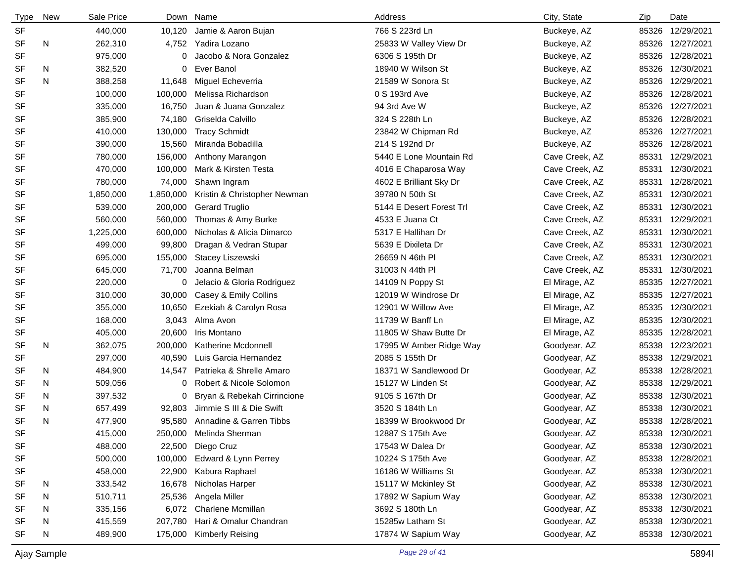| Type | New | Sale Price | Down | Name | Address | City, State | Zip | Date |
|---|---|---|---|---|---|---|---|---|
| SF | | 440,000 | 10,120 | Jamie & Aaron Bujan | 766 S 223rd Ln | Buckeye, AZ | 85326 | 12/29/2021 |
| SF | N | 262,310 | 4,752 | Yadira Lozano | 25833 W Valley View Dr | Buckeye, AZ | 85326 | 12/27/2021 |
| SF | | 975,000 | 0 | Jacobo & Nora Gonzalez | 6306 S 195th Dr | Buckeye, AZ | 85326 | 12/28/2021 |
| SF | N | 382,520 | 0 | Ever Banol | 18940 W Wilson St | Buckeye, AZ | 85326 | 12/30/2021 |
| SF | N | 388,258 | 11,648 | Miguel Echeverria | 21589 W Sonora St | Buckeye, AZ | 85326 | 12/29/2021 |
| SF | | 100,000 | 100,000 | Melissa Richardson | 0 S 193rd Ave | Buckeye, AZ | 85326 | 12/28/2021 |
| SF | | 335,000 | 16,750 | Juan & Juana Gonzalez | 94 3rd Ave W | Buckeye, AZ | 85326 | 12/27/2021 |
| SF | | 385,900 | 74,180 | Griselda Calvillo | 324 S 228th Ln | Buckeye, AZ | 85326 | 12/28/2021 |
| SF | | 410,000 | 130,000 | Tracy Schmidt | 23842 W Chipman Rd | Buckeye, AZ | 85326 | 12/27/2021 |
| SF | | 390,000 | 15,560 | Miranda Bobadilla | 214 S 192nd Dr | Buckeye, AZ | 85326 | 12/28/2021 |
| SF | | 780,000 | 156,000 | Anthony Marangon | 5440 E Lone Mountain Rd | Cave Creek, AZ | 85331 | 12/29/2021 |
| SF | | 470,000 | 100,000 | Mark & Kirsten Testa | 4016 E Chaparosa Way | Cave Creek, AZ | 85331 | 12/30/2021 |
| SF | | 780,000 | 74,000 | Shawn Ingram | 4602 E Brilliant Sky Dr | Cave Creek, AZ | 85331 | 12/28/2021 |
| SF | | 1,850,000 | 1,850,000 | Kristin & Christopher Newman | 39780 N 50th St | Cave Creek, AZ | 85331 | 12/30/2021 |
| SF | | 539,000 | 200,000 | Gerard Truglio | 5144 E Desert Forest Trl | Cave Creek, AZ | 85331 | 12/30/2021 |
| SF | | 560,000 | 560,000 | Thomas & Amy Burke | 4533 E Juana Ct | Cave Creek, AZ | 85331 | 12/29/2021 |
| SF | | 1,225,000 | 600,000 | Nicholas & Alicia Dimarco | 5317 E Hallihan Dr | Cave Creek, AZ | 85331 | 12/30/2021 |
| SF | | 499,000 | 99,800 | Dragan & Vedran Stupar | 5639 E Dixileta Dr | Cave Creek, AZ | 85331 | 12/30/2021 |
| SF | | 695,000 | 155,000 | Stacey Liszewski | 26659 N 46th Pl | Cave Creek, AZ | 85331 | 12/30/2021 |
| SF | | 645,000 | 71,700 | Joanna Belman | 31003 N 44th Pl | Cave Creek, AZ | 85331 | 12/30/2021 |
| SF | | 220,000 | 0 | Jelacio & Gloria Rodriguez | 14109 N Poppy St | El Mirage, AZ | 85335 | 12/27/2021 |
| SF | | 310,000 | 30,000 | Casey & Emily Collins | 12019 W Windrose Dr | El Mirage, AZ | 85335 | 12/27/2021 |
| SF | | 355,000 | 10,650 | Ezekiah & Carolyn Rosa | 12901 W Willow Ave | El Mirage, AZ | 85335 | 12/30/2021 |
| SF | | 168,000 | 3,043 | Alma Avon | 11739 W Banff Ln | El Mirage, AZ | 85335 | 12/30/2021 |
| SF | | 405,000 | 20,600 | Iris Montano | 11805 W Shaw Butte Dr | El Mirage, AZ | 85335 | 12/28/2021 |
| SF | N | 362,075 | 200,000 | Katherine Mcdonnell | 17995 W Amber Ridge Way | Goodyear, AZ | 85338 | 12/23/2021 |
| SF | | 297,000 | 40,590 | Luis Garcia Hernandez | 2085 S 155th Dr | Goodyear, AZ | 85338 | 12/29/2021 |
| SF | N | 484,900 | 14,547 | Patrieka & Shrelle Amaro | 18371 W Sandlewood Dr | Goodyear, AZ | 85338 | 12/28/2021 |
| SF | N | 509,056 | 0 | Robert & Nicole Solomon | 15127 W Linden St | Goodyear, AZ | 85338 | 12/29/2021 |
| SF | N | 397,532 | 0 | Bryan & Rebekah Cirrincione | 9105 S 167th Dr | Goodyear, AZ | 85338 | 12/30/2021 |
| SF | N | 657,499 | 92,803 | Jimmie S III & Die Swift | 3520 S 184th Ln | Goodyear, AZ | 85338 | 12/30/2021 |
| SF | N | 477,900 | 95,580 | Annadine & Garren Tibbs | 18399 W Brookwood Dr | Goodyear, AZ | 85338 | 12/28/2021 |
| SF | | 415,000 | 250,000 | Melinda Sherman | 12887 S 175th Ave | Goodyear, AZ | 85338 | 12/30/2021 |
| SF | | 488,000 | 22,500 | Diego Cruz | 17543 W Dalea Dr | Goodyear, AZ | 85338 | 12/30/2021 |
| SF | | 500,000 | 100,000 | Edward & Lynn Perrey | 10224 S 175th Ave | Goodyear, AZ | 85338 | 12/28/2021 |
| SF | | 458,000 | 22,900 | Kabura Raphael | 16186 W Williams St | Goodyear, AZ | 85338 | 12/30/2021 |
| SF | N | 333,542 | 16,678 | Nicholas Harper | 15117 W Mckinley St | Goodyear, AZ | 85338 | 12/30/2021 |
| SF | N | 510,711 | 25,536 | Angela Miller | 17892 W Sapium Way | Goodyear, AZ | 85338 | 12/30/2021 |
| SF | N | 335,156 | 6,072 | Charlene Mcmillan | 3692 S 180th Ln | Goodyear, AZ | 85338 | 12/30/2021 |
| SF | N | 415,559 | 207,780 | Hari & Omalur Chandran | 15285w Latham St | Goodyear, AZ | 85338 | 12/30/2021 |
| SF | N | 489,900 | 175,000 | Kimberly Reising | 17874 W Sapium Way | Goodyear, AZ | 85338 | 12/30/2021 |

Ajay Sample 5894I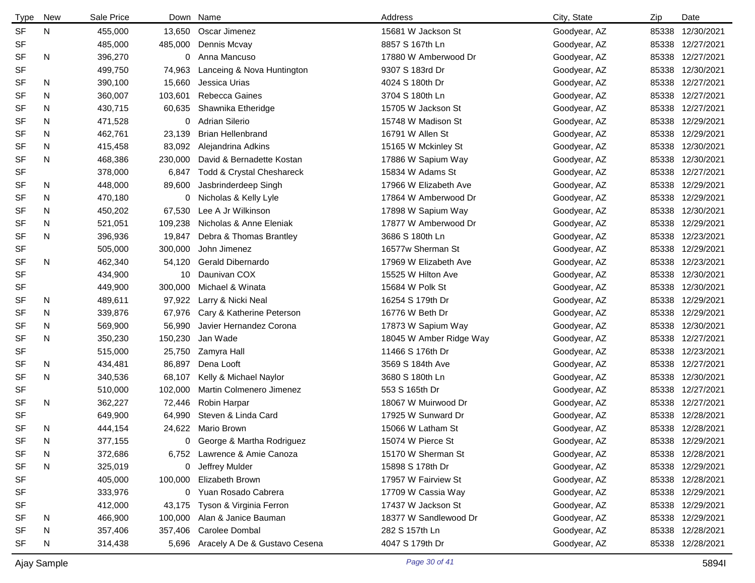| Type | New | Sale Price | Down | Name | Address | City, State | Zip | Date |
|---|---|---|---|---|---|---|---|---|
| SF | N | 455,000 | 13,650 | Oscar Jimenez | 15681 W Jackson St | Goodyear, AZ | 85338 | 12/30/2021 |
| SF | | 485,000 | 485,000 | Dennis Mcvay | 8857 S 167th Ln | Goodyear, AZ | 85338 | 12/27/2021 |
| SF | N | 396,270 | 0 | Anna Mancuso | 17880 W Amberwood Dr | Goodyear, AZ | 85338 | 12/27/2021 |
| SF | | 499,750 | 74,963 | Lanceing & Nova Huntington | 9307 S 183rd Dr | Goodyear, AZ | 85338 | 12/30/2021 |
| SF | N | 390,100 | 15,660 | Jessica Urias | 4024 S 180th Dr | Goodyear, AZ | 85338 | 12/27/2021 |
| SF | N | 360,007 | 103,601 | Rebecca Gaines | 3704 S 180th Ln | Goodyear, AZ | 85338 | 12/27/2021 |
| SF | N | 430,715 | 60,635 | Shawnika Etheridge | 15705 W Jackson St | Goodyear, AZ | 85338 | 12/27/2021 |
| SF | N | 471,528 | 0 | Adrian Silerio | 15748 W Madison St | Goodyear, AZ | 85338 | 12/29/2021 |
| SF | N | 462,761 | 23,139 | Brian Hellenbrand | 16791 W Allen St | Goodyear, AZ | 85338 | 12/29/2021 |
| SF | N | 415,458 | 83,092 | Alejandrina Adkins | 15165 W Mckinley St | Goodyear, AZ | 85338 | 12/30/2021 |
| SF | N | 468,386 | 230,000 | David & Bernadette Kostan | 17886 W Sapium Way | Goodyear, AZ | 85338 | 12/30/2021 |
| SF | | 378,000 | 6,847 | Todd & Crystal Cheshareck | 15834 W Adams St | Goodyear, AZ | 85338 | 12/27/2021 |
| SF | N | 448,000 | 89,600 | Jasbrinderdeep Singh | 17966 W Elizabeth Ave | Goodyear, AZ | 85338 | 12/29/2021 |
| SF | N | 470,180 | 0 | Nicholas & Kelly Lyle | 17864 W Amberwood Dr | Goodyear, AZ | 85338 | 12/29/2021 |
| SF | N | 450,202 | 67,530 | Lee A Jr Wilkinson | 17898 W Sapium Way | Goodyear, AZ | 85338 | 12/30/2021 |
| SF | N | 521,051 | 109,238 | Nicholas & Anne Eleniak | 17877 W Amberwood Dr | Goodyear, AZ | 85338 | 12/29/2021 |
| SF | N | 396,936 | 19,847 | Debra & Thomas Brantley | 3686 S 180th Ln | Goodyear, AZ | 85338 | 12/23/2021 |
| SF | | 505,000 | 300,000 | John Jimenez | 16577w Sherman St | Goodyear, AZ | 85338 | 12/29/2021 |
| SF | N | 462,340 | 54,120 | Gerald Dibernardo | 17969 W Elizabeth Ave | Goodyear, AZ | 85338 | 12/23/2021 |
| SF | | 434,900 | 10 | Daunivan COX | 15525 W Hilton Ave | Goodyear, AZ | 85338 | 12/30/2021 |
| SF | | 449,900 | 300,000 | Michael & Winata | 15684 W Polk St | Goodyear, AZ | 85338 | 12/30/2021 |
| SF | N | 489,611 | 97,922 | Larry & Nicki Neal | 16254 S 179th Dr | Goodyear, AZ | 85338 | 12/29/2021 |
| SF | N | 339,876 | 67,976 | Cary & Katherine Peterson | 16776 W Beth Dr | Goodyear, AZ | 85338 | 12/29/2021 |
| SF | N | 569,900 | 56,990 | Javier Hernandez Corona | 17873 W Sapium Way | Goodyear, AZ | 85338 | 12/30/2021 |
| SF | N | 350,230 | 150,230 | Jan Wade | 18045 W Amber Ridge Way | Goodyear, AZ | 85338 | 12/27/2021 |
| SF | | 515,000 | 25,750 | Zamyra Hall | 11466 S 176th Dr | Goodyear, AZ | 85338 | 12/23/2021 |
| SF | N | 434,481 | 86,897 | Dena Looft | 3569 S 184th Ave | Goodyear, AZ | 85338 | 12/27/2021 |
| SF | N | 340,536 | 68,107 | Kelly & Michael Naylor | 3680 S 180th Ln | Goodyear, AZ | 85338 | 12/30/2021 |
| SF | | 510,000 | 102,000 | Martin Colmenero Jimenez | 553 S 165th Dr | Goodyear, AZ | 85338 | 12/27/2021 |
| SF | N | 362,227 | 72,446 | Robin Harpar | 18067 W Muirwood Dr | Goodyear, AZ | 85338 | 12/27/2021 |
| SF | | 649,900 | 64,990 | Steven & Linda Card | 17925 W Sunward Dr | Goodyear, AZ | 85338 | 12/28/2021 |
| SF | N | 444,154 | 24,622 | Mario Brown | 15066 W Latham St | Goodyear, AZ | 85338 | 12/28/2021 |
| SF | N | 377,155 | 0 | George & Martha Rodriguez | 15074 W Pierce St | Goodyear, AZ | 85338 | 12/29/2021 |
| SF | N | 372,686 | 6,752 | Lawrence & Amie Canoza | 15170 W Sherman St | Goodyear, AZ | 85338 | 12/28/2021 |
| SF | N | 325,019 | 0 | Jeffrey Mulder | 15898 S 178th Dr | Goodyear, AZ | 85338 | 12/29/2021 |
| SF | | 405,000 | 100,000 | Elizabeth Brown | 17957 W Fairview St | Goodyear, AZ | 85338 | 12/28/2021 |
| SF | | 333,976 | 0 | Yuan Rosado Cabrera | 17709 W Cassia Way | Goodyear, AZ | 85338 | 12/29/2021 |
| SF | | 412,000 | 43,175 | Tyson & Virginia Ferron | 17437 W Jackson St | Goodyear, AZ | 85338 | 12/29/2021 |
| SF | N | 466,900 | 100,000 | Alan & Janice Bauman | 18377 W Sandlewood Dr | Goodyear, AZ | 85338 | 12/29/2021 |
| SF | N | 357,406 | 357,406 | Carolee Dombal | 282 S 157th Ln | Goodyear, AZ | 85338 | 12/28/2021 |
| SF | N | 314,438 | 5,696 | Aracely A De & Gustavo Cesena | 4047 S 179th Dr | Goodyear, AZ | 85338 | 12/28/2021 |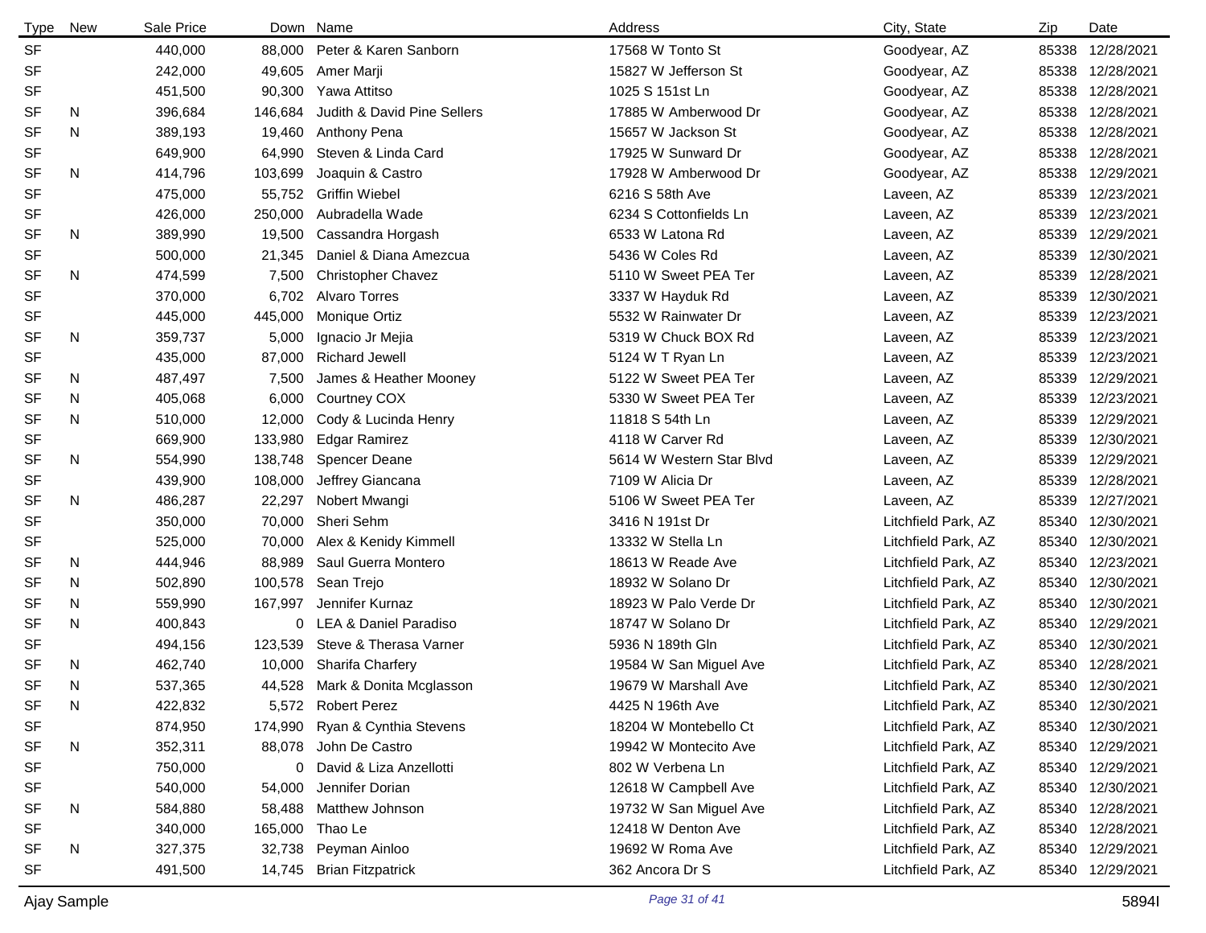| Type | New | Sale Price | Down | Name | Address | City, State | Zip | Date |
|---|---|---|---|---|---|---|---|---|
| SF | | 440,000 | 88,000 | Peter & Karen Sanborn | 17568 W Tonto St | Goodyear, AZ | 85338 | 12/28/2021 |
| SF | | 242,000 | 49,605 | Amer Marji | 15827 W Jefferson St | Goodyear, AZ | 85338 | 12/28/2021 |
| SF | | 451,500 | 90,300 | Yawa Attitso | 1025 S 151st Ln | Goodyear, AZ | 85338 | 12/28/2021 |
| SF | N | 396,684 | 146,684 | Judith & David Pine Sellers | 17885 W Amberwood Dr | Goodyear, AZ | 85338 | 12/28/2021 |
| SF | N | 389,193 | 19,460 | Anthony Pena | 15657 W Jackson St | Goodyear, AZ | 85338 | 12/28/2021 |
| SF | | 649,900 | 64,990 | Steven & Linda Card | 17925 W Sunward Dr | Goodyear, AZ | 85338 | 12/28/2021 |
| SF | N | 414,796 | 103,699 | Joaquin & Castro | 17928 W Amberwood Dr | Goodyear, AZ | 85338 | 12/29/2021 |
| SF | | 475,000 | 55,752 | Griffin Wiebel | 6216 S 58th Ave | Laveen, AZ | 85339 | 12/23/2021 |
| SF | | 426,000 | 250,000 | Aubradella Wade | 6234 S Cottonfields Ln | Laveen, AZ | 85339 | 12/23/2021 |
| SF | N | 389,990 | 19,500 | Cassandra Horgash | 6533 W Latona Rd | Laveen, AZ | 85339 | 12/29/2021 |
| SF | | 500,000 | 21,345 | Daniel & Diana Amezcua | 5436 W Coles Rd | Laveen, AZ | 85339 | 12/30/2021 |
| SF | N | 474,599 | 7,500 | Christopher Chavez | 5110 W Sweet PEA Ter | Laveen, AZ | 85339 | 12/28/2021 |
| SF | | 370,000 | 6,702 | Alvaro Torres | 3337 W Hayduk Rd | Laveen, AZ | 85339 | 12/30/2021 |
| SF | | 445,000 | 445,000 | Monique Ortiz | 5532 W Rainwater Dr | Laveen, AZ | 85339 | 12/23/2021 |
| SF | N | 359,737 | 5,000 | Ignacio Jr Mejia | 5319 W Chuck BOX Rd | Laveen, AZ | 85339 | 12/23/2021 |
| SF | | 435,000 | 87,000 | Richard Jewell | 5124 W T Ryan Ln | Laveen, AZ | 85339 | 12/23/2021 |
| SF | N | 487,497 | 7,500 | James & Heather Mooney | 5122 W Sweet PEA Ter | Laveen, AZ | 85339 | 12/29/2021 |
| SF | N | 405,068 | 6,000 | Courtney COX | 5330 W Sweet PEA Ter | Laveen, AZ | 85339 | 12/23/2021 |
| SF | N | 510,000 | 12,000 | Cody & Lucinda Henry | 11818 S 54th Ln | Laveen, AZ | 85339 | 12/29/2021 |
| SF | | 669,900 | 133,980 | Edgar Ramirez | 4118 W Carver Rd | Laveen, AZ | 85339 | 12/30/2021 |
| SF | N | 554,990 | 138,748 | Spencer Deane | 5614 W Western Star Blvd | Laveen, AZ | 85339 | 12/29/2021 |
| SF | | 439,900 | 108,000 | Jeffrey Giancana | 7109 W Alicia Dr | Laveen, AZ | 85339 | 12/28/2021 |
| SF | N | 486,287 | 22,297 | Nobert Mwangi | 5106 W Sweet PEA Ter | Laveen, AZ | 85339 | 12/27/2021 |
| SF | | 350,000 | 70,000 | Sheri Sehm | 3416 N 191st Dr | Litchfield Park, AZ | 85340 | 12/30/2021 |
| SF | | 525,000 | 70,000 | Alex & Kenidy Kimmell | 13332 W Stella Ln | Litchfield Park, AZ | 85340 | 12/30/2021 |
| SF | N | 444,946 | 88,989 | Saul Guerra Montero | 18613 W Reade Ave | Litchfield Park, AZ | 85340 | 12/23/2021 |
| SF | N | 502,890 | 100,578 | Sean Trejo | 18932 W Solano Dr | Litchfield Park, AZ | 85340 | 12/30/2021 |
| SF | N | 559,990 | 167,997 | Jennifer Kurnaz | 18923 W Palo Verde Dr | Litchfield Park, AZ | 85340 | 12/30/2021 |
| SF | N | 400,843 | 0 | LEA & Daniel Paradiso | 18747 W Solano Dr | Litchfield Park, AZ | 85340 | 12/29/2021 |
| SF | | 494,156 | 123,539 | Steve & Therasa Varner | 5936 N 189th Gln | Litchfield Park, AZ | 85340 | 12/30/2021 |
| SF | N | 462,740 | 10,000 | Sharifa Charfery | 19584 W San Miguel Ave | Litchfield Park, AZ | 85340 | 12/28/2021 |
| SF | N | 537,365 | 44,528 | Mark & Donita Mcglasson | 19679 W Marshall Ave | Litchfield Park, AZ | 85340 | 12/30/2021 |
| SF | N | 422,832 | 5,572 | Robert Perez | 4425 N 196th Ave | Litchfield Park, AZ | 85340 | 12/30/2021 |
| SF | | 874,950 | 174,990 | Ryan & Cynthia Stevens | 18204 W Montebello Ct | Litchfield Park, AZ | 85340 | 12/30/2021 |
| SF | N | 352,311 | 88,078 | John De Castro | 19942 W Montecito Ave | Litchfield Park, AZ | 85340 | 12/29/2021 |
| SF | | 750,000 | 0 | David & Liza Anzellotti | 802 W Verbena Ln | Litchfield Park, AZ | 85340 | 12/29/2021 |
| SF | | 540,000 | 54,000 | Jennifer Dorian | 12618 W Campbell Ave | Litchfield Park, AZ | 85340 | 12/30/2021 |
| SF | N | 584,880 | 58,488 | Matthew Johnson | 19732 W San Miguel Ave | Litchfield Park, AZ | 85340 | 12/28/2021 |
| SF | | 340,000 | 165,000 | Thao Le | 12418 W Denton Ave | Litchfield Park, AZ | 85340 | 12/28/2021 |
| SF | N | 327,375 | 32,738 | Peyman Ainloo | 19692 W Roma Ave | Litchfield Park, AZ | 85340 | 12/29/2021 |
| SF | | 491,500 | 14,745 | Brian Fitzpatrick | 362 Ancora Dr S | Litchfield Park, AZ | 85340 | 12/29/2021 |

Ajay Sample 5894I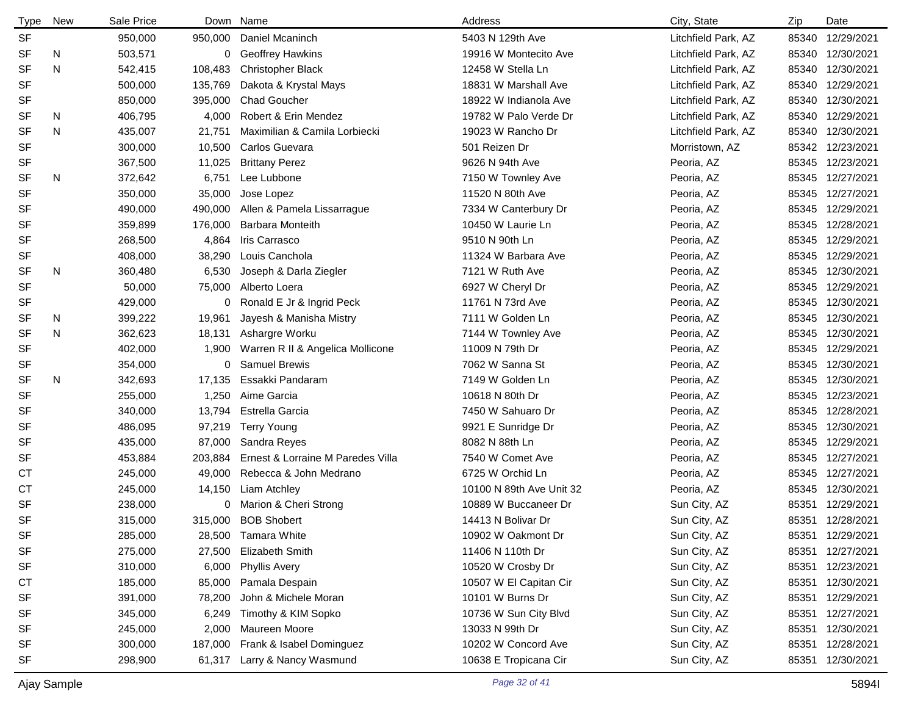| Type | New | Sale Price | Down | Name | Address | City, State | Zip | Date |
|---|---|---|---|---|---|---|---|---|
| SF | | 950,000 | 950,000 | Daniel Mcaninch | 5403 N 129th Ave | Litchfield Park, AZ | 85340 | 12/29/2021 |
| SF | N | 503,571 | 0 | Geoffrey Hawkins | 19916 W Montecito Ave | Litchfield Park, AZ | 85340 | 12/30/2021 |
| SF | N | 542,415 | 108,483 | Christopher Black | 12458 W Stella Ln | Litchfield Park, AZ | 85340 | 12/30/2021 |
| SF | | 500,000 | 135,769 | Dakota & Krystal Mays | 18831 W Marshall Ave | Litchfield Park, AZ | 85340 | 12/29/2021 |
| SF | | 850,000 | 395,000 | Chad Goucher | 18922 W Indianola Ave | Litchfield Park, AZ | 85340 | 12/30/2021 |
| SF | N | 406,795 | 4,000 | Robert & Erin Mendez | 19782 W Palo Verde Dr | Litchfield Park, AZ | 85340 | 12/29/2021 |
| SF | N | 435,007 | 21,751 | Maximilian & Camila Lorbiecki | 19023 W Rancho Dr | Litchfield Park, AZ | 85340 | 12/30/2021 |
| SF | | 300,000 | 10,500 | Carlos Guevara | 501 Reizen Dr | Morristown, AZ | 85342 | 12/23/2021 |
| SF | | 367,500 | 11,025 | Brittany Perez | 9626 N 94th Ave | Peoria, AZ | 85345 | 12/23/2021 |
| SF | N | 372,642 | 6,751 | Lee Lubbone | 7150 W Townley Ave | Peoria, AZ | 85345 | 12/27/2021 |
| SF | | 350,000 | 35,000 | Jose Lopez | 11520 N 80th Ave | Peoria, AZ | 85345 | 12/27/2021 |
| SF | | 490,000 | 490,000 | Allen & Pamela Lissarrague | 7334 W Canterbury Dr | Peoria, AZ | 85345 | 12/29/2021 |
| SF | | 359,899 | 176,000 | Barbara Monteith | 10450 W Laurie Ln | Peoria, AZ | 85345 | 12/28/2021 |
| SF | | 268,500 | 4,864 | Iris Carrasco | 9510 N 90th Ln | Peoria, AZ | 85345 | 12/29/2021 |
| SF | | 408,000 | 38,290 | Louis Canchola | 11324 W Barbara Ave | Peoria, AZ | 85345 | 12/29/2021 |
| SF | N | 360,480 | 6,530 | Joseph & Darla Ziegler | 7121 W Ruth Ave | Peoria, AZ | 85345 | 12/30/2021 |
| SF | | 50,000 | 75,000 | Alberto Loera | 6927 W Cheryl Dr | Peoria, AZ | 85345 | 12/29/2021 |
| SF | | 429,000 | 0 | Ronald E Jr & Ingrid Peck | 11761 N 73rd Ave | Peoria, AZ | 85345 | 12/30/2021 |
| SF | N | 399,222 | 19,961 | Jayesh & Manisha Mistry | 7111 W Golden Ln | Peoria, AZ | 85345 | 12/30/2021 |
| SF | N | 362,623 | 18,131 | Ashargre Worku | 7144 W Townley Ave | Peoria, AZ | 85345 | 12/30/2021 |
| SF | | 402,000 | 1,900 | Warren R II & Angelica Mollicone | 11009 N 79th Dr | Peoria, AZ | 85345 | 12/29/2021 |
| SF | | 354,000 | 0 | Samuel Brewis | 7062 W Sanna St | Peoria, AZ | 85345 | 12/30/2021 |
| SF | N | 342,693 | 17,135 | Essakki Pandaram | 7149 W Golden Ln | Peoria, AZ | 85345 | 12/30/2021 |
| SF | | 255,000 | 1,250 | Aime Garcia | 10618 N 80th Dr | Peoria, AZ | 85345 | 12/23/2021 |
| SF | | 340,000 | 13,794 | Estrella Garcia | 7450 W Sahuaro Dr | Peoria, AZ | 85345 | 12/28/2021 |
| SF | | 486,095 | 97,219 | Terry Young | 9921 E Sunridge Dr | Peoria, AZ | 85345 | 12/30/2021 |
| SF | | 435,000 | 87,000 | Sandra Reyes | 8082 N 88th Ln | Peoria, AZ | 85345 | 12/29/2021 |
| SF | | 453,884 | 203,884 | Ernest & Lorraine M Paredes Villa | 7540 W Comet Ave | Peoria, AZ | 85345 | 12/27/2021 |
| CT | | 245,000 | 49,000 | Rebecca & John Medrano | 6725 W Orchid Ln | Peoria, AZ | 85345 | 12/27/2021 |
| CT | | 245,000 | 14,150 | Liam Atchley | 10100 N 89th Ave Unit 32 | Peoria, AZ | 85345 | 12/30/2021 |
| SF | | 238,000 | 0 | Marion & Cheri Strong | 10889 W Buccaneer Dr | Sun City, AZ | 85351 | 12/29/2021 |
| SF | | 315,000 | 315,000 | BOB Shobert | 14413 N Bolivar Dr | Sun City, AZ | 85351 | 12/28/2021 |
| SF | | 285,000 | 28,500 | Tamara White | 10902 W Oakmont Dr | Sun City, AZ | 85351 | 12/29/2021 |
| SF | | 275,000 | 27,500 | Elizabeth Smith | 11406 N 110th Dr | Sun City, AZ | 85351 | 12/27/2021 |
| SF | | 310,000 | 6,000 | Phyllis Avery | 10520 W Crosby Dr | Sun City, AZ | 85351 | 12/23/2021 |
| CT | | 185,000 | 85,000 | Pamala Despain | 10507 W El Capitan Cir | Sun City, AZ | 85351 | 12/30/2021 |
| SF | | 391,000 | 78,200 | John & Michele Moran | 10101 W Burns Dr | Sun City, AZ | 85351 | 12/29/2021 |
| SF | | 345,000 | 6,249 | Timothy & KIM Sopko | 10736 W Sun City Blvd | Sun City, AZ | 85351 | 12/27/2021 |
| SF | | 245,000 | 2,000 | Maureen Moore | 13033 N 99th Dr | Sun City, AZ | 85351 | 12/30/2021 |
| SF | | 300,000 | 187,000 | Frank & Isabel Dominguez | 10202 W Concord Ave | Sun City, AZ | 85351 | 12/28/2021 |
| SF | | 298,900 | 61,317 | Larry & Nancy Wasmund | 10638 E Tropicana Cir | Sun City, AZ | 85351 | 12/30/2021 |

Ajay Sample 5894I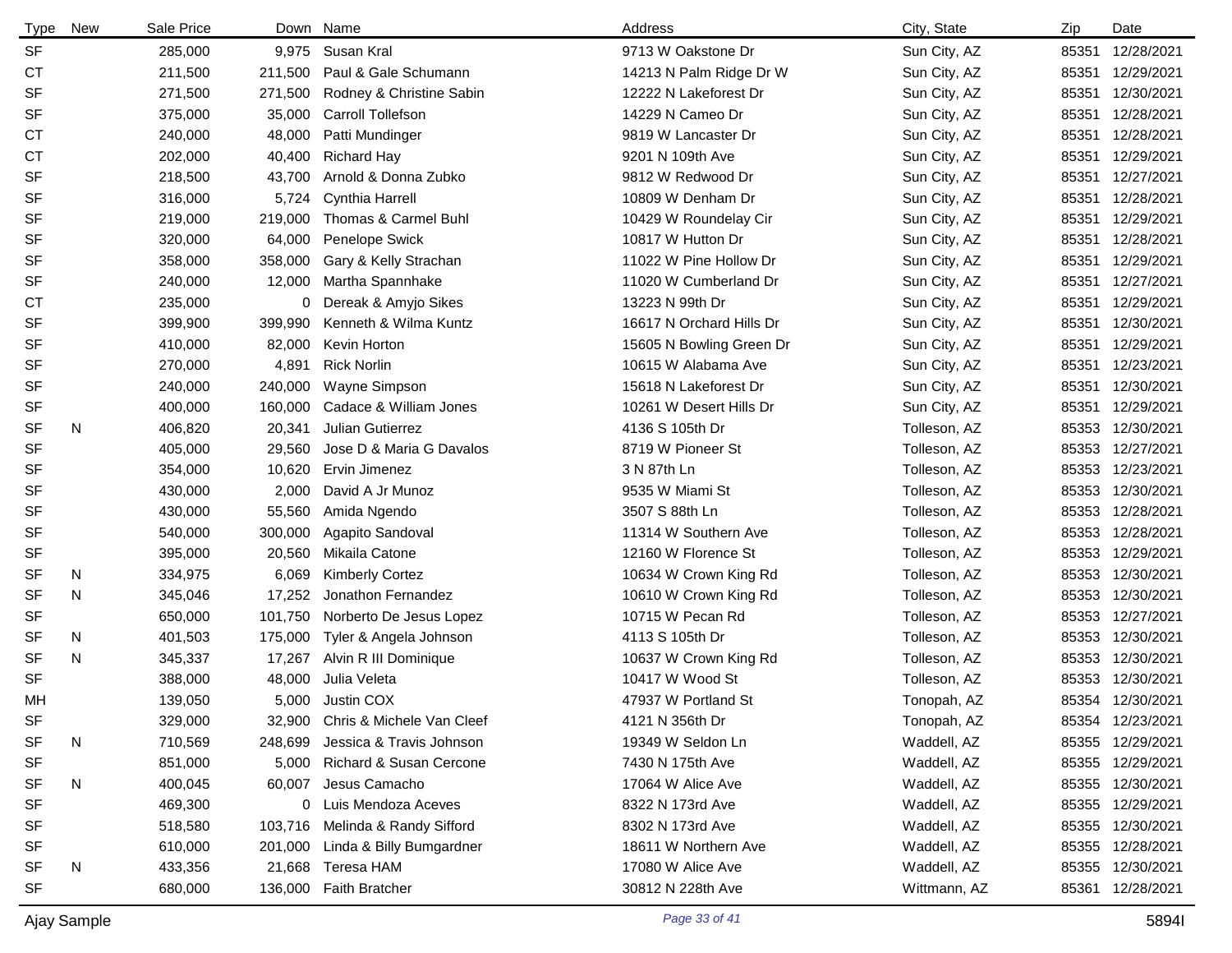| Type | New | Sale Price | Down | Name | Address | City, State | Zip | Date |
|---|---|---|---|---|---|---|---|---|
| SF | | 285,000 | 9,975 | Susan Kral | 9713 W Oakstone Dr | Sun City, AZ | 85351 | 12/28/2021 |
| CT | | 211,500 | 211,500 | Paul & Gale Schumann | 14213 N Palm Ridge Dr W | Sun City, AZ | 85351 | 12/29/2021 |
| SF | | 271,500 | 271,500 | Rodney & Christine Sabin | 12222 N Lakeforest Dr | Sun City, AZ | 85351 | 12/30/2021 |
| SF | | 375,000 | 35,000 | Carroll Tollefson | 14229 N Cameo Dr | Sun City, AZ | 85351 | 12/28/2021 |
| CT | | 240,000 | 48,000 | Patti Mundinger | 9819 W Lancaster Dr | Sun City, AZ | 85351 | 12/28/2021 |
| CT | | 202,000 | 40,400 | Richard Hay | 9201 N 109th Ave | Sun City, AZ | 85351 | 12/29/2021 |
| SF | | 218,500 | 43,700 | Arnold & Donna Zubko | 9812 W Redwood Dr | Sun City, AZ | 85351 | 12/27/2021 |
| SF | | 316,000 | 5,724 | Cynthia Harrell | 10809 W Denham Dr | Sun City, AZ | 85351 | 12/28/2021 |
| SF | | 219,000 | 219,000 | Thomas & Carmel Buhl | 10429 W Roundelay Cir | Sun City, AZ | 85351 | 12/29/2021 |
| SF | | 320,000 | 64,000 | Penelope Swick | 10817 W Hutton Dr | Sun City, AZ | 85351 | 12/28/2021 |
| SF | | 358,000 | 358,000 | Gary & Kelly Strachan | 11022 W Pine Hollow Dr | Sun City, AZ | 85351 | 12/29/2021 |
| SF | | 240,000 | 12,000 | Martha Spannhake | 11020 W Cumberland Dr | Sun City, AZ | 85351 | 12/27/2021 |
| CT | | 235,000 | 0 | Dereak & Amyjo Sikes | 13223 N 99th Dr | Sun City, AZ | 85351 | 12/29/2021 |
| SF | | 399,900 | 399,990 | Kenneth & Wilma Kuntz | 16617 N Orchard Hills Dr | Sun City, AZ | 85351 | 12/30/2021 |
| SF | | 410,000 | 82,000 | Kevin Horton | 15605 N Bowling Green Dr | Sun City, AZ | 85351 | 12/29/2021 |
| SF | | 270,000 | 4,891 | Rick Norlin | 10615 W Alabama Ave | Sun City, AZ | 85351 | 12/23/2021 |
| SF | | 240,000 | 240,000 | Wayne Simpson | 15618 N Lakeforest Dr | Sun City, AZ | 85351 | 12/30/2021 |
| SF | | 400,000 | 160,000 | Cadace & William Jones | 10261 W Desert Hills Dr | Sun City, AZ | 85351 | 12/29/2021 |
| SF | N | 406,820 | 20,341 | Julian Gutierrez | 4136 S 105th Dr | Tolleson, AZ | 85353 | 12/30/2021 |
| SF | | 405,000 | 29,560 | Jose D & Maria G Davalos | 8719 W Pioneer St | Tolleson, AZ | 85353 | 12/27/2021 |
| SF | | 354,000 | 10,620 | Ervin Jimenez | 3 N 87th Ln | Tolleson, AZ | 85353 | 12/23/2021 |
| SF | | 430,000 | 2,000 | David A Jr Munoz | 9535 W Miami St | Tolleson, AZ | 85353 | 12/30/2021 |
| SF | | 430,000 | 55,560 | Amida Ngendo | 3507 S 88th Ln | Tolleson, AZ | 85353 | 12/28/2021 |
| SF | | 540,000 | 300,000 | Agapito Sandoval | 11314 W Southern Ave | Tolleson, AZ | 85353 | 12/28/2021 |
| SF | | 395,000 | 20,560 | Mikaila Catone | 12160 W Florence St | Tolleson, AZ | 85353 | 12/29/2021 |
| SF | N | 334,975 | 6,069 | Kimberly Cortez | 10634 W Crown King Rd | Tolleson, AZ | 85353 | 12/30/2021 |
| SF | N | 345,046 | 17,252 | Jonathon Fernandez | 10610 W Crown King Rd | Tolleson, AZ | 85353 | 12/30/2021 |
| SF | | 650,000 | 101,750 | Norberto De Jesus Lopez | 10715 W Pecan Rd | Tolleson, AZ | 85353 | 12/27/2021 |
| SF | N | 401,503 | 175,000 | Tyler & Angela Johnson | 4113 S 105th Dr | Tolleson, AZ | 85353 | 12/30/2021 |
| SF | N | 345,337 | 17,267 | Alvin R III Dominique | 10637 W Crown King Rd | Tolleson, AZ | 85353 | 12/30/2021 |
| SF | | 388,000 | 48,000 | Julia Veleta | 10417 W Wood St | Tolleson, AZ | 85353 | 12/30/2021 |
| MH | | 139,050 | 5,000 | Justin COX | 47937 W Portland St | Tonopah, AZ | 85354 | 12/30/2021 |
| SF | | 329,000 | 32,900 | Chris & Michele Van Cleef | 4121 N 356th Dr | Tonopah, AZ | 85354 | 12/23/2021 |
| SF | N | 710,569 | 248,699 | Jessica & Travis Johnson | 19349 W Seldon Ln | Waddell, AZ | 85355 | 12/29/2021 |
| SF | | 851,000 | 5,000 | Richard & Susan Cercone | 7430 N 175th Ave | Waddell, AZ | 85355 | 12/29/2021 |
| SF | N | 400,045 | 60,007 | Jesus Camacho | 17064 W Alice Ave | Waddell, AZ | 85355 | 12/30/2021 |
| SF | | 469,300 | 0 | Luis Mendoza Aceves | 8322 N 173rd Ave | Waddell, AZ | 85355 | 12/29/2021 |
| SF | | 518,580 | 103,716 | Melinda & Randy Sifford | 8302 N 173rd Ave | Waddell, AZ | 85355 | 12/30/2021 |
| SF | | 610,000 | 201,000 | Linda & Billy Bumgardner | 18611 W Northern Ave | Waddell, AZ | 85355 | 12/28/2021 |
| SF | N | 433,356 | 21,668 | Teresa HAM | 17080 W Alice Ave | Waddell, AZ | 85355 | 12/30/2021 |
| SF | | 680,000 | 136,000 | Faith Bratcher | 30812 N 228th Ave | Wittmann, AZ | 85361 | 12/28/2021 |

Ajay Sample 5894I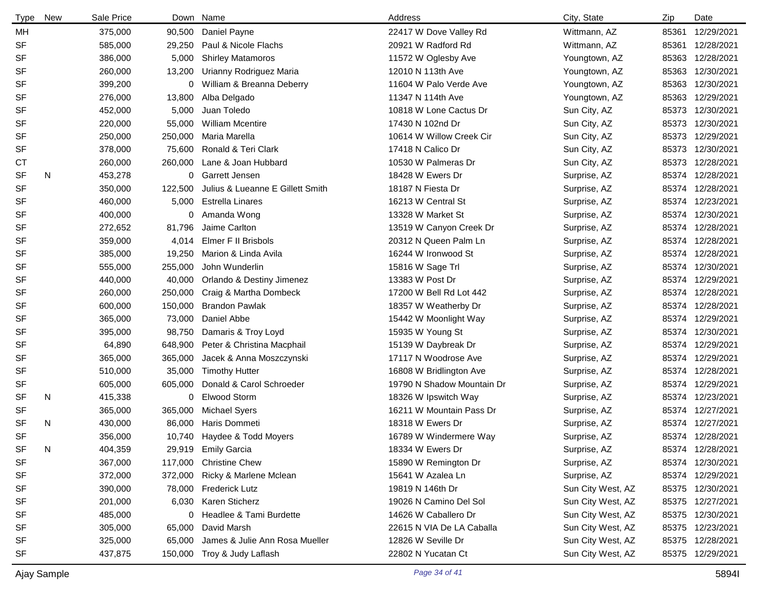| Type | New | Sale Price | Down | Name | Address | City, State | Zip | Date |
|---|---|---|---|---|---|---|---|---|
| MH | | 375,000 | 90,500 | Daniel Payne | 22417 W Dove Valley Rd | Wittmann, AZ | 85361 | 12/29/2021 |
| SF | | 585,000 | 29,250 | Paul & Nicole Flachs | 20921 W Radford Rd | Wittmann, AZ | 85361 | 12/28/2021 |
| SF | | 386,000 | 5,000 | Shirley Matamoros | 11572 W Oglesby Ave | Youngtown, AZ | 85363 | 12/28/2021 |
| SF | | 260,000 | 13,200 | Urianny Rodriguez Maria | 12010 N 113th Ave | Youngtown, AZ | 85363 | 12/30/2021 |
| SF | | 399,200 | 0 | William & Breanna Deberry | 11604 W Palo Verde Ave | Youngtown, AZ | 85363 | 12/30/2021 |
| SF | | 276,000 | 13,800 | Alba Delgado | 11347 N 114th Ave | Youngtown, AZ | 85363 | 12/29/2021 |
| SF | | 452,000 | 5,000 | Juan Toledo | 10818 W Lone Cactus Dr | Sun City, AZ | 85373 | 12/30/2021 |
| SF | | 220,000 | 55,000 | William Mcentire | 17430 N 102nd Dr | Sun City, AZ | 85373 | 12/30/2021 |
| SF | | 250,000 | 250,000 | Maria Marella | 10614 W Willow Creek Cir | Sun City, AZ | 85373 | 12/29/2021 |
| SF | | 378,000 | 75,600 | Ronald & Teri Clark | 17418 N Calico Dr | Sun City, AZ | 85373 | 12/30/2021 |
| CT | | 260,000 | 260,000 | Lane & Joan Hubbard | 10530 W Palmeras Dr | Sun City, AZ | 85373 | 12/28/2021 |
| SF | N | 453,278 | 0 | Garrett Jensen | 18428 W Ewers Dr | Surprise, AZ | 85374 | 12/28/2021 |
| SF | | 350,000 | 122,500 | Julius & Lueanne E Gillett Smith | 18187 N Fiesta Dr | Surprise, AZ | 85374 | 12/28/2021 |
| SF | | 460,000 | 5,000 | Estrella Linares | 16213 W Central St | Surprise, AZ | 85374 | 12/23/2021 |
| SF | | 400,000 | 0 | Amanda Wong | 13328 W Market St | Surprise, AZ | 85374 | 12/30/2021 |
| SF | | 272,652 | 81,796 | Jaime Carlton | 13519 W Canyon Creek Dr | Surprise, AZ | 85374 | 12/28/2021 |
| SF | | 359,000 | 4,014 | Elmer F II Brisbols | 20312 N Queen Palm Ln | Surprise, AZ | 85374 | 12/28/2021 |
| SF | | 385,000 | 19,250 | Marion & Linda Avila | 16244 W Ironwood St | Surprise, AZ | 85374 | 12/28/2021 |
| SF | | 555,000 | 255,000 | John Wunderlin | 15816 W Sage Trl | Surprise, AZ | 85374 | 12/30/2021 |
| SF | | 440,000 | 40,000 | Orlando & Destiny Jimenez | 13383 W Post Dr | Surprise, AZ | 85374 | 12/29/2021 |
| SF | | 260,000 | 250,000 | Craig & Martha Dombeck | 17200 W Bell Rd Lot 442 | Surprise, AZ | 85374 | 12/28/2021 |
| SF | | 600,000 | 150,000 | Brandon Pawlak | 18357 W Weatherby Dr | Surprise, AZ | 85374 | 12/28/2021 |
| SF | | 365,000 | 73,000 | Daniel Abbe | 15442 W Moonlight Way | Surprise, AZ | 85374 | 12/29/2021 |
| SF | | 395,000 | 98,750 | Damaris & Troy Loyd | 15935 W Young St | Surprise, AZ | 85374 | 12/30/2021 |
| SF | | 64,890 | 648,900 | Peter & Christina Macphail | 15139 W Daybreak Dr | Surprise, AZ | 85374 | 12/29/2021 |
| SF | | 365,000 | 365,000 | Jacek & Anna Moszczynski | 17117 N Woodrose Ave | Surprise, AZ | 85374 | 12/29/2021 |
| SF | | 510,000 | 35,000 | Timothy Hutter | 16808 W Bridlington Ave | Surprise, AZ | 85374 | 12/28/2021 |
| SF | | 605,000 | 605,000 | Donald & Carol Schroeder | 19790 N Shadow Mountain Dr | Surprise, AZ | 85374 | 12/29/2021 |
| SF | N | 415,338 | 0 | Elwood Storm | 18326 W Ipswitch Way | Surprise, AZ | 85374 | 12/23/2021 |
| SF | | 365,000 | 365,000 | Michael Syers | 16211 W Mountain Pass Dr | Surprise, AZ | 85374 | 12/27/2021 |
| SF | N | 430,000 | 86,000 | Haris Dommeti | 18318 W Ewers Dr | Surprise, AZ | 85374 | 12/27/2021 |
| SF | | 356,000 | 10,740 | Haydee & Todd Moyers | 16789 W Windermere Way | Surprise, AZ | 85374 | 12/28/2021 |
| SF | N | 404,359 | 29,919 | Emily Garcia | 18334 W Ewers Dr | Surprise, AZ | 85374 | 12/28/2021 |
| SF | | 367,000 | 117,000 | Christine Chew | 15890 W Remington Dr | Surprise, AZ | 85374 | 12/30/2021 |
| SF | | 372,000 | 372,000 | Ricky & Marlene Mclean | 15641 W Azalea Ln | Surprise, AZ | 85374 | 12/29/2021 |
| SF | | 390,000 | 78,000 | Frederick Lutz | 19819 N 146th Dr | Sun City West, AZ | 85375 | 12/30/2021 |
| SF | | 201,000 | 6,030 | Karen Sticherz | 19026 N Camino Del Sol | Sun City West, AZ | 85375 | 12/27/2021 |
| SF | | 485,000 | 0 | Headlee & Tami Burdette | 14626 W Caballero Dr | Sun City West, AZ | 85375 | 12/30/2021 |
| SF | | 305,000 | 65,000 | David Marsh | 22615 N VIA De LA Caballa | Sun City West, AZ | 85375 | 12/23/2021 |
| SF | | 325,000 | 65,000 | James & Julie Ann Rosa Mueller | 12826 W Seville Dr | Sun City West, AZ | 85375 | 12/28/2021 |
| SF | | 437,875 | 150,000 | Troy & Judy Laflash | 22802 N Yucatan Ct | Sun City West, AZ | 85375 | 12/29/2021 |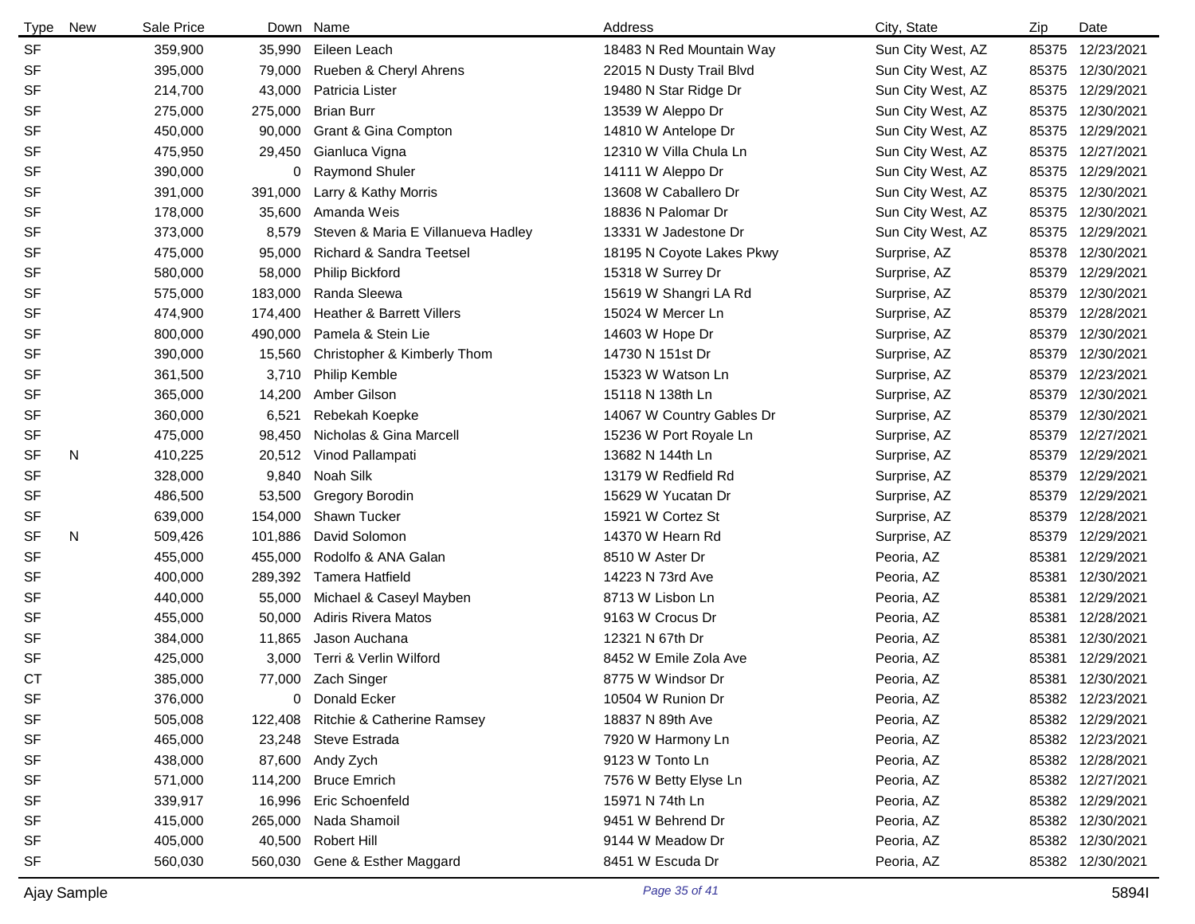| Type | New | Sale Price | Down | Name | Address | City, State | Zip | Date |
|---|---|---|---|---|---|---|---|---|
| SF | | 359,900 | 35,990 | Eileen Leach | 18483 N Red Mountain Way | Sun City West, AZ | 85375 | 12/23/2021 |
| SF | | 395,000 | 79,000 | Rueben & Cheryl Ahrens | 22015 N Dusty Trail Blvd | Sun City West, AZ | 85375 | 12/30/2021 |
| SF | | 214,700 | 43,000 | Patricia Lister | 19480 N Star Ridge Dr | Sun City West, AZ | 85375 | 12/29/2021 |
| SF | | 275,000 | 275,000 | Brian Burr | 13539 W Aleppo Dr | Sun City West, AZ | 85375 | 12/30/2021 |
| SF | | 450,000 | 90,000 | Grant & Gina Compton | 14810 W Antelope Dr | Sun City West, AZ | 85375 | 12/29/2021 |
| SF | | 475,950 | 29,450 | Gianluca Vigna | 12310 W Villa Chula Ln | Sun City West, AZ | 85375 | 12/27/2021 |
| SF | | 390,000 | 0 | Raymond Shuler | 14111 W Aleppo Dr | Sun City West, AZ | 85375 | 12/29/2021 |
| SF | | 391,000 | 391,000 | Larry & Kathy Morris | 13608 W Caballero Dr | Sun City West, AZ | 85375 | 12/30/2021 |
| SF | | 178,000 | 35,600 | Amanda Weis | 18836 N Palomar Dr | Sun City West, AZ | 85375 | 12/30/2021 |
| SF | | 373,000 | 8,579 | Steven & Maria E Villanueva Hadley | 13331 W Jadestone Dr | Sun City West, AZ | 85375 | 12/29/2021 |
| SF | | 475,000 | 95,000 | Richard & Sandra Teetsel | 18195 N Coyote Lakes Pkwy | Surprise, AZ | 85378 | 12/30/2021 |
| SF | | 580,000 | 58,000 | Philip Bickford | 15318 W Surrey Dr | Surprise, AZ | 85379 | 12/29/2021 |
| SF | | 575,000 | 183,000 | Randa Sleewa | 15619 W Shangri LA Rd | Surprise, AZ | 85379 | 12/30/2021 |
| SF | | 474,900 | 174,400 | Heather & Barrett Villers | 15024 W Mercer Ln | Surprise, AZ | 85379 | 12/28/2021 |
| SF | | 800,000 | 490,000 | Pamela & Stein Lie | 14603 W Hope Dr | Surprise, AZ | 85379 | 12/30/2021 |
| SF | | 390,000 | 15,560 | Christopher & Kimberly Thom | 14730 N 151st Dr | Surprise, AZ | 85379 | 12/30/2021 |
| SF | | 361,500 | 3,710 | Philip Kemble | 15323 W Watson Ln | Surprise, AZ | 85379 | 12/23/2021 |
| SF | | 365,000 | 14,200 | Amber Gilson | 15118 N 138th Ln | Surprise, AZ | 85379 | 12/30/2021 |
| SF | | 360,000 | 6,521 | Rebekah Koepke | 14067 W Country Gables Dr | Surprise, AZ | 85379 | 12/30/2021 |
| SF | | 475,000 | 98,450 | Nicholas & Gina Marcell | 15236 W Port Royale Ln | Surprise, AZ | 85379 | 12/27/2021 |
| SF | N | 410,225 | 20,512 | Vinod Pallampati | 13682 N 144th Ln | Surprise, AZ | 85379 | 12/29/2021 |
| SF | | 328,000 | 9,840 | Noah Silk | 13179 W Redfield Rd | Surprise, AZ | 85379 | 12/29/2021 |
| SF | | 486,500 | 53,500 | Gregory Borodin | 15629 W Yucatan Dr | Surprise, AZ | 85379 | 12/29/2021 |
| SF | | 639,000 | 154,000 | Shawn Tucker | 15921 W Cortez St | Surprise, AZ | 85379 | 12/28/2021 |
| SF | N | 509,426 | 101,886 | David Solomon | 14370 W Hearn Rd | Surprise, AZ | 85379 | 12/29/2021 |
| SF | | 455,000 | 455,000 | Rodolfo & ANA Galan | 8510 W Aster Dr | Peoria, AZ | 85381 | 12/29/2021 |
| SF | | 400,000 | 289,392 | Tamera Hatfield | 14223 N 73rd Ave | Peoria, AZ | 85381 | 12/30/2021 |
| SF | | 440,000 | 55,000 | Michael & Caseyl Mayben | 8713 W Lisbon Ln | Peoria, AZ | 85381 | 12/29/2021 |
| SF | | 455,000 | 50,000 | Adiris Rivera Matos | 9163 W Crocus Dr | Peoria, AZ | 85381 | 12/28/2021 |
| SF | | 384,000 | 11,865 | Jason Auchana | 12321 N 67th Dr | Peoria, AZ | 85381 | 12/30/2021 |
| SF | | 425,000 | 3,000 | Terri & Verlin Wilford | 8452 W Emile Zola Ave | Peoria, AZ | 85381 | 12/29/2021 |
| CT | | 385,000 | 77,000 | Zach Singer | 8775 W Windsor Dr | Peoria, AZ | 85381 | 12/30/2021 |
| SF | | 376,000 | 0 | Donald Ecker | 10504 W Runion Dr | Peoria, AZ | 85382 | 12/23/2021 |
| SF | | 505,008 | 122,408 | Ritchie & Catherine Ramsey | 18837 N 89th Ave | Peoria, AZ | 85382 | 12/29/2021 |
| SF | | 465,000 | 23,248 | Steve Estrada | 7920 W Harmony Ln | Peoria, AZ | 85382 | 12/23/2021 |
| SF | | 438,000 | 87,600 | Andy Zych | 9123 W Tonto Ln | Peoria, AZ | 85382 | 12/28/2021 |
| SF | | 571,000 | 114,200 | Bruce Emrich | 7576 W Betty Elyse Ln | Peoria, AZ | 85382 | 12/27/2021 |
| SF | | 339,917 | 16,996 | Eric Schoenfeld | 15971 N 74th Ln | Peoria, AZ | 85382 | 12/29/2021 |
| SF | | 415,000 | 265,000 | Nada Shamoil | 9451 W Behrend Dr | Peoria, AZ | 85382 | 12/30/2021 |
| SF | | 405,000 | 40,500 | Robert Hill | 9144 W Meadow Dr | Peoria, AZ | 85382 | 12/30/2021 |
| SF | | 560,030 | 560,030 | Gene & Esther Maggard | 8451 W Escuda Dr | Peoria, AZ | 85382 | 12/30/2021 |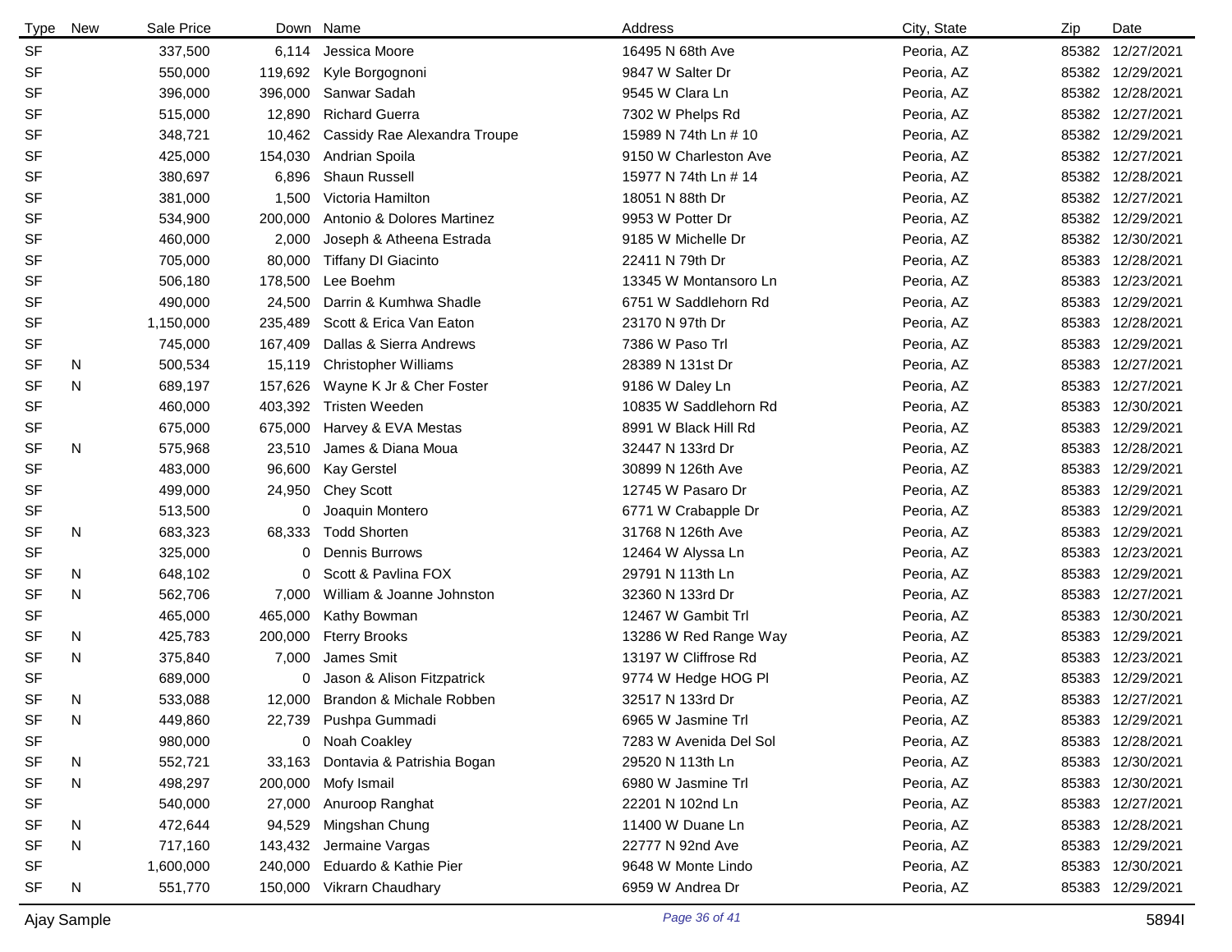| Type | New | Sale Price | Down | Name | Address | City, State | Zip | Date |
|---|---|---|---|---|---|---|---|---|
| SF | | 337,500 | 6,114 | Jessica Moore | 16495 N 68th Ave | Peoria, AZ | 85382 | 12/27/2021 |
| SF | | 550,000 | 119,692 | Kyle Borgognoni | 9847 W Salter Dr | Peoria, AZ | 85382 | 12/29/2021 |
| SF | | 396,000 | 396,000 | Sanwar Sadah | 9545 W Clara Ln | Peoria, AZ | 85382 | 12/28/2021 |
| SF | | 515,000 | 12,890 | Richard Guerra | 7302 W Phelps Rd | Peoria, AZ | 85382 | 12/27/2021 |
| SF | | 348,721 | 10,462 | Cassidy Rae Alexandra Troupe | 15989 N 74th Ln # 10 | Peoria, AZ | 85382 | 12/29/2021 |
| SF | | 425,000 | 154,030 | Andrian Spoila | 9150 W Charleston Ave | Peoria, AZ | 85382 | 12/27/2021 |
| SF | | 380,697 | 6,896 | Shaun Russell | 15977 N 74th Ln # 14 | Peoria, AZ | 85382 | 12/28/2021 |
| SF | | 381,000 | 1,500 | Victoria Hamilton | 18051 N 88th Dr | Peoria, AZ | 85382 | 12/27/2021 |
| SF | | 534,900 | 200,000 | Antonio & Dolores Martinez | 9953 W Potter Dr | Peoria, AZ | 85382 | 12/29/2021 |
| SF | | 460,000 | 2,000 | Joseph & Atheena Estrada | 9185 W Michelle Dr | Peoria, AZ | 85382 | 12/30/2021 |
| SF | | 705,000 | 80,000 | Tiffany DI Giacinto | 22411 N 79th Dr | Peoria, AZ | 85383 | 12/28/2021 |
| SF | | 506,180 | 178,500 | Lee Boehm | 13345 W Montansoro Ln | Peoria, AZ | 85383 | 12/23/2021 |
| SF | | 490,000 | 24,500 | Darrin & Kumhwa Shadle | 6751 W Saddlehorn Rd | Peoria, AZ | 85383 | 12/29/2021 |
| SF | | 1,150,000 | 235,489 | Scott & Erica Van Eaton | 23170 N 97th Dr | Peoria, AZ | 85383 | 12/28/2021 |
| SF | | 745,000 | 167,409 | Dallas & Sierra Andrews | 7386 W Paso Trl | Peoria, AZ | 85383 | 12/29/2021 |
| SF | N | 500,534 | 15,119 | Christopher Williams | 28389 N 131st Dr | Peoria, AZ | 85383 | 12/27/2021 |
| SF | N | 689,197 | 157,626 | Wayne K Jr & Cher Foster | 9186 W Daley Ln | Peoria, AZ | 85383 | 12/27/2021 |
| SF | | 460,000 | 403,392 | Tristen Weeden | 10835 W Saddlehorn Rd | Peoria, AZ | 85383 | 12/30/2021 |
| SF | | 675,000 | 675,000 | Harvey & EVA Mestas | 8991 W Black Hill Rd | Peoria, AZ | 85383 | 12/29/2021 |
| SF | N | 575,968 | 23,510 | James & Diana Moua | 32447 N 133rd Dr | Peoria, AZ | 85383 | 12/28/2021 |
| SF | | 483,000 | 96,600 | Kay Gerstel | 30899 N 126th Ave | Peoria, AZ | 85383 | 12/29/2021 |
| SF | | 499,000 | 24,950 | Chey Scott | 12745 W Pasaro Dr | Peoria, AZ | 85383 | 12/29/2021 |
| SF | | 513,500 | 0 | Joaquin Montero | 6771 W Crabapple Dr | Peoria, AZ | 85383 | 12/29/2021 |
| SF | N | 683,323 | 68,333 | Todd Shorten | 31768 N 126th Ave | Peoria, AZ | 85383 | 12/29/2021 |
| SF | | 325,000 | 0 | Dennis Burrows | 12464 W Alyssa Ln | Peoria, AZ | 85383 | 12/23/2021 |
| SF | N | 648,102 | 0 | Scott & Pavlina FOX | 29791 N 113th Ln | Peoria, AZ | 85383 | 12/29/2021 |
| SF | N | 562,706 | 7,000 | William & Joanne Johnston | 32360 N 133rd Dr | Peoria, AZ | 85383 | 12/27/2021 |
| SF | | 465,000 | 465,000 | Kathy Bowman | 12467 W Gambit Trl | Peoria, AZ | 85383 | 12/30/2021 |
| SF | N | 425,783 | 200,000 | Fterry Brooks | 13286 W Red Range Way | Peoria, AZ | 85383 | 12/29/2021 |
| SF | N | 375,840 | 7,000 | James Smit | 13197 W Cliffrose Rd | Peoria, AZ | 85383 | 12/23/2021 |
| SF | | 689,000 | 0 | Jason & Alison Fitzpatrick | 9774 W Hedge HOG Pl | Peoria, AZ | 85383 | 12/29/2021 |
| SF | N | 533,088 | 12,000 | Brandon & Michale Robben | 32517 N 133rd Dr | Peoria, AZ | 85383 | 12/27/2021 |
| SF | N | 449,860 | 22,739 | Pushpa Gummadi | 6965 W Jasmine Trl | Peoria, AZ | 85383 | 12/29/2021 |
| SF | | 980,000 | 0 | Noah Coakley | 7283 W Avenida Del Sol | Peoria, AZ | 85383 | 12/28/2021 |
| SF | N | 552,721 | 33,163 | Dontavia & Patrishia Bogan | 29520 N 113th Ln | Peoria, AZ | 85383 | 12/30/2021 |
| SF | N | 498,297 | 200,000 | Mofy Ismail | 6980 W Jasmine Trl | Peoria, AZ | 85383 | 12/30/2021 |
| SF | | 540,000 | 27,000 | Anuroop Ranghat | 22201 N 102nd Ln | Peoria, AZ | 85383 | 12/27/2021 |
| SF | N | 472,644 | 94,529 | Mingshan Chung | 11400 W Duane Ln | Peoria, AZ | 85383 | 12/28/2021 |
| SF | N | 717,160 | 143,432 | Jermaine Vargas | 22777 N 92nd Ave | Peoria, AZ | 85383 | 12/29/2021 |
| SF | | 1,600,000 | 240,000 | Eduardo & Kathie Pier | 9648 W Monte Lindo | Peoria, AZ | 85383 | 12/30/2021 |
| SF | N | 551,770 | 150,000 | Vikrarn Chaudhary | 6959 W Andrea Dr | Peoria, AZ | 85383 | 12/29/2021 |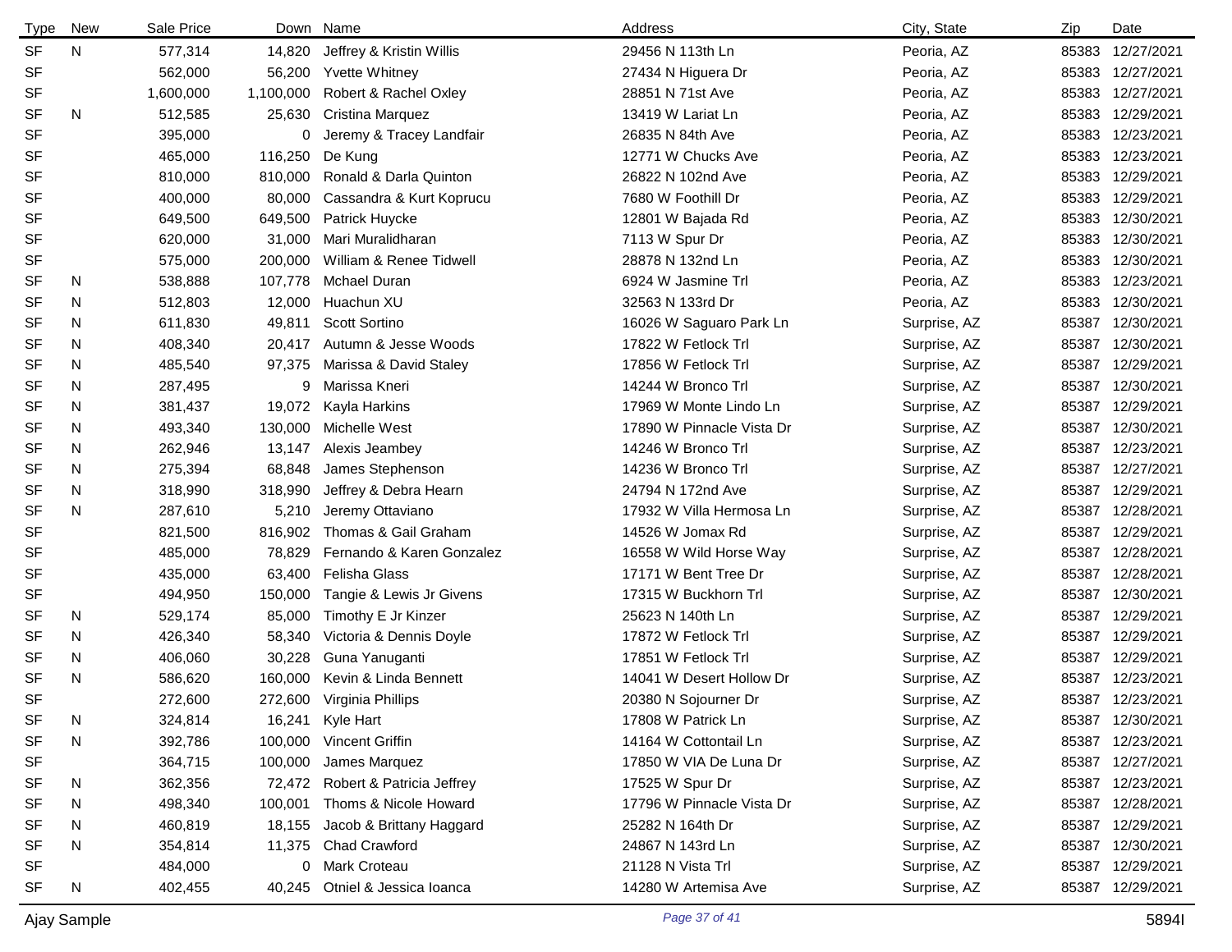| Type | New | Sale Price | Down | Name | Address | City, State | Zip | Date |
|---|---|---|---|---|---|---|---|---|
| SF | N | 577,314 | 14,820 | Jeffrey & Kristin Willis | 29456 N 113th Ln | Peoria, AZ | 85383 | 12/27/2021 |
| SF | | 562,000 | 56,200 | Yvette Whitney | 27434 N Higuera Dr | Peoria, AZ | 85383 | 12/27/2021 |
| SF | | 1,600,000 | 1,100,000 | Robert & Rachel Oxley | 28851 N 71st Ave | Peoria, AZ | 85383 | 12/27/2021 |
| SF | N | 512,585 | 25,630 | Cristina Marquez | 13419 W Lariat Ln | Peoria, AZ | 85383 | 12/29/2021 |
| SF | | 395,000 | 0 | Jeremy & Tracey Landfair | 26835 N 84th Ave | Peoria, AZ | 85383 | 12/23/2021 |
| SF | | 465,000 | 116,250 | De Kung | 12771 W Chucks Ave | Peoria, AZ | 85383 | 12/23/2021 |
| SF | | 810,000 | 810,000 | Ronald & Darla Quinton | 26822 N 102nd Ave | Peoria, AZ | 85383 | 12/29/2021 |
| SF | | 400,000 | 80,000 | Cassandra & Kurt Koprucu | 7680 W Foothill Dr | Peoria, AZ | 85383 | 12/29/2021 |
| SF | | 649,500 | 649,500 | Patrick Huycke | 12801 W Bajada Rd | Peoria, AZ | 85383 | 12/30/2021 |
| SF | | 620,000 | 31,000 | Mari Muralidharan | 7113 W Spur Dr | Peoria, AZ | 85383 | 12/30/2021 |
| SF | | 575,000 | 200,000 | William & Renee Tidwell | 28878 N 132nd Ln | Peoria, AZ | 85383 | 12/30/2021 |
| SF | N | 538,888 | 107,778 | Mchael Duran | 6924 W Jasmine Trl | Peoria, AZ | 85383 | 12/23/2021 |
| SF | N | 512,803 | 12,000 | Huachun XU | 32563 N 133rd Dr | Peoria, AZ | 85383 | 12/30/2021 |
| SF | N | 611,830 | 49,811 | Scott Sortino | 16026 W Saguaro Park Ln | Surprise, AZ | 85387 | 12/30/2021 |
| SF | N | 408,340 | 20,417 | Autumn & Jesse Woods | 17822 W Fetlock Trl | Surprise, AZ | 85387 | 12/30/2021 |
| SF | N | 485,540 | 97,375 | Marissa & David Staley | 17856 W Fetlock Trl | Surprise, AZ | 85387 | 12/29/2021 |
| SF | N | 287,495 | 9 | Marissa Kneri | 14244 W Bronco Trl | Surprise, AZ | 85387 | 12/30/2021 |
| SF | N | 381,437 | 19,072 | Kayla Harkins | 17969 W Monte Lindo Ln | Surprise, AZ | 85387 | 12/29/2021 |
| SF | N | 493,340 | 130,000 | Michelle West | 17890 W Pinnacle Vista Dr | Surprise, AZ | 85387 | 12/30/2021 |
| SF | N | 262,946 | 13,147 | Alexis Jeambey | 14246 W Bronco Trl | Surprise, AZ | 85387 | 12/23/2021 |
| SF | N | 275,394 | 68,848 | James Stephenson | 14236 W Bronco Trl | Surprise, AZ | 85387 | 12/27/2021 |
| SF | N | 318,990 | 318,990 | Jeffrey & Debra Hearn | 24794 N 172nd Ave | Surprise, AZ | 85387 | 12/29/2021 |
| SF | N | 287,610 | 5,210 | Jeremy Ottaviano | 17932 W Villa Hermosa Ln | Surprise, AZ | 85387 | 12/28/2021 |
| SF | | 821,500 | 816,902 | Thomas & Gail Graham | 14526 W Jomax Rd | Surprise, AZ | 85387 | 12/29/2021 |
| SF | | 485,000 | 78,829 | Fernando & Karen Gonzalez | 16558 W Wild Horse Way | Surprise, AZ | 85387 | 12/28/2021 |
| SF | | 435,000 | 63,400 | Felisha Glass | 17171 W Bent Tree Dr | Surprise, AZ | 85387 | 12/28/2021 |
| SF | | 494,950 | 150,000 | Tangie & Lewis Jr Givens | 17315 W Buckhorn Trl | Surprise, AZ | 85387 | 12/30/2021 |
| SF | N | 529,174 | 85,000 | Timothy E Jr Kinzer | 25623 N 140th Ln | Surprise, AZ | 85387 | 12/29/2021 |
| SF | N | 426,340 | 58,340 | Victoria & Dennis Doyle | 17872 W Fetlock Trl | Surprise, AZ | 85387 | 12/29/2021 |
| SF | N | 406,060 | 30,228 | Guna Yanuganti | 17851 W Fetlock Trl | Surprise, AZ | 85387 | 12/29/2021 |
| SF | N | 586,620 | 160,000 | Kevin & Linda Bennett | 14041 W Desert Hollow Dr | Surprise, AZ | 85387 | 12/23/2021 |
| SF | | 272,600 | 272,600 | Virginia Phillips | 20380 N Sojourner Dr | Surprise, AZ | 85387 | 12/23/2021 |
| SF | N | 324,814 | 16,241 | Kyle Hart | 17808 W Patrick Ln | Surprise, AZ | 85387 | 12/30/2021 |
| SF | N | 392,786 | 100,000 | Vincent Griffin | 14164 W Cottontail Ln | Surprise, AZ | 85387 | 12/23/2021 |
| SF | | 364,715 | 100,000 | James Marquez | 17850 W VIA De Luna Dr | Surprise, AZ | 85387 | 12/27/2021 |
| SF | N | 362,356 | 72,472 | Robert & Patricia Jeffrey | 17525 W Spur Dr | Surprise, AZ | 85387 | 12/23/2021 |
| SF | N | 498,340 | 100,001 | Thoms & Nicole Howard | 17796 W Pinnacle Vista Dr | Surprise, AZ | 85387 | 12/28/2021 |
| SF | N | 460,819 | 18,155 | Jacob & Brittany Haggard | 25282 N 164th Dr | Surprise, AZ | 85387 | 12/29/2021 |
| SF | N | 354,814 | 11,375 | Chad Crawford | 24867 N 143rd Ln | Surprise, AZ | 85387 | 12/30/2021 |
| SF | | 484,000 | 0 | Mark Croteau | 21128 N Vista Trl | Surprise, AZ | 85387 | 12/29/2021 |
| SF | N | 402,455 | 40,245 | Otniel & Jessica Ioanca | 14280 W Artemisa Ave | Surprise, AZ | 85387 | 12/29/2021 |

Ajay Sample 5894I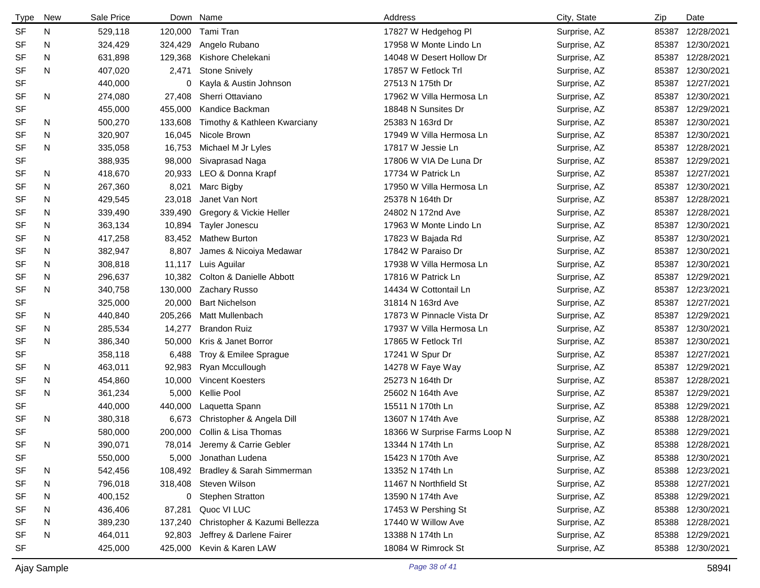| Type | New | Sale Price | Down | Name | Address | City, State | Zip | Date |
|---|---|---|---|---|---|---|---|---|
| SF | N | 529,118 | 120,000 | Tami Tran | 17827 W Hedgehog Pl | Surprise, AZ | 85387 | 12/28/2021 |
| SF | N | 324,429 | 324,429 | Angelo Rubano | 17958 W Monte Lindo Ln | Surprise, AZ | 85387 | 12/30/2021 |
| SF | N | 631,898 | 129,368 | Kishore Chelekani | 14048 W Desert Hollow Dr | Surprise, AZ | 85387 | 12/28/2021 |
| SF | N | 407,020 | 2,471 | Stone Snively | 17857 W Fetlock Trl | Surprise, AZ | 85387 | 12/30/2021 |
| SF | | 440,000 | 0 | Kayla & Austin Johnson | 27513 N 175th Dr | Surprise, AZ | 85387 | 12/27/2021 |
| SF | N | 274,080 | 27,408 | Sherri Ottaviano | 17962 W Villa Hermosa Ln | Surprise, AZ | 85387 | 12/30/2021 |
| SF | | 455,000 | 455,000 | Kandice Backman | 18848 N Sunsites Dr | Surprise, AZ | 85387 | 12/29/2021 |
| SF | N | 500,270 | 133,608 | Timothy & Kathleen Kwarciany | 25383 N 163rd Dr | Surprise, AZ | 85387 | 12/30/2021 |
| SF | N | 320,907 | 16,045 | Nicole Brown | 17949 W Villa Hermosa Ln | Surprise, AZ | 85387 | 12/30/2021 |
| SF | N | 335,058 | 16,753 | Michael M Jr Lyles | 17817 W Jessie Ln | Surprise, AZ | 85387 | 12/28/2021 |
| SF | | 388,935 | 98,000 | Sivaprasad Naga | 17806 W VIA De Luna Dr | Surprise, AZ | 85387 | 12/29/2021 |
| SF | N | 418,670 | 20,933 | LEO & Donna Krapf | 17734 W Patrick Ln | Surprise, AZ | 85387 | 12/27/2021 |
| SF | N | 267,360 | 8,021 | Marc Bigby | 17950 W Villa Hermosa Ln | Surprise, AZ | 85387 | 12/30/2021 |
| SF | N | 429,545 | 23,018 | Janet Van Nort | 25378 N 164th Dr | Surprise, AZ | 85387 | 12/28/2021 |
| SF | N | 339,490 | 339,490 | Gregory & Vickie Heller | 24802 N 172nd Ave | Surprise, AZ | 85387 | 12/28/2021 |
| SF | N | 363,134 | 10,894 | Tayler Jonescu | 17963 W Monte Lindo Ln | Surprise, AZ | 85387 | 12/30/2021 |
| SF | N | 417,258 | 83,452 | Mathew Burton | 17823 W Bajada Rd | Surprise, AZ | 85387 | 12/30/2021 |
| SF | N | 382,947 | 8,807 | James & Nicoiya Medawar | 17842 W Paraiso Dr | Surprise, AZ | 85387 | 12/30/2021 |
| SF | N | 308,818 | 11,117 | Luis Aguilar | 17938 W Villa Hermosa Ln | Surprise, AZ | 85387 | 12/30/2021 |
| SF | N | 296,637 | 10,382 | Colton & Danielle Abbott | 17816 W Patrick Ln | Surprise, AZ | 85387 | 12/29/2021 |
| SF | N | 340,758 | 130,000 | Zachary Russo | 14434 W Cottontail Ln | Surprise, AZ | 85387 | 12/23/2021 |
| SF | | 325,000 | 20,000 | Bart Nichelson | 31814 N 163rd Ave | Surprise, AZ | 85387 | 12/27/2021 |
| SF | N | 440,840 | 205,266 | Matt Mullenbach | 17873 W Pinnacle Vista Dr | Surprise, AZ | 85387 | 12/29/2021 |
| SF | N | 285,534 | 14,277 | Brandon Ruiz | 17937 W Villa Hermosa Ln | Surprise, AZ | 85387 | 12/30/2021 |
| SF | N | 386,340 | 50,000 | Kris & Janet Borror | 17865 W Fetlock Trl | Surprise, AZ | 85387 | 12/30/2021 |
| SF | | 358,118 | 6,488 | Troy & Emilee Sprague | 17241 W Spur Dr | Surprise, AZ | 85387 | 12/27/2021 |
| SF | N | 463,011 | 92,983 | Ryan Mccullough | 14278 W Faye Way | Surprise, AZ | 85387 | 12/29/2021 |
| SF | N | 454,860 | 10,000 | Vincent Koesters | 25273 N 164th Dr | Surprise, AZ | 85387 | 12/28/2021 |
| SF | N | 361,234 | 5,000 | Kellie Pool | 25602 N 164th Ave | Surprise, AZ | 85387 | 12/29/2021 |
| SF | | 440,000 | 440,000 | Laquetta Spann | 15511 N 170th Ln | Surprise, AZ | 85388 | 12/29/2021 |
| SF | N | 380,318 | 6,673 | Christopher & Angela Dill | 13607 N 174th Ave | Surprise, AZ | 85388 | 12/28/2021 |
| SF | | 580,000 | 200,000 | Collin & Lisa Thomas | 18366 W Surprise Farms Loop N | Surprise, AZ | 85388 | 12/29/2021 |
| SF | N | 390,071 | 78,014 | Jeremy & Carrie Gebler | 13344 N 174th Ln | Surprise, AZ | 85388 | 12/28/2021 |
| SF | | 550,000 | 5,000 | Jonathan Ludena | 15423 N 170th Ave | Surprise, AZ | 85388 | 12/30/2021 |
| SF | N | 542,456 | 108,492 | Bradley & Sarah Simmerman | 13352 N 174th Ln | Surprise, AZ | 85388 | 12/23/2021 |
| SF | N | 796,018 | 318,408 | Steven Wilson | 11467 N Northfield St | Surprise, AZ | 85388 | 12/27/2021 |
| SF | N | 400,152 | 0 | Stephen Stratton | 13590 N 174th Ave | Surprise, AZ | 85388 | 12/29/2021 |
| SF | N | 436,406 | 87,281 | Quoc VI LUC | 17453 W Pershing St | Surprise, AZ | 85388 | 12/30/2021 |
| SF | N | 389,230 | 137,240 | Christopher & Kazumi Bellezza | 17440 W Willow Ave | Surprise, AZ | 85388 | 12/28/2021 |
| SF | N | 464,011 | 92,803 | Jeffrey & Darlene Fairer | 13388 N 174th Ln | Surprise, AZ | 85388 | 12/29/2021 |
| SF | | 425,000 | 425,000 | Kevin & Karen LAW | 18084 W Rimrock St | Surprise, AZ | 85388 | 12/30/2021 |

Ajay Sample 5894I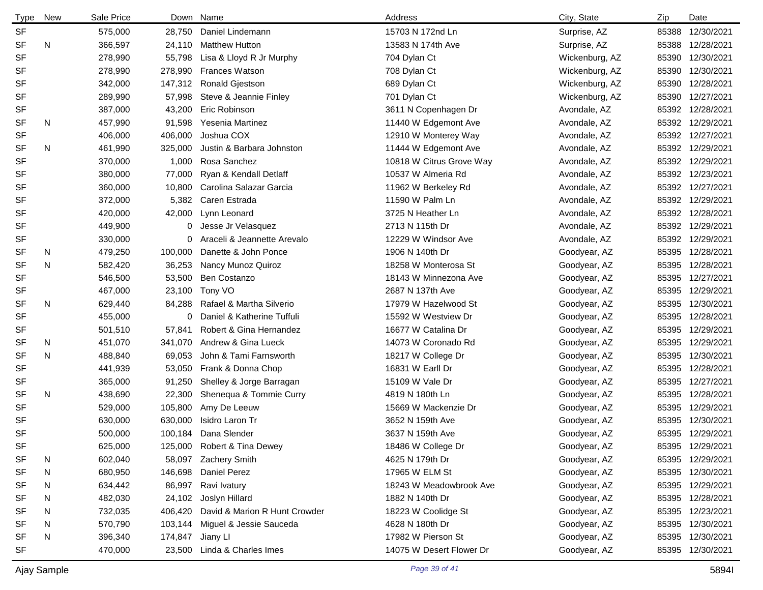| Type | New | Sale Price | Down | Name | Address | City, State | Zip | Date |
|---|---|---|---|---|---|---|---|---|
| SF | | 575,000 | 28,750 | Daniel Lindemann | 15703 N 172nd Ln | Surprise, AZ | 85388 | 12/30/2021 |
| SF | N | 366,597 | 24,110 | Matthew Hutton | 13583 N 174th Ave | Surprise, AZ | 85388 | 12/28/2021 |
| SF | | 278,990 | 55,798 | Lisa & Lloyd R Jr Murphy | 704 Dylan Ct | Wickenburg, AZ | 85390 | 12/30/2021 |
| SF | | 278,990 | 278,990 | Frances Watson | 708 Dylan Ct | Wickenburg, AZ | 85390 | 12/30/2021 |
| SF | | 342,000 | 147,312 | Ronald Gjestson | 689 Dylan Ct | Wickenburg, AZ | 85390 | 12/28/2021 |
| SF | | 289,990 | 57,998 | Steve & Jeannie Finley | 701 Dylan Ct | Wickenburg, AZ | 85390 | 12/27/2021 |
| SF | | 387,000 | 43,200 | Eric Robinson | 3611 N Copenhagen Dr | Avondale, AZ | 85392 | 12/28/2021 |
| SF | N | 457,990 | 91,598 | Yesenia Martinez | 11440 W Edgemont Ave | Avondale, AZ | 85392 | 12/29/2021 |
| SF | | 406,000 | 406,000 | Joshua COX | 12910 W Monterey Way | Avondale, AZ | 85392 | 12/27/2021 |
| SF | N | 461,990 | 325,000 | Justin & Barbara Johnston | 11444 W Edgemont Ave | Avondale, AZ | 85392 | 12/29/2021 |
| SF | | 370,000 | 1,000 | Rosa Sanchez | 10818 W Citrus Grove Way | Avondale, AZ | 85392 | 12/29/2021 |
| SF | | 380,000 | 77,000 | Ryan & Kendall Detlaff | 10537 W Almeria Rd | Avondale, AZ | 85392 | 12/23/2021 |
| SF | | 360,000 | 10,800 | Carolina Salazar Garcia | 11962 W Berkeley Rd | Avondale, AZ | 85392 | 12/27/2021 |
| SF | | 372,000 | 5,382 | Caren Estrada | 11590 W Palm Ln | Avondale, AZ | 85392 | 12/29/2021 |
| SF | | 420,000 | 42,000 | Lynn Leonard | 3725 N Heather Ln | Avondale, AZ | 85392 | 12/28/2021 |
| SF | | 449,900 | 0 | Jesse Jr Velasquez | 2713 N 115th Dr | Avondale, AZ | 85392 | 12/29/2021 |
| SF | | 330,000 | 0 | Araceli & Jeannette Arevalo | 12229 W Windsor Ave | Avondale, AZ | 85392 | 12/29/2021 |
| SF | N | 479,250 | 100,000 | Danette & John Ponce | 1906 N 140th Dr | Goodyear, AZ | 85395 | 12/28/2021 |
| SF | N | 582,420 | 36,253 | Nancy Munoz Quiroz | 18258 W Monterosa St | Goodyear, AZ | 85395 | 12/28/2021 |
| SF | | 546,500 | 53,500 | Ben Costanzo | 18143 W Minnezona Ave | Goodyear, AZ | 85395 | 12/27/2021 |
| SF | | 467,000 | 23,100 | Tony VO | 2687 N 137th Ave | Goodyear, AZ | 85395 | 12/29/2021 |
| SF | N | 629,440 | 84,288 | Rafael & Martha Silverio | 17979 W Hazelwood St | Goodyear, AZ | 85395 | 12/30/2021 |
| SF | | 455,000 | 0 | Daniel & Katherine Tuffuli | 15592 W Westview Dr | Goodyear, AZ | 85395 | 12/28/2021 |
| SF | | 501,510 | 57,841 | Robert & Gina Hernandez | 16677 W Catalina Dr | Goodyear, AZ | 85395 | 12/29/2021 |
| SF | N | 451,070 | 341,070 | Andrew & Gina Lueck | 14073 W Coronado Rd | Goodyear, AZ | 85395 | 12/29/2021 |
| SF | N | 488,840 | 69,053 | John & Tami Farnsworth | 18217 W College Dr | Goodyear, AZ | 85395 | 12/30/2021 |
| SF | | 441,939 | 53,050 | Frank & Donna Chop | 16831 W Earll Dr | Goodyear, AZ | 85395 | 12/28/2021 |
| SF | | 365,000 | 91,250 | Shelley & Jorge Barragan | 15109 W Vale Dr | Goodyear, AZ | 85395 | 12/27/2021 |
| SF | N | 438,690 | 22,300 | Shenequa & Tommie Curry | 4819 N 180th Ln | Goodyear, AZ | 85395 | 12/28/2021 |
| SF | | 529,000 | 105,800 | Amy De Leeuw | 15669 W Mackenzie Dr | Goodyear, AZ | 85395 | 12/29/2021 |
| SF | | 630,000 | 630,000 | Isidro Laron Tr | 3652 N 159th Ave | Goodyear, AZ | 85395 | 12/30/2021 |
| SF | | 500,000 | 100,184 | Dana Slender | 3637 N 159th Ave | Goodyear, AZ | 85395 | 12/29/2021 |
| SF | | 625,000 | 125,000 | Robert & Tina Dewey | 18486 W College Dr | Goodyear, AZ | 85395 | 12/29/2021 |
| SF | N | 602,040 | 58,097 | Zachery Smith | 4625 N 179th Dr | Goodyear, AZ | 85395 | 12/29/2021 |
| SF | N | 680,950 | 146,698 | Daniel Perez | 17965 W ELM St | Goodyear, AZ | 85395 | 12/30/2021 |
| SF | N | 634,442 | 86,997 | Ravi Ivatury | 18243 W Meadowbrook Ave | Goodyear, AZ | 85395 | 12/29/2021 |
| SF | N | 482,030 | 24,102 | Joslyn Hillard | 1882 N 140th Dr | Goodyear, AZ | 85395 | 12/28/2021 |
| SF | N | 732,035 | 406,420 | David & Marion R Hunt Crowder | 18223 W Coolidge St | Goodyear, AZ | 85395 | 12/23/2021 |
| SF | N | 570,790 | 103,144 | Miguel & Jessie Sauceda | 4628 N 180th Dr | Goodyear, AZ | 85395 | 12/30/2021 |
| SF | N | 396,340 | 174,847 | Jiany LI | 17982 W Pierson St | Goodyear, AZ | 85395 | 12/30/2021 |
| SF | | 470,000 | 23,500 | Linda & Charles Imes | 14075 W Desert Flower Dr | Goodyear, AZ | 85395 | 12/30/2021 |

Ajay Sample 5894I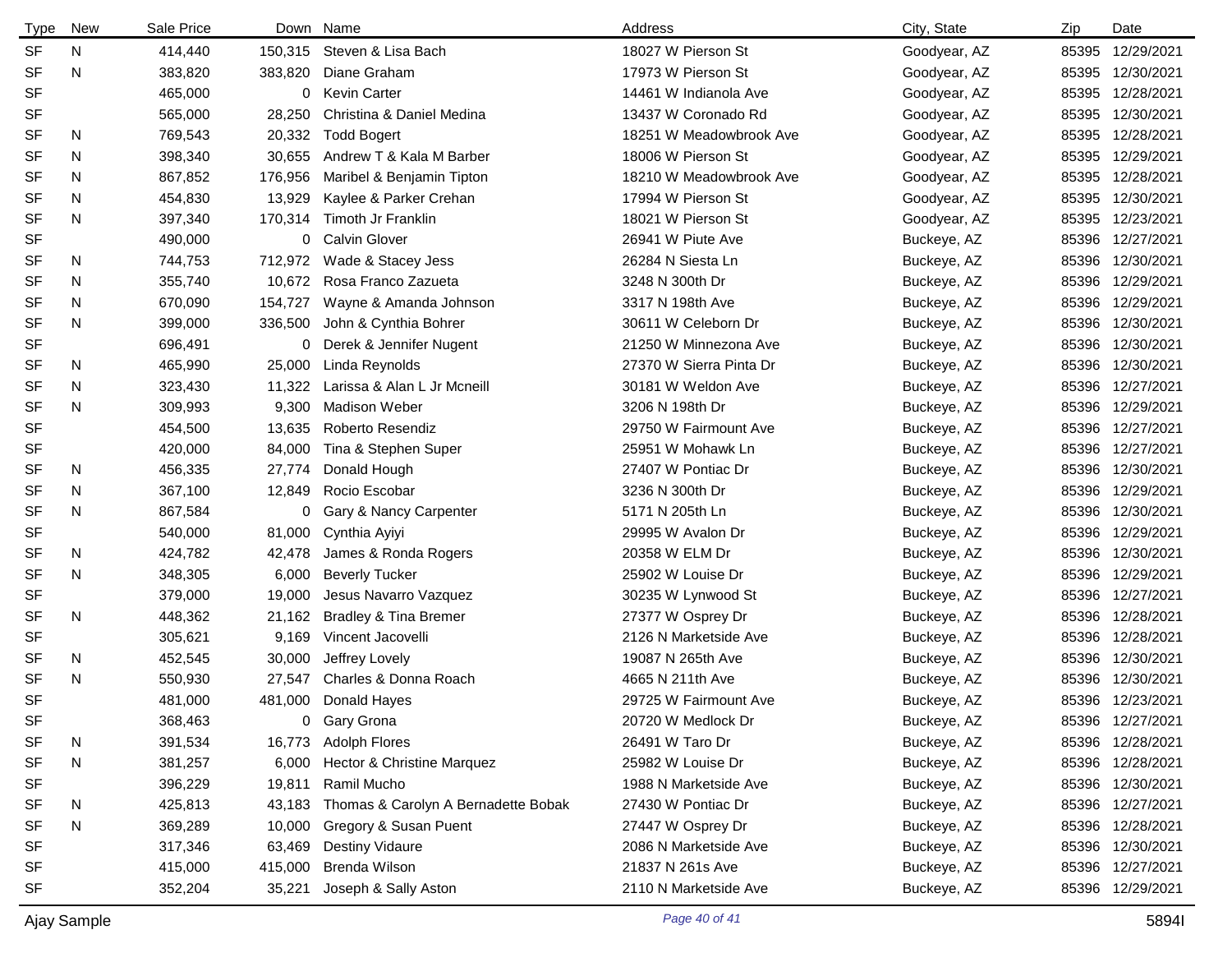| Type | New | Sale Price | Down | Name | Address | City, State | Zip | Date |
|---|---|---|---|---|---|---|---|---|
| SF | N | 414,440 | 150,315 | Steven & Lisa Bach | 18027 W Pierson St | Goodyear, AZ | 85395 | 12/29/2021 |
| SF | N | 383,820 | 383,820 | Diane Graham | 17973 W Pierson St | Goodyear, AZ | 85395 | 12/30/2021 |
| SF | | 465,000 | 0 | Kevin Carter | 14461 W Indianola Ave | Goodyear, AZ | 85395 | 12/28/2021 |
| SF | | 565,000 | 28,250 | Christina & Daniel Medina | 13437 W Coronado Rd | Goodyear, AZ | 85395 | 12/30/2021 |
| SF | N | 769,543 | 20,332 | Todd Bogert | 18251 W Meadowbrook Ave | Goodyear, AZ | 85395 | 12/28/2021 |
| SF | N | 398,340 | 30,655 | Andrew T & Kala M Barber | 18006 W Pierson St | Goodyear, AZ | 85395 | 12/29/2021 |
| SF | N | 867,852 | 176,956 | Maribel & Benjamin Tipton | 18210 W Meadowbrook Ave | Goodyear, AZ | 85395 | 12/28/2021 |
| SF | N | 454,830 | 13,929 | Kaylee & Parker Crehan | 17994 W Pierson St | Goodyear, AZ | 85395 | 12/30/2021 |
| SF | N | 397,340 | 170,314 | Timoth Jr Franklin | 18021 W Pierson St | Goodyear, AZ | 85395 | 12/23/2021 |
| SF | | 490,000 | 0 | Calvin Glover | 26941 W Piute Ave | Buckeye, AZ | 85396 | 12/27/2021 |
| SF | N | 744,753 | 712,972 | Wade & Stacey Jess | 26284 N Siesta Ln | Buckeye, AZ | 85396 | 12/30/2021 |
| SF | N | 355,740 | 10,672 | Rosa Franco Zazueta | 3248 N 300th Dr | Buckeye, AZ | 85396 | 12/29/2021 |
| SF | N | 670,090 | 154,727 | Wayne & Amanda Johnson | 3317 N 198th Ave | Buckeye, AZ | 85396 | 12/29/2021 |
| SF | N | 399,000 | 336,500 | John & Cynthia Bohrer | 30611 W Celeborn Dr | Buckeye, AZ | 85396 | 12/30/2021 |
| SF | | 696,491 | 0 | Derek & Jennifer Nugent | 21250 W Minnezona Ave | Buckeye, AZ | 85396 | 12/30/2021 |
| SF | N | 465,990 | 25,000 | Linda Reynolds | 27370 W Sierra Pinta Dr | Buckeye, AZ | 85396 | 12/30/2021 |
| SF | N | 323,430 | 11,322 | Larissa & Alan L Jr Mcneill | 30181 W Weldon Ave | Buckeye, AZ | 85396 | 12/27/2021 |
| SF | N | 309,993 | 9,300 | Madison Weber | 3206 N 198th Dr | Buckeye, AZ | 85396 | 12/29/2021 |
| SF | | 454,500 | 13,635 | Roberto Resendiz | 29750 W Fairmount Ave | Buckeye, AZ | 85396 | 12/27/2021 |
| SF | | 420,000 | 84,000 | Tina & Stephen Super | 25951 W Mohawk Ln | Buckeye, AZ | 85396 | 12/27/2021 |
| SF | N | 456,335 | 27,774 | Donald Hough | 27407 W Pontiac Dr | Buckeye, AZ | 85396 | 12/30/2021 |
| SF | N | 367,100 | 12,849 | Rocio Escobar | 3236 N 300th Dr | Buckeye, AZ | 85396 | 12/29/2021 |
| SF | N | 867,584 | 0 | Gary & Nancy Carpenter | 5171 N 205th Ln | Buckeye, AZ | 85396 | 12/30/2021 |
| SF | | 540,000 | 81,000 | Cynthia Ayiyi | 29995 W Avalon Dr | Buckeye, AZ | 85396 | 12/29/2021 |
| SF | N | 424,782 | 42,478 | James & Ronda Rogers | 20358 W ELM Dr | Buckeye, AZ | 85396 | 12/30/2021 |
| SF | N | 348,305 | 6,000 | Beverly Tucker | 25902 W Louise Dr | Buckeye, AZ | 85396 | 12/29/2021 |
| SF | | 379,000 | 19,000 | Jesus Navarro Vazquez | 30235 W Lynwood St | Buckeye, AZ | 85396 | 12/27/2021 |
| SF | N | 448,362 | 21,162 | Bradley & Tina Bremer | 27377 W Osprey Dr | Buckeye, AZ | 85396 | 12/28/2021 |
| SF | | 305,621 | 9,169 | Vincent Jacovelli | 2126 N Marketside Ave | Buckeye, AZ | 85396 | 12/28/2021 |
| SF | N | 452,545 | 30,000 | Jeffrey Lovely | 19087 N 265th Ave | Buckeye, AZ | 85396 | 12/30/2021 |
| SF | N | 550,930 | 27,547 | Charles & Donna Roach | 4665 N 211th Ave | Buckeye, AZ | 85396 | 12/30/2021 |
| SF | | 481,000 | 481,000 | Donald Hayes | 29725 W Fairmount Ave | Buckeye, AZ | 85396 | 12/23/2021 |
| SF | | 368,463 | 0 | Gary Grona | 20720 W Medlock Dr | Buckeye, AZ | 85396 | 12/27/2021 |
| SF | N | 391,534 | 16,773 | Adolph Flores | 26491 W Taro Dr | Buckeye, AZ | 85396 | 12/28/2021 |
| SF | N | 381,257 | 6,000 | Hector & Christine Marquez | 25982 W Louise Dr | Buckeye, AZ | 85396 | 12/28/2021 |
| SF | | 396,229 | 19,811 | Ramil Mucho | 1988 N Marketside Ave | Buckeye, AZ | 85396 | 12/30/2021 |
| SF | N | 425,813 | 43,183 | Thomas & Carolyn A Bernadette Bobak | 27430 W Pontiac Dr | Buckeye, AZ | 85396 | 12/27/2021 |
| SF | N | 369,289 | 10,000 | Gregory & Susan Puent | 27447 W Osprey Dr | Buckeye, AZ | 85396 | 12/28/2021 |
| SF | | 317,346 | 63,469 | Destiny Vidaure | 2086 N Marketside Ave | Buckeye, AZ | 85396 | 12/30/2021 |
| SF | | 415,000 | 415,000 | Brenda Wilson | 21837 N 261s Ave | Buckeye, AZ | 85396 | 12/27/2021 |
| SF | | 352,204 | 35,221 | Joseph & Sally Aston | 2110 N Marketside Ave | Buckeye, AZ | 85396 | 12/29/2021 |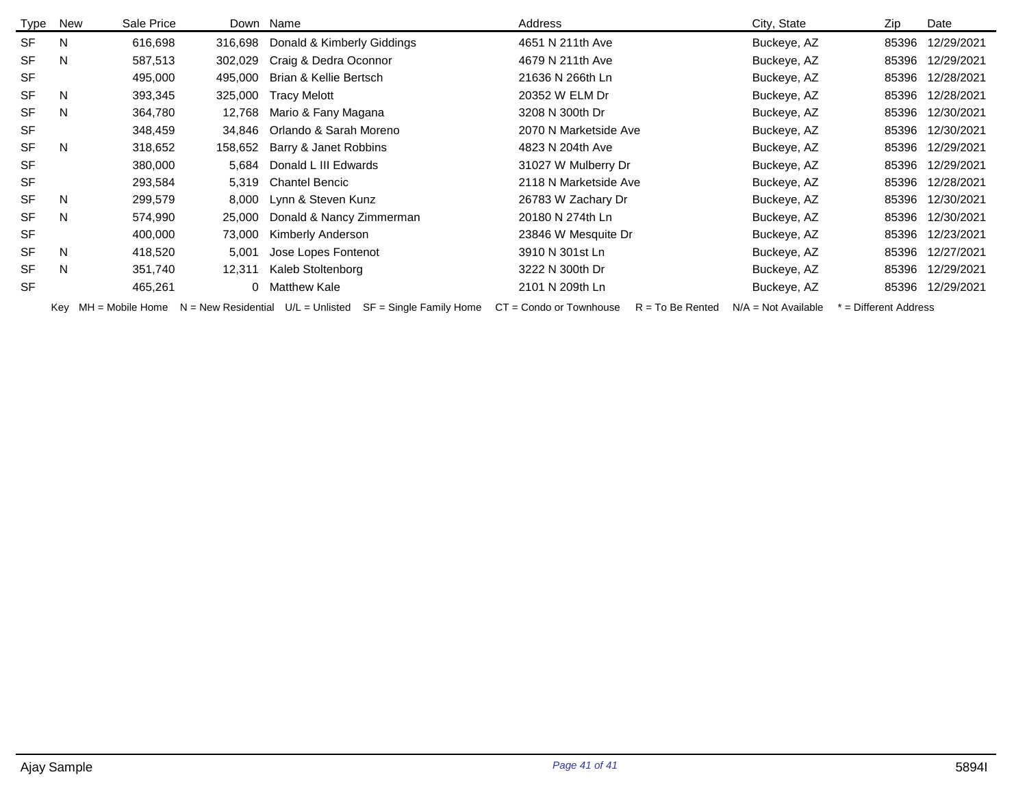| Type | New | Sale Price | Down | Name | Address | City, State | Zip | Date |
|---|---|---|---|---|---|---|---|---|
| SF | N | 616,698 | 316,698 | Donald & Kimberly Giddings | 4651 N 211th Ave | Buckeye, AZ | 85396 | 12/29/2021 |
| SF | N | 587,513 | 302,029 | Craig & Dedra Oconnor | 4679 N 211th Ave | Buckeye, AZ | 85396 | 12/29/2021 |
| SF | | 495,000 | 495,000 | Brian & Kellie Bertsch | 21636 N 266th Ln | Buckeye, AZ | 85396 | 12/28/2021 |
| SF | N | 393,345 | 325,000 | Tracy Melott | 20352 W ELM Dr | Buckeye, AZ | 85396 | 12/28/2021 |
| SF | N | 364,780 | 12,768 | Mario & Fany Magana | 3208 N 300th Dr | Buckeye, AZ | 85396 | 12/30/2021 |
| SF | | 348,459 | 34,846 | Orlando & Sarah Moreno | 2070 N Marketside Ave | Buckeye, AZ | 85396 | 12/30/2021 |
| SF | N | 318,652 | 158,652 | Barry & Janet Robbins | 4823 N 204th Ave | Buckeye, AZ | 85396 | 12/29/2021 |
| SF | | 380,000 | 5,684 | Donald L III Edwards | 31027 W Mulberry Dr | Buckeye, AZ | 85396 | 12/29/2021 |
| SF | | 293,584 | 5,319 | Chantel Bencic | 2118 N Marketside Ave | Buckeye, AZ | 85396 | 12/28/2021 |
| SF | N | 299,579 | 8,000 | Lynn & Steven Kunz | 26783 W Zachary Dr | Buckeye, AZ | 85396 | 12/30/2021 |
| SF | N | 574,990 | 25,000 | Donald & Nancy Zimmerman | 20180 N 274th Ln | Buckeye, AZ | 85396 | 12/30/2021 |
| SF | | 400,000 | 73,000 | Kimberly Anderson | 23846 W Mesquite Dr | Buckeye, AZ | 85396 | 12/23/2021 |
| SF | N | 418,520 | 5,001 | Jose Lopes Fontenot | 3910 N 301st Ln | Buckeye, AZ | 85396 | 12/27/2021 |
| SF | N | 351,740 | 12,311 | Kaleb Stoltenborg | 3222 N 300th Dr | Buckeye, AZ | 85396 | 12/29/2021 |
| SF | | 465,261 | 0 | Matthew Kale | 2101 N 209th Ln | Buckeye, AZ | 85396 | 12/29/2021 |

Key MH = Mobile Home N = New Residential U/L = Unlisted SF = Single Family Home CT = Condo or Townhouse R = To Be Rented N/A = Not Available * = Different Address

Ajay Sample 5894I